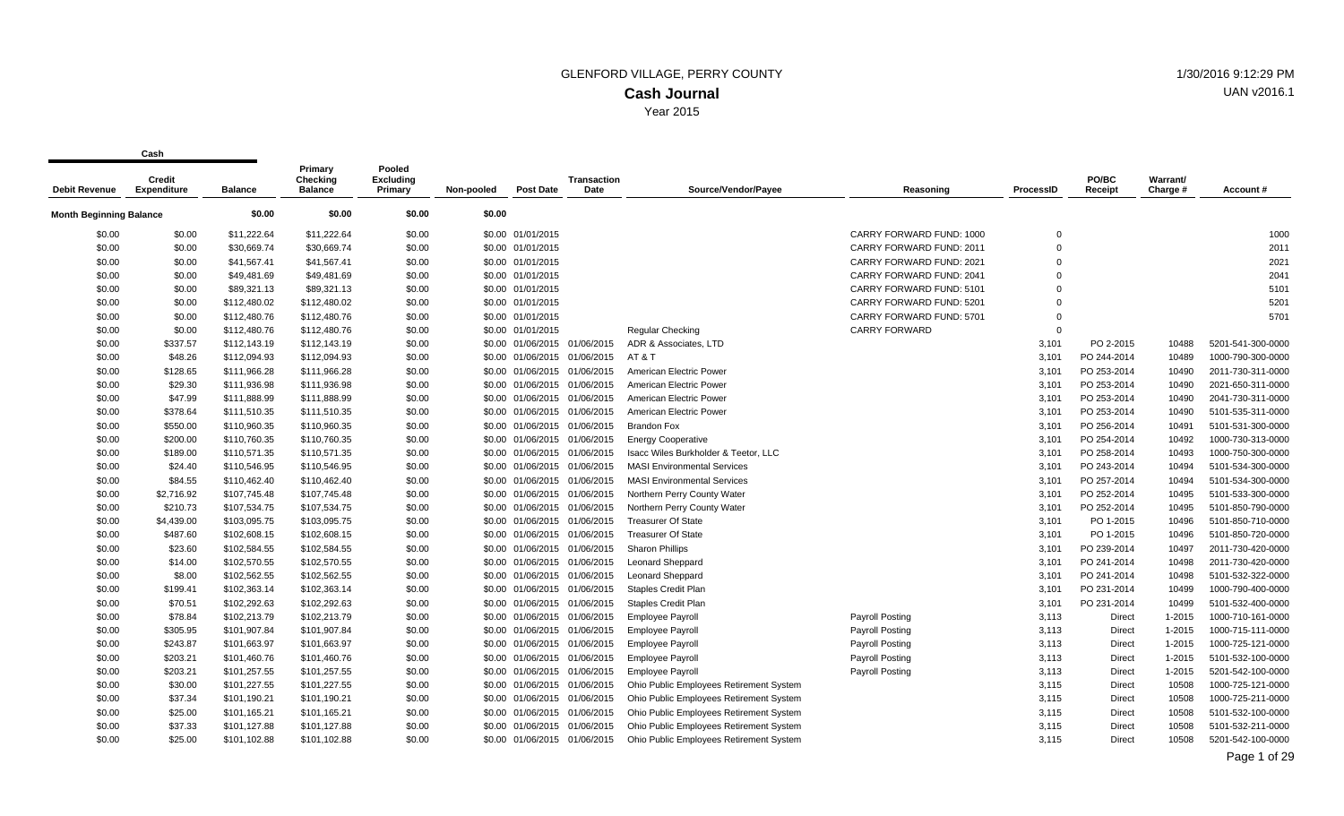# GLENFORD VILLAGE, PERRY COUNTY

## Cash Journal

Year 2015

1/30/2016 9:12:29 PM
UAN v2016.1

| Debit Revenue | Credit Expenditure | Balance | Primary Checking Balance | Pooled Excluding Primary | Non-pooled | Post Date | Transaction Date | Source/Vendor/Payee | Reasoning | ProcessID | PO/BC Receipt | Warrant/ Charge # | Account # |
|---|---|---|---|---|---|---|---|---|---|---|---|---|---|
| **Month Beginning Balance** | | $0.00 | $0.00 | $0.00 | $0.00 | | | | | | | | |
| $0.00 | $0.00 | $11,222.64 | $11,222.64 | $0.00 | $0.00 | 01/01/2015 | | | CARRY FORWARD FUND: 1000 | 0 | | | 1000 |
| $0.00 | $0.00 | $30,669.74 | $30,669.74 | $0.00 | $0.00 | 01/01/2015 | | | CARRY FORWARD FUND: 2011 | 0 | | | 2011 |
| $0.00 | $0.00 | $41,567.41 | $41,567.41 | $0.00 | $0.00 | 01/01/2015 | | | CARRY FORWARD FUND: 2021 | 0 | | | 2021 |
| $0.00 | $0.00 | $49,481.69 | $49,481.69 | $0.00 | $0.00 | 01/01/2015 | | | CARRY FORWARD FUND: 2041 | 0 | | | 2041 |
| $0.00 | $0.00 | $89,321.13 | $89,321.13 | $0.00 | $0.00 | 01/01/2015 | | | CARRY FORWARD FUND: 5101 | 0 | | | 5101 |
| $0.00 | $0.00 | $112,480.02 | $112,480.02 | $0.00 | $0.00 | 01/01/2015 | | | CARRY FORWARD FUND: 5201 | 0 | | | 5201 |
| $0.00 | $0.00 | $112,480.76 | $112,480.76 | $0.00 | $0.00 | 01/01/2015 | | | CARRY FORWARD FUND: 5701 | 0 | | | 5701 |
| $0.00 | $0.00 | $112,480.76 | $112,480.76 | $0.00 | $0.00 | 01/01/2015 | | Regular Checking | CARRY FORWARD | 0 | | | |
| $0.00 | $337.57 | $112,143.19 | $112,143.19 | $0.00 | $0.00 | 01/06/2015 | 01/06/2015 | ADR & Associates, LTD | | 3,101 | PO 2-2015 | 10488 | 5201-541-300-0000 |
| $0.00 | $48.26 | $112,094.93 | $112,094.93 | $0.00 | $0.00 | 01/06/2015 | 01/06/2015 | AT & T | | 3,101 | PO 244-2014 | 10489 | 1000-790-300-0000 |
| $0.00 | $128.65 | $111,966.28 | $111,966.28 | $0.00 | $0.00 | 01/06/2015 | 01/06/2015 | American Electric Power | | 3,101 | PO 253-2014 | 10490 | 2011-730-311-0000 |
| $0.00 | $29.30 | $111,936.98 | $111,936.98 | $0.00 | $0.00 | 01/06/2015 | 01/06/2015 | American Electric Power | | 3,101 | PO 253-2014 | 10490 | 2021-650-311-0000 |
| $0.00 | $47.99 | $111,888.99 | $111,888.99 | $0.00 | $0.00 | 01/06/2015 | 01/06/2015 | American Electric Power | | 3,101 | PO 253-2014 | 10490 | 2041-730-311-0000 |
| $0.00 | $378.64 | $111,510.35 | $111,510.35 | $0.00 | $0.00 | 01/06/2015 | 01/06/2015 | American Electric Power | | 3,101 | PO 253-2014 | 10490 | 5101-535-311-0000 |
| $0.00 | $550.00 | $110,960.35 | $110,960.35 | $0.00 | $0.00 | 01/06/2015 | 01/06/2015 | Brandon Fox | | 3,101 | PO 256-2014 | 10491 | 5101-531-300-0000 |
| $0.00 | $200.00 | $110,760.35 | $110,760.35 | $0.00 | $0.00 | 01/06/2015 | 01/06/2015 | Energy Cooperative | | 3,101 | PO 254-2014 | 10492 | 1000-730-313-0000 |
| $0.00 | $189.00 | $110,571.35 | $110,571.35 | $0.00 | $0.00 | 01/06/2015 | 01/06/2015 | Isacc Wiles Burkholder & Teetor, LLC | | 3,101 | PO 258-2014 | 10493 | 1000-750-300-0000 |
| $0.00 | $24.40 | $110,546.95 | $110,546.95 | $0.00 | $0.00 | 01/06/2015 | 01/06/2015 | MASI Environmental Services | | 3,101 | PO 243-2014 | 10494 | 5101-534-300-0000 |
| $0.00 | $84.55 | $110,462.40 | $110,462.40 | $0.00 | $0.00 | 01/06/2015 | 01/06/2015 | MASI Environmental Services | | 3,101 | PO 257-2014 | 10494 | 5101-534-300-0000 |
| $0.00 | $2,716.92 | $107,745.48 | $107,745.48 | $0.00 | $0.00 | 01/06/2015 | 01/06/2015 | Northern Perry County Water | | 3,101 | PO 252-2014 | 10495 | 5101-533-300-0000 |
| $0.00 | $210.73 | $107,534.75 | $107,534.75 | $0.00 | $0.00 | 01/06/2015 | 01/06/2015 | Northern Perry County Water | | 3,101 | PO 252-2014 | 10495 | 5101-850-790-0000 |
| $0.00 | $4,439.00 | $103,095.75 | $103,095.75 | $0.00 | $0.00 | 01/06/2015 | 01/06/2015 | Treasurer Of State | | 3,101 | PO 1-2015 | 10496 | 5101-850-710-0000 |
| $0.00 | $487.60 | $102,608.15 | $102,608.15 | $0.00 | $0.00 | 01/06/2015 | 01/06/2015 | Treasurer Of State | | 3,101 | PO 1-2015 | 10496 | 5101-850-720-0000 |
| $0.00 | $23.60 | $102,584.55 | $102,584.55 | $0.00 | $0.00 | 01/06/2015 | 01/06/2015 | Sharon Phillips | | 3,101 | PO 239-2014 | 10497 | 2011-730-420-0000 |
| $0.00 | $14.00 | $102,570.55 | $102,570.55 | $0.00 | $0.00 | 01/06/2015 | 01/06/2015 | Leonard Sheppard | | 3,101 | PO 241-2014 | 10498 | 2011-730-420-0000 |
| $0.00 | $8.00 | $102,562.55 | $102,562.55 | $0.00 | $0.00 | 01/06/2015 | 01/06/2015 | Leonard Sheppard | | 3,101 | PO 241-2014 | 10498 | 5101-532-322-0000 |
| $0.00 | $199.41 | $102,363.14 | $102,363.14 | $0.00 | $0.00 | 01/06/2015 | 01/06/2015 | Staples Credit Plan | | 3,101 | PO 231-2014 | 10499 | 1000-790-400-0000 |
| $0.00 | $70.51 | $102,292.63 | $102,292.63 | $0.00 | $0.00 | 01/06/2015 | 01/06/2015 | Staples Credit Plan | | 3,101 | PO 231-2014 | 10499 | 5101-532-400-0000 |
| $0.00 | $78.84 | $102,213.79 | $102,213.79 | $0.00 | $0.00 | 01/06/2015 | 01/06/2015 | Employee Payroll | Payroll Posting | 3,113 | Direct | 1-2015 | 1000-710-161-0000 |
| $0.00 | $305.95 | $101,907.84 | $101,907.84 | $0.00 | $0.00 | 01/06/2015 | 01/06/2015 | Employee Payroll | Payroll Posting | 3,113 | Direct | 1-2015 | 1000-715-111-0000 |
| $0.00 | $243.87 | $101,663.97 | $101,663.97 | $0.00 | $0.00 | 01/06/2015 | 01/06/2015 | Employee Payroll | Payroll Posting | 3,113 | Direct | 1-2015 | 1000-725-121-0000 |
| $0.00 | $203.21 | $101,460.76 | $101,460.76 | $0.00 | $0.00 | 01/06/2015 | 01/06/2015 | Employee Payroll | Payroll Posting | 3,113 | Direct | 1-2015 | 5101-532-100-0000 |
| $0.00 | $203.21 | $101,257.55 | $101,257.55 | $0.00 | $0.00 | 01/06/2015 | 01/06/2015 | Employee Payroll | Payroll Posting | 3,113 | Direct | 1-2015 | 5201-542-100-0000 |
| $0.00 | $30.00 | $101,227.55 | $101,227.55 | $0.00 | $0.00 | 01/06/2015 | 01/06/2015 | Ohio Public Employees Retirement System | | 3,115 | Direct | 10508 | 1000-725-121-0000 |
| $0.00 | $37.34 | $101,190.21 | $101,190.21 | $0.00 | $0.00 | 01/06/2015 | 01/06/2015 | Ohio Public Employees Retirement System | | 3,115 | Direct | 10508 | 1000-725-211-0000 |
| $0.00 | $25.00 | $101,165.21 | $101,165.21 | $0.00 | $0.00 | 01/06/2015 | 01/06/2015 | Ohio Public Employees Retirement System | | 3,115 | Direct | 10508 | 5101-532-100-0000 |
| $0.00 | $37.33 | $101,127.88 | $101,127.88 | $0.00 | $0.00 | 01/06/2015 | 01/06/2015 | Ohio Public Employees Retirement System | | 3,115 | Direct | 10508 | 5101-532-211-0000 |
| $0.00 | $25.00 | $101,102.88 | $101,102.88 | $0.00 | $0.00 | 01/06/2015 | 01/06/2015 | Ohio Public Employees Retirement System | | 3,115 | Direct | 10508 | 5201-542-100-0000 |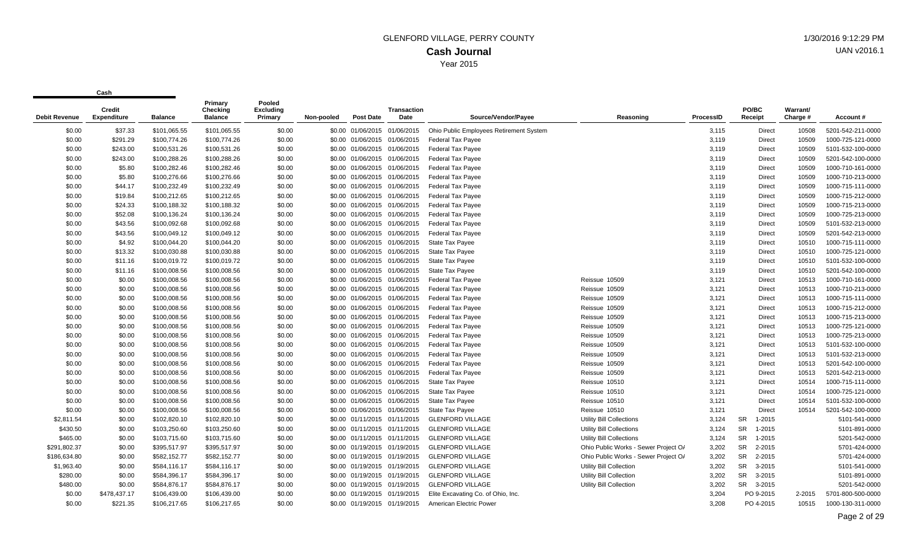# GLENFORD VILLAGE, PERRY COUNTY

## Cash Journal

Year 2015

1/30/2016 9:12:29 PM
UAN v2016.1

| Cash | | | | | | | | | | | | | | |
|---|---|---|---|---|---|---|---|---|---|---|---|---|---|---|
| Debit Revenue | Credit Expenditure | Balance | Primary Checking Balance | Pooled Excluding Primary | Non-pooled | Post Date | Transaction Date | Source/Vendor/Payee | Reasoning | ProcessID | PO/BC Receipt | | Warrant/ Charge # | Account # |
| $0.00 | $37.33 | $101,065.55 | $101,065.55 | $0.00 | $0.00 | 01/06/2015 | 01/06/2015 | Ohio Public Employees Retirement System | | 3,115 | | Direct | 10508 | 5201-542-211-0000 |
| $0.00 | $291.29 | $100,774.26 | $100,774.26 | $0.00 | $0.00 | 01/06/2015 | 01/06/2015 | Federal Tax Payee | | 3,119 | | Direct | 10509 | 1000-725-121-0000 |
| $0.00 | $243.00 | $100,531.26 | $100,531.26 | $0.00 | $0.00 | 01/06/2015 | 01/06/2015 | Federal Tax Payee | | 3,119 | | Direct | 10509 | 5101-532-100-0000 |
| $0.00 | $243.00 | $100,288.26 | $100,288.26 | $0.00 | $0.00 | 01/06/2015 | 01/06/2015 | Federal Tax Payee | | 3,119 | | Direct | 10509 | 5201-542-100-0000 |
| $0.00 | $5.80 | $100,282.46 | $100,282.46 | $0.00 | $0.00 | 01/06/2015 | 01/06/2015 | Federal Tax Payee | | 3,119 | | Direct | 10509 | 1000-710-161-0000 |
| $0.00 | $5.80 | $100,276.66 | $100,276.66 | $0.00 | $0.00 | 01/06/2015 | 01/06/2015 | Federal Tax Payee | | 3,119 | | Direct | 10509 | 1000-710-213-0000 |
| $0.00 | $44.17 | $100,232.49 | $100,232.49 | $0.00 | $0.00 | 01/06/2015 | 01/06/2015 | Federal Tax Payee | | 3,119 | | Direct | 10509 | 1000-715-111-0000 |
| $0.00 | $19.84 | $100,212.65 | $100,212.65 | $0.00 | $0.00 | 01/06/2015 | 01/06/2015 | Federal Tax Payee | | 3,119 | | Direct | 10509 | 1000-715-212-0000 |
| $0.00 | $24.33 | $100,188.32 | $100,188.32 | $0.00 | $0.00 | 01/06/2015 | 01/06/2015 | Federal Tax Payee | | 3,119 | | Direct | 10509 | 1000-715-213-0000 |
| $0.00 | $52.08 | $100,136.24 | $100,136.24 | $0.00 | $0.00 | 01/06/2015 | 01/06/2015 | Federal Tax Payee | | 3,119 | | Direct | 10509 | 1000-725-213-0000 |
| $0.00 | $43.56 | $100,092.68 | $100,092.68 | $0.00 | $0.00 | 01/06/2015 | 01/06/2015 | Federal Tax Payee | | 3,119 | | Direct | 10509 | 5101-532-213-0000 |
| $0.00 | $43.56 | $100,049.12 | $100,049.12 | $0.00 | $0.00 | 01/06/2015 | 01/06/2015 | Federal Tax Payee | | 3,119 | | Direct | 10509 | 5201-542-213-0000 |
| $0.00 | $4.92 | $100,044.20 | $100,044.20 | $0.00 | $0.00 | 01/06/2015 | 01/06/2015 | State Tax Payee | | 3,119 | | Direct | 10510 | 1000-715-111-0000 |
| $0.00 | $13.32 | $100,030.88 | $100,030.88 | $0.00 | $0.00 | 01/06/2015 | 01/06/2015 | State Tax Payee | | 3,119 | | Direct | 10510 | 1000-725-121-0000 |
| $0.00 | $11.16 | $100,019.72 | $100,019.72 | $0.00 | $0.00 | 01/06/2015 | 01/06/2015 | State Tax Payee | | 3,119 | | Direct | 10510 | 5101-532-100-0000 |
| $0.00 | $11.16 | $100,008.56 | $100,008.56 | $0.00 | $0.00 | 01/06/2015 | 01/06/2015 | State Tax Payee | | 3,119 | | Direct | 10510 | 5201-542-100-0000 |
| $0.00 | $0.00 | $100,008.56 | $100,008.56 | $0.00 | $0.00 | 01/06/2015 | 01/06/2015 | Federal Tax Payee | Reissue 10509 | 3,121 | | Direct | 10513 | 1000-710-161-0000 |
| $0.00 | $0.00 | $100,008.56 | $100,008.56 | $0.00 | $0.00 | 01/06/2015 | 01/06/2015 | Federal Tax Payee | Reissue 10509 | 3,121 | | Direct | 10513 | 1000-710-213-0000 |
| $0.00 | $0.00 | $100,008.56 | $100,008.56 | $0.00 | $0.00 | 01/06/2015 | 01/06/2015 | Federal Tax Payee | Reissue 10509 | 3,121 | | Direct | 10513 | 1000-715-111-0000 |
| $0.00 | $0.00 | $100,008.56 | $100,008.56 | $0.00 | $0.00 | 01/06/2015 | 01/06/2015 | Federal Tax Payee | Reissue 10509 | 3,121 | | Direct | 10513 | 1000-715-212-0000 |
| $0.00 | $0.00 | $100,008.56 | $100,008.56 | $0.00 | $0.00 | 01/06/2015 | 01/06/2015 | Federal Tax Payee | Reissue 10509 | 3,121 | | Direct | 10513 | 1000-715-213-0000 |
| $0.00 | $0.00 | $100,008.56 | $100,008.56 | $0.00 | $0.00 | 01/06/2015 | 01/06/2015 | Federal Tax Payee | Reissue 10509 | 3,121 | | Direct | 10513 | 1000-725-121-0000 |
| $0.00 | $0.00 | $100,008.56 | $100,008.56 | $0.00 | $0.00 | 01/06/2015 | 01/06/2015 | Federal Tax Payee | Reissue 10509 | 3,121 | | Direct | 10513 | 1000-725-213-0000 |
| $0.00 | $0.00 | $100,008.56 | $100,008.56 | $0.00 | $0.00 | 01/06/2015 | 01/06/2015 | Federal Tax Payee | Reissue 10509 | 3,121 | | Direct | 10513 | 5101-532-100-0000 |
| $0.00 | $0.00 | $100,008.56 | $100,008.56 | $0.00 | $0.00 | 01/06/2015 | 01/06/2015 | Federal Tax Payee | Reissue 10509 | 3,121 | | Direct | 10513 | 5101-532-213-0000 |
| $0.00 | $0.00 | $100,008.56 | $100,008.56 | $0.00 | $0.00 | 01/06/2015 | 01/06/2015 | Federal Tax Payee | Reissue 10509 | 3,121 | | Direct | 10513 | 5201-542-100-0000 |
| $0.00 | $0.00 | $100,008.56 | $100,008.56 | $0.00 | $0.00 | 01/06/2015 | 01/06/2015 | Federal Tax Payee | Reissue 10509 | 3,121 | | Direct | 10513 | 5201-542-213-0000 |
| $0.00 | $0.00 | $100,008.56 | $100,008.56 | $0.00 | $0.00 | 01/06/2015 | 01/06/2015 | State Tax Payee | Reissue 10510 | 3,121 | | Direct | 10514 | 1000-715-111-0000 |
| $0.00 | $0.00 | $100,008.56 | $100,008.56 | $0.00 | $0.00 | 01/06/2015 | 01/06/2015 | State Tax Payee | Reissue 10510 | 3,121 | | Direct | 10514 | 1000-725-121-0000 |
| $0.00 | $0.00 | $100,008.56 | $100,008.56 | $0.00 | $0.00 | 01/06/2015 | 01/06/2015 | State Tax Payee | Reissue 10510 | 3,121 | | Direct | 10514 | 5101-532-100-0000 |
| $0.00 | $0.00 | $100,008.56 | $100,008.56 | $0.00 | $0.00 | 01/06/2015 | 01/06/2015 | State Tax Payee | Reissue 10510 | 3,121 | | Direct | 10514 | 5201-542-100-0000 |
| $2,811.54 | $0.00 | $102,820.10 | $102,820.10 | $0.00 | $0.00 | 01/11/2015 | 01/11/2015 | GLENFORD VILLAGE | Utility Bill Collections | 3,124 | SR | 1-2015 | | 5101-541-0000 |
| $430.50 | $0.00 | $103,250.60 | $103,250.60 | $0.00 | $0.00 | 01/11/2015 | 01/11/2015 | GLENFORD VILLAGE | Utility Bill Collections | 3,124 | SR | 1-2015 | | 5101-891-0000 |
| $465.00 | $0.00 | $103,715.60 | $103,715.60 | $0.00 | $0.00 | 01/11/2015 | 01/11/2015 | GLENFORD VILLAGE | Utility Bill Collections | 3,124 | SR | 1-2015 | | 5201-542-0000 |
| $291,802.37 | $0.00 | $395,517.97 | $395,517.97 | $0.00 | $0.00 | 01/19/2015 | 01/19/2015 | GLENFORD VILLAGE | Ohio Public Works - Sewer Project O/ | 3,202 | SR | 2-2015 | | 5701-424-0000 |
| $186,634.80 | $0.00 | $582,152.77 | $582,152.77 | $0.00 | $0.00 | 01/19/2015 | 01/19/2015 | GLENFORD VILLAGE | Ohio Public Works - Sewer Project O/ | 3,202 | SR | 2-2015 | | 5701-424-0000 |
| $1,963.40 | $0.00 | $584,116.17 | $584,116.17 | $0.00 | $0.00 | 01/19/2015 | 01/19/2015 | GLENFORD VILLAGE | Utility Bill Collection | 3,202 | SR | 3-2015 | | 5101-541-0000 |
| $280.00 | $0.00 | $584,396.17 | $584,396.17 | $0.00 | $0.00 | 01/19/2015 | 01/19/2015 | GLENFORD VILLAGE | Utility Bill Collection | 3,202 | SR | 3-2015 | | 5101-891-0000 |
| $480.00 | $0.00 | $584,876.17 | $584,876.17 | $0.00 | $0.00 | 01/19/2015 | 01/19/2015 | GLENFORD VILLAGE | Utility Bill Collection | 3,202 | SR | 3-2015 | | 5201-542-0000 |
| $0.00 | $478,437.17 | $106,439.00 | $106,439.00 | $0.00 | $0.00 | 01/19/2015 | 01/19/2015 | Elite Excavating Co. of Ohio, Inc. | | 3,204 | PO | 9-2015 | 2-2015 | 5701-800-500-0000 |
| $0.00 | $221.35 | $106,217.65 | $106,217.65 | $0.00 | $0.00 | 01/19/2015 | 01/19/2015 | American Electric Power | | 3,208 | PO | 4-2015 | 10515 | 1000-130-311-0000 |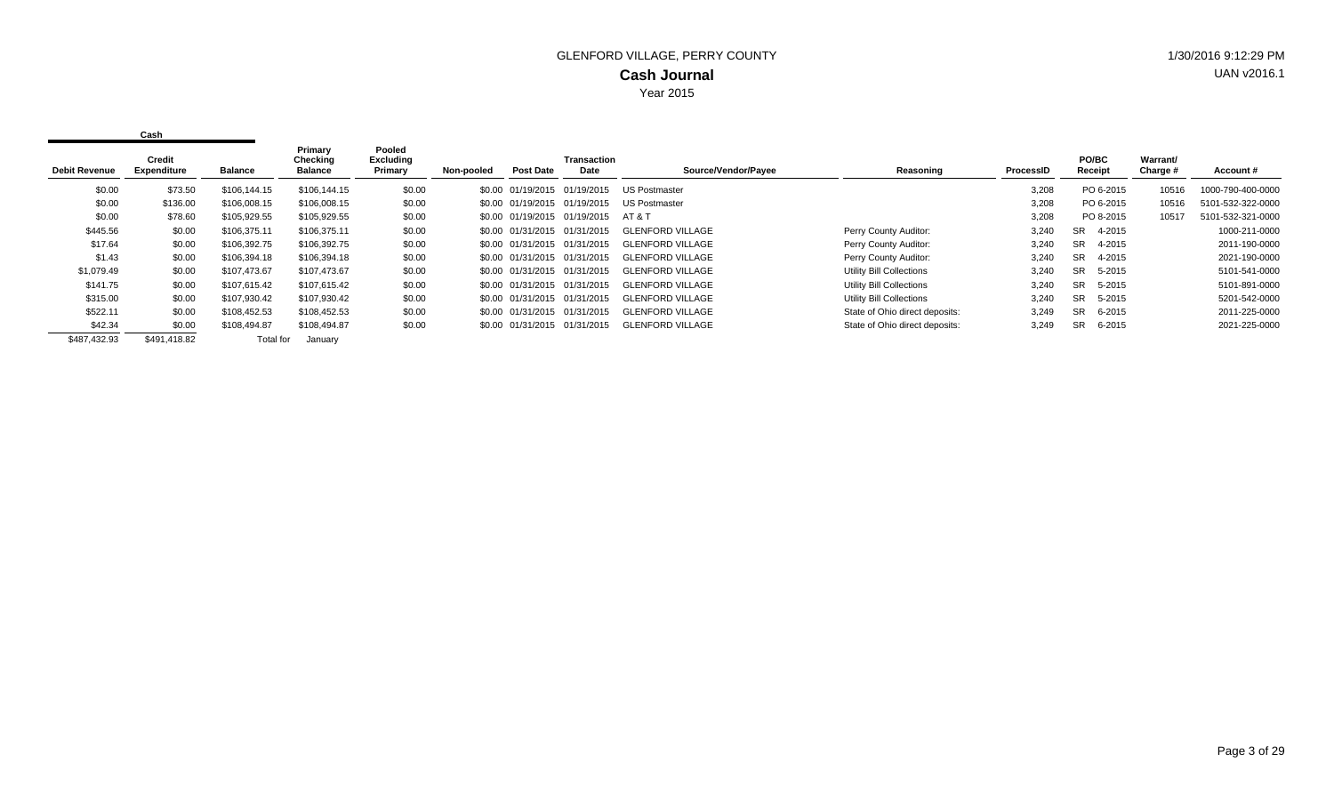# GLENFORD VILLAGE, PERRY COUNTY

## Cash Journal

Year 2015

| Debit Revenue | Credit Expenditure | Balance | Primary Checking Balance | Pooled Excluding Primary | Non-pooled | Post Date | Transaction Date | Source/Vendor/Payee | Reasoning | ProcessID | PO/BC Receipt | Warrant/ Charge # | Account # |
|---|---|---|---|---|---|---|---|---|---|---|---|---|---|
| $0.00 | $73.50 | $106,144.15 | $106,144.15 | $0.00 | $0.00 | 01/19/2015 | 01/19/2015 | US Postmaster | | 3,208 | PO 6-2015 | 10516 | 1000-790-400-0000 |
| $0.00 | $136.00 | $106,008.15 | $106,008.15 | $0.00 | $0.00 | 01/19/2015 | 01/19/2015 | US Postmaster | | 3,208 | PO 6-2015 | 10516 | 5101-532-322-0000 |
| $0.00 | $78.60 | $105,929.55 | $105,929.55 | $0.00 | $0.00 | 01/19/2015 | 01/19/2015 | AT & T | | 3,208 | PO 8-2015 | 10517 | 5101-532-321-0000 |
| $445.56 | $0.00 | $106,375.11 | $106,375.11 | $0.00 | $0.00 | 01/31/2015 | 01/31/2015 | GLENFORD VILLAGE | Perry County Auditor: | 3,240 | SR 4-2015 | | 1000-211-0000 |
| $17.64 | $0.00 | $106,392.75 | $106,392.75 | $0.00 | $0.00 | 01/31/2015 | 01/31/2015 | GLENFORD VILLAGE | Perry County Auditor: | 3,240 | SR 4-2015 | | 2011-190-0000 |
| $1.43 | $0.00 | $106,394.18 | $106,394.18 | $0.00 | $0.00 | 01/31/2015 | 01/31/2015 | GLENFORD VILLAGE | Perry County Auditor: | 3,240 | SR 4-2015 | | 2021-190-0000 |
| $1,079.49 | $0.00 | $107,473.67 | $107,473.67 | $0.00 | $0.00 | 01/31/2015 | 01/31/2015 | GLENFORD VILLAGE | Utility Bill Collections | 3,240 | SR 5-2015 | | 5101-541-0000 |
| $141.75 | $0.00 | $107,615.42 | $107,615.42 | $0.00 | $0.00 | 01/31/2015 | 01/31/2015 | GLENFORD VILLAGE | Utility Bill Collections | 3,240 | SR 5-2015 | | 5101-891-0000 |
| $315.00 | $0.00 | $107,930.42 | $107,930.42 | $0.00 | $0.00 | 01/31/2015 | 01/31/2015 | GLENFORD VILLAGE | Utility Bill Collections | 3,240 | SR 5-2015 | | 5201-542-0000 |
| $522.11 | $0.00 | $108,452.53 | $108,452.53 | $0.00 | $0.00 | 01/31/2015 | 01/31/2015 | GLENFORD VILLAGE | State of Ohio direct deposits: | 3,249 | SR 6-2015 | | 2011-225-0000 |
| $42.34 | $0.00 | $108,494.87 | $108,494.87 | $0.00 | $0.00 | 01/31/2015 | 01/31/2015 | GLENFORD VILLAGE | State of Ohio direct deposits: | 3,249 | SR 6-2015 | | 2021-225-0000 |
| $487,432.93 | $491,418.82 | Total for | January | | | | | | | | | | |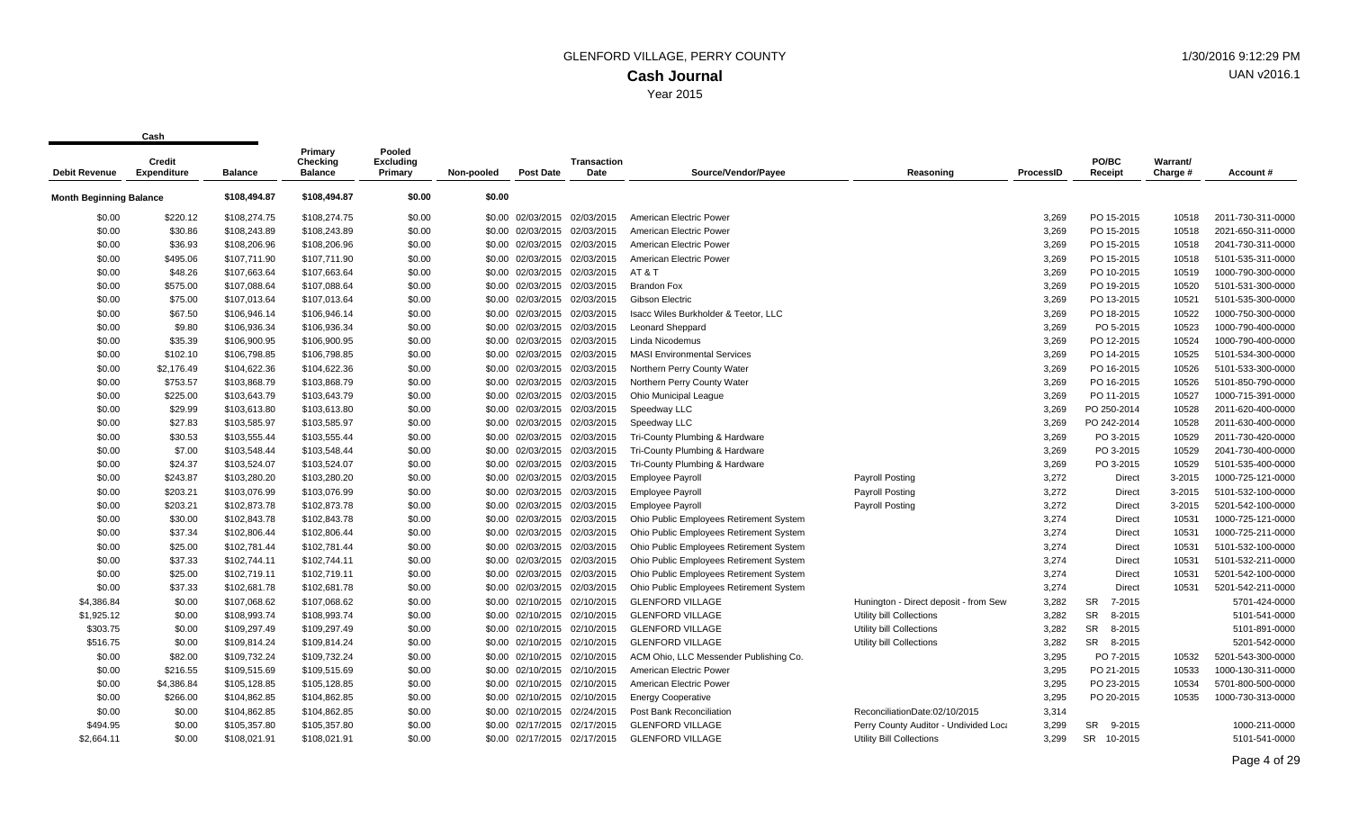# GLENFORD VILLAGE, PERRY COUNTY

## Cash Journal

Year 2015

| Debit Revenue | Credit Expenditure | Balance | Primary Checking Balance | Pooled Excluding Primary | Non-pooled | Post Date | Transaction Date | Source/Vendor/Payee | Reasoning | ProcessID | PO/BC Receipt | Warrant/ Charge # | Account # |
|---|---|---|---|---|---|---|---|---|---|---|---|---|---|
| **Month Beginning Balance** | | $108,494.87 | $108,494.87 | $0.00 | $0.00 | | | | | | | | |
| $0.00 | $220.12 | $108,274.75 | $108,274.75 | $0.00 | $0.00 | 02/03/2015 | 02/03/2015 | American Electric Power | | 3,269 | PO 15-2015 | 10518 | 2011-730-311-0000 |
| $0.00 | $30.86 | $108,243.89 | $108,243.89 | $0.00 | $0.00 | 02/03/2015 | 02/03/2015 | American Electric Power | | 3,269 | PO 15-2015 | 10518 | 2021-650-311-0000 |
| $0.00 | $36.93 | $108,206.96 | $108,206.96 | $0.00 | $0.00 | 02/03/2015 | 02/03/2015 | American Electric Power | | 3,269 | PO 15-2015 | 10518 | 2041-730-311-0000 |
| $0.00 | $495.06 | $107,711.90 | $107,711.90 | $0.00 | $0.00 | 02/03/2015 | 02/03/2015 | American Electric Power | | 3,269 | PO 15-2015 | 10518 | 5101-535-311-0000 |
| $0.00 | $48.26 | $107,663.64 | $107,663.64 | $0.00 | $0.00 | 02/03/2015 | 02/03/2015 | AT & T | | 3,269 | PO 10-2015 | 10519 | 1000-790-300-0000 |
| $0.00 | $575.00 | $107,088.64 | $107,088.64 | $0.00 | $0.00 | 02/03/2015 | 02/03/2015 | Brandon Fox | | 3,269 | PO 19-2015 | 10520 | 5101-531-300-0000 |
| $0.00 | $75.00 | $107,013.64 | $107,013.64 | $0.00 | $0.00 | 02/03/2015 | 02/03/2015 | Gibson Electric | | 3,269 | PO 13-2015 | 10521 | 5101-535-300-0000 |
| $0.00 | $67.50 | $106,946.14 | $106,946.14 | $0.00 | $0.00 | 02/03/2015 | 02/03/2015 | Isacc Wiles Burkholder & Teetor, LLC | | 3,269 | PO 18-2015 | 10522 | 1000-750-300-0000 |
| $0.00 | $9.80 | $106,936.34 | $106,936.34 | $0.00 | $0.00 | 02/03/2015 | 02/03/2015 | Leonard Sheppard | | 3,269 | PO 5-2015 | 10523 | 1000-790-400-0000 |
| $0.00 | $35.39 | $106,900.95 | $106,900.95 | $0.00 | $0.00 | 02/03/2015 | 02/03/2015 | Linda Nicodemus | | 3,269 | PO 12-2015 | 10524 | 1000-790-400-0000 |
| $0.00 | $102.10 | $106,798.85 | $106,798.85 | $0.00 | $0.00 | 02/03/2015 | 02/03/2015 | MASI Environmental Services | | 3,269 | PO 14-2015 | 10525 | 5101-534-300-0000 |
| $0.00 | $2,176.49 | $104,622.36 | $104,622.36 | $0.00 | $0.00 | 02/03/2015 | 02/03/2015 | Northern Perry County Water | | 3,269 | PO 16-2015 | 10526 | 5101-533-300-0000 |
| $0.00 | $753.57 | $103,868.79 | $103,868.79 | $0.00 | $0.00 | 02/03/2015 | 02/03/2015 | Northern Perry County Water | | 3,269 | PO 16-2015 | 10526 | 5101-850-790-0000 |
| $0.00 | $225.00 | $103,643.79 | $103,643.79 | $0.00 | $0.00 | 02/03/2015 | 02/03/2015 | Ohio Municipal League | | 3,269 | PO 11-2015 | 10527 | 1000-715-391-0000 |
| $0.00 | $29.99 | $103,613.80 | $103,613.80 | $0.00 | $0.00 | 02/03/2015 | 02/03/2015 | Speedway LLC | | 3,269 | PO 250-2014 | 10528 | 2011-620-400-0000 |
| $0.00 | $27.83 | $103,585.97 | $103,585.97 | $0.00 | $0.00 | 02/03/2015 | 02/03/2015 | Speedway LLC | | 3,269 | PO 242-2014 | 10528 | 2011-630-400-0000 |
| $0.00 | $30.53 | $103,555.44 | $103,555.44 | $0.00 | $0.00 | 02/03/2015 | 02/03/2015 | Tri-County Plumbing & Hardware | | 3,269 | PO 3-2015 | 10529 | 2011-730-420-0000 |
| $0.00 | $7.00 | $103,548.44 | $103,548.44 | $0.00 | $0.00 | 02/03/2015 | 02/03/2015 | Tri-County Plumbing & Hardware | | 3,269 | PO 3-2015 | 10529 | 2041-730-400-0000 |
| $0.00 | $24.37 | $103,524.07 | $103,524.07 | $0.00 | $0.00 | 02/03/2015 | 02/03/2015 | Tri-County Plumbing & Hardware | | 3,269 | PO 3-2015 | 10529 | 5101-535-400-0000 |
| $0.00 | $243.87 | $103,280.20 | $103,280.20 | $0.00 | $0.00 | 02/03/2015 | 02/03/2015 | Employee Payroll | Payroll Posting | 3,272 | Direct | 3-2015 | 1000-725-121-0000 |
| $0.00 | $203.21 | $103,076.99 | $103,076.99 | $0.00 | $0.00 | 02/03/2015 | 02/03/2015 | Employee Payroll | Payroll Posting | 3,272 | Direct | 3-2015 | 5101-532-100-0000 |
| $0.00 | $203.21 | $102,873.78 | $102,873.78 | $0.00 | $0.00 | 02/03/2015 | 02/03/2015 | Employee Payroll | Payroll Posting | 3,272 | Direct | 3-2015 | 5201-542-100-0000 |
| $0.00 | $30.00 | $102,843.78 | $102,843.78 | $0.00 | $0.00 | 02/03/2015 | 02/03/2015 | Ohio Public Employees Retirement System | | 3,274 | Direct | 10531 | 1000-725-121-0000 |
| $0.00 | $37.34 | $102,806.44 | $102,806.44 | $0.00 | $0.00 | 02/03/2015 | 02/03/2015 | Ohio Public Employees Retirement System | | 3,274 | Direct | 10531 | 1000-725-211-0000 |
| $0.00 | $25.00 | $102,781.44 | $102,781.44 | $0.00 | $0.00 | 02/03/2015 | 02/03/2015 | Ohio Public Employees Retirement System | | 3,274 | Direct | 10531 | 5101-532-100-0000 |
| $0.00 | $37.33 | $102,744.11 | $102,744.11 | $0.00 | $0.00 | 02/03/2015 | 02/03/2015 | Ohio Public Employees Retirement System | | 3,274 | Direct | 10531 | 5101-532-211-0000 |
| $0.00 | $25.00 | $102,719.11 | $102,719.11 | $0.00 | $0.00 | 02/03/2015 | 02/03/2015 | Ohio Public Employees Retirement System | | 3,274 | Direct | 10531 | 5201-542-100-0000 |
| $0.00 | $37.33 | $102,681.78 | $102,681.78 | $0.00 | $0.00 | 02/03/2015 | 02/03/2015 | Ohio Public Employees Retirement System | | 3,274 | Direct | 10531 | 5201-542-211-0000 |
| $4,386.84 | $0.00 | $107,068.62 | $107,068.62 | $0.00 | $0.00 | 02/10/2015 | 02/10/2015 | GLENFORD VILLAGE | Hunington - Direct deposit - from Sew | 3,282 | SR 7-2015 | | 5701-424-0000 |
| $1,925.12 | $0.00 | $108,993.74 | $108,993.74 | $0.00 | $0.00 | 02/10/2015 | 02/10/2015 | GLENFORD VILLAGE | Utility bill Collections | 3,282 | SR 8-2015 | | 5101-541-0000 |
| $303.75 | $0.00 | $109,297.49 | $109,297.49 | $0.00 | $0.00 | 02/10/2015 | 02/10/2015 | GLENFORD VILLAGE | Utility bill Collections | 3,282 | SR 8-2015 | | 5101-891-0000 |
| $516.75 | $0.00 | $109,814.24 | $109,814.24 | $0.00 | $0.00 | 02/10/2015 | 02/10/2015 | GLENFORD VILLAGE | Utility bill Collections | 3,282 | SR 8-2015 | | 5201-542-0000 |
| $0.00 | $82.00 | $109,732.24 | $109,732.24 | $0.00 | $0.00 | 02/10/2015 | 02/10/2015 | ACM Ohio, LLC Messender Publishing Co. | | 3,295 | PO 7-2015 | 10532 | 5201-543-300-0000 |
| $0.00 | $216.55 | $109,515.69 | $109,515.69 | $0.00 | $0.00 | 02/10/2015 | 02/10/2015 | American Electric Power | | 3,295 | PO 21-2015 | 10533 | 1000-130-311-0000 |
| $0.00 | $4,386.84 | $105,128.85 | $105,128.85 | $0.00 | $0.00 | 02/10/2015 | 02/10/2015 | American Electric Power | | 3,295 | PO 23-2015 | 10534 | 5701-800-500-0000 |
| $0.00 | $266.00 | $104,862.85 | $104,862.85 | $0.00 | $0.00 | 02/10/2015 | 02/10/2015 | Energy Cooperative | | 3,295 | PO 20-2015 | 10535 | 1000-730-313-0000 |
| $0.00 | $0.00 | $104,862.85 | $104,862.85 | $0.00 | $0.00 | 02/10/2015 | 02/24/2015 | Post Bank Reconciliation | ReconciliationDate:02/10/2015 | 3,314 | | | |
| $494.95 | $0.00 | $105,357.80 | $105,357.80 | $0.00 | $0.00 | 02/17/2015 | 02/17/2015 | GLENFORD VILLAGE | Perry County Auditor - Undivided Loca | 3,299 | SR 9-2015 | | 1000-211-0000 |
| $2,664.11 | $0.00 | $108,021.91 | $108,021.91 | $0.00 | $0.00 | 02/17/2015 | 02/17/2015 | GLENFORD VILLAGE | Utility Bill Collections | 3,299 | SR 10-2015 | | 5101-541-0000 |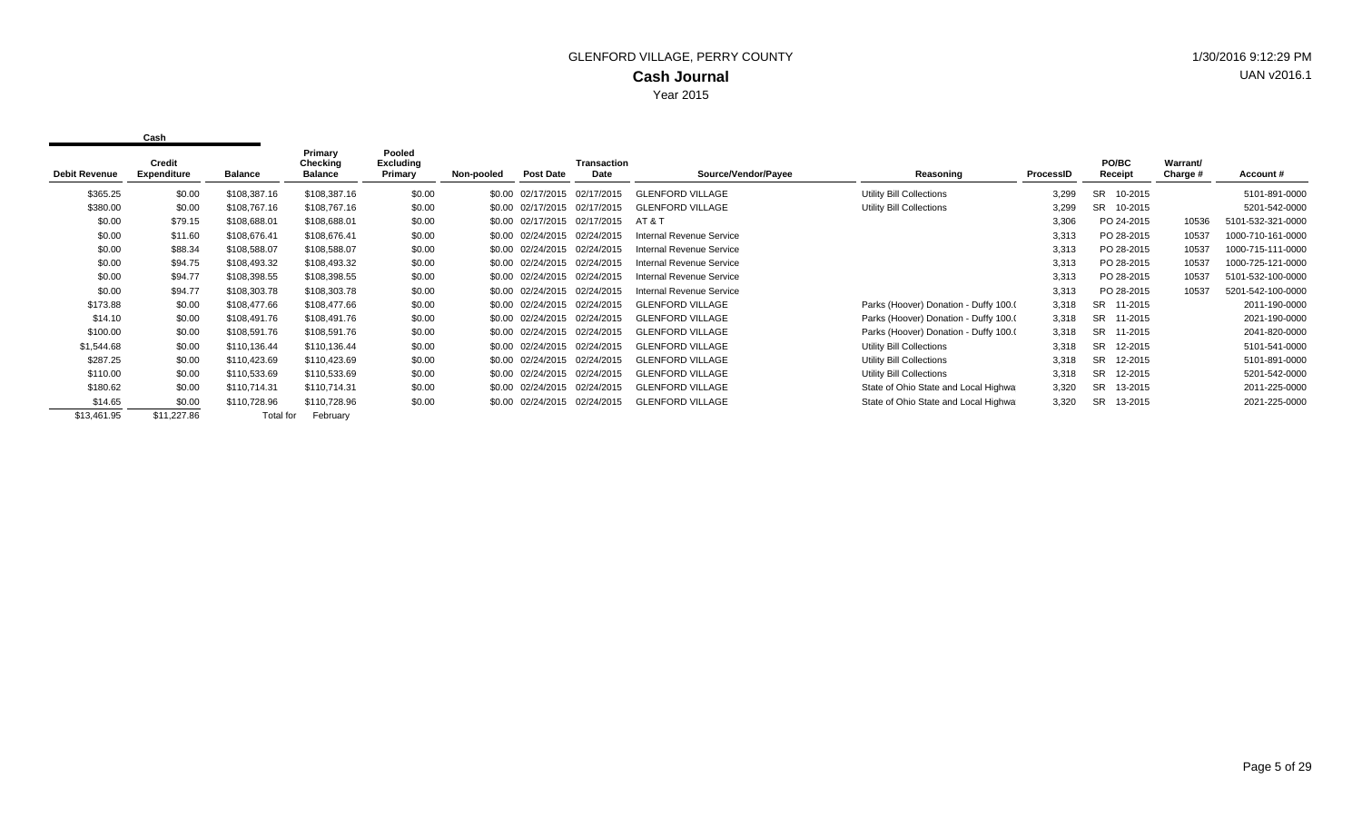# GLENFORD VILLAGE, PERRY COUNTY

## Cash Journal

Year 2015

1/30/2016 9:12:29 PM

UAN v2016.1

| Cash Debit Revenue | Credit Expenditure | Balance | Primary Checking Balance | Pooled Excluding Primary | Non-pooled | Post Date | Transaction Date | Source/Vendor/Payee | Reasoning | ProcessID | PO/BC Receipt | Warrant/ Charge # | Account # |
|---|---|---|---|---|---|---|---|---|---|---|---|---|---|
| $365.25 | $0.00 | $108,387.16 | $108,387.16 | $0.00 | $0.00 | 02/17/2015 | 02/17/2015 | GLENFORD VILLAGE | Utility Bill Collections | 3,299 | SR 10-2015 | | 5101-891-0000 |
| $380.00 | $0.00 | $108,767.16 | $108,767.16 | $0.00 | $0.00 | 02/17/2015 | 02/17/2015 | GLENFORD VILLAGE | Utility Bill Collections | 3,299 | SR 10-2015 | | 5201-542-0000 |
| $0.00 | $79.15 | $108,688.01 | $108,688.01 | $0.00 | $0.00 | 02/17/2015 | 02/17/2015 | AT & T | | 3,306 | PO 24-2015 | 10536 | 5101-532-321-0000 |
| $0.00 | $11.60 | $108,676.41 | $108,676.41 | $0.00 | $0.00 | 02/24/2015 | 02/24/2015 | Internal Revenue Service | | 3,313 | PO 28-2015 | 10537 | 1000-710-161-0000 |
| $0.00 | $88.34 | $108,588.07 | $108,588.07 | $0.00 | $0.00 | 02/24/2015 | 02/24/2015 | Internal Revenue Service | | 3,313 | PO 28-2015 | 10537 | 1000-715-111-0000 |
| $0.00 | $94.75 | $108,493.32 | $108,493.32 | $0.00 | $0.00 | 02/24/2015 | 02/24/2015 | Internal Revenue Service | | 3,313 | PO 28-2015 | 10537 | 1000-725-121-0000 |
| $0.00 | $94.77 | $108,398.55 | $108,398.55 | $0.00 | $0.00 | 02/24/2015 | 02/24/2015 | Internal Revenue Service | | 3,313 | PO 28-2015 | 10537 | 5101-532-100-0000 |
| $0.00 | $94.77 | $108,303.78 | $108,303.78 | $0.00 | $0.00 | 02/24/2015 | 02/24/2015 | Internal Revenue Service | | 3,313 | PO 28-2015 | 10537 | 5201-542-100-0000 |
| $173.88 | $0.00 | $108,477.66 | $108,477.66 | $0.00 | $0.00 | 02/24/2015 | 02/24/2015 | GLENFORD VILLAGE | Parks (Hoover) Donation - Duffy 100.( | 3,318 | SR 11-2015 | | 2011-190-0000 |
| $14.10 | $0.00 | $108,491.76 | $108,491.76 | $0.00 | $0.00 | 02/24/2015 | 02/24/2015 | GLENFORD VILLAGE | Parks (Hoover) Donation - Duffy 100.( | 3,318 | SR 11-2015 | | 2021-190-0000 |
| $100.00 | $0.00 | $108,591.76 | $108,591.76 | $0.00 | $0.00 | 02/24/2015 | 02/24/2015 | GLENFORD VILLAGE | Parks (Hoover) Donation - Duffy 100.( | 3,318 | SR 11-2015 | | 2041-820-0000 |
| $1,544.68 | $0.00 | $110,136.44 | $110,136.44 | $0.00 | $0.00 | 02/24/2015 | 02/24/2015 | GLENFORD VILLAGE | Utility Bill Collections | 3,318 | SR 12-2015 | | 5101-541-0000 |
| $287.25 | $0.00 | $110,423.69 | $110,423.69 | $0.00 | $0.00 | 02/24/2015 | 02/24/2015 | GLENFORD VILLAGE | Utility Bill Collections | 3,318 | SR 12-2015 | | 5101-891-0000 |
| $110.00 | $0.00 | $110,533.69 | $110,533.69 | $0.00 | $0.00 | 02/24/2015 | 02/24/2015 | GLENFORD VILLAGE | Utility Bill Collections | 3,318 | SR 12-2015 | | 5201-542-0000 |
| $180.62 | $0.00 | $110,714.31 | $110,714.31 | $0.00 | $0.00 | 02/24/2015 | 02/24/2015 | GLENFORD VILLAGE | State of Ohio State and Local Highwa | 3,320 | SR 13-2015 | | 2011-225-0000 |
| $14.65 | $0.00 | $110,728.96 | $110,728.96 | $0.00 | $0.00 | 02/24/2015 | 02/24/2015 | GLENFORD VILLAGE | State of Ohio State and Local Highwa | 3,320 | SR 13-2015 | | 2021-225-0000 |
| $13,461.95 | $11,227.86 | Total for | February | | | | | | | | | | |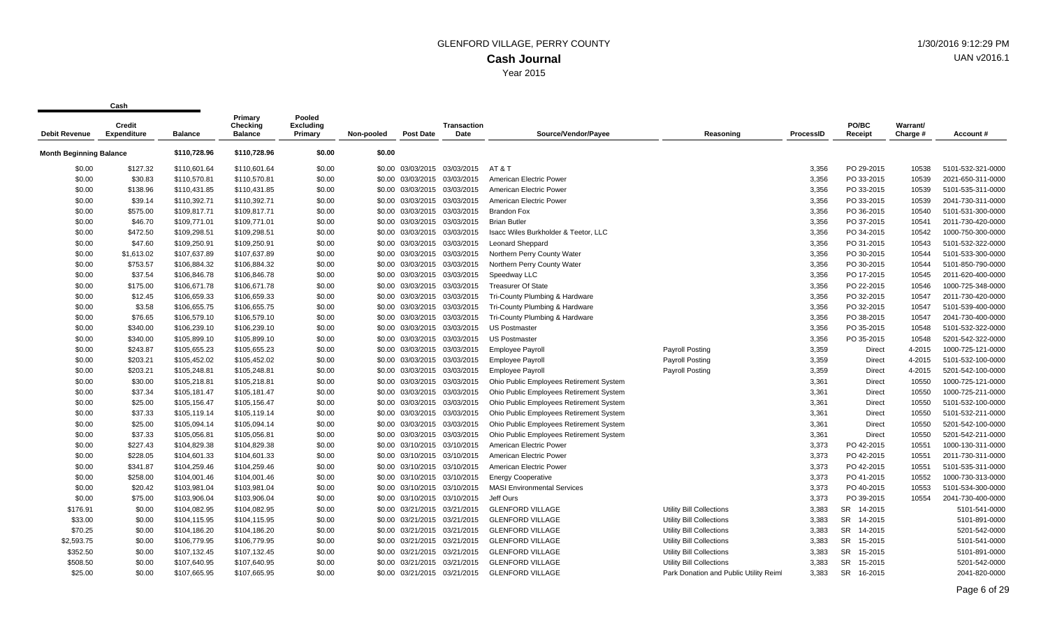# GLENFORD VILLAGE, PERRY COUNTY

## Cash Journal

Year 2015

1/30/2016 9:12:29 PM
UAN v2016.1

| Cash | | | | | | | | | | | | | | |
|---|---|---|---|---|---|---|---|---|---|---|---|---|---|---|
| Debit Revenue | Credit Expenditure | Balance | Primary Checking Balance | Pooled Excluding Primary | Non-pooled | Post Date | Transaction Date | Source/Vendor/Payee | Reasoning | ProcessID | PO/BC Receipt | Warrant/ Charge # | Account # |
| Month Beginning Balance | | $110,728.96 | $110,728.96 | $0.00 | $0.00 | | | | | | | | |
| $0.00 | $127.32 | $110,601.64 | $110,601.64 | $0.00 | $0.00 | 03/03/2015 | 03/03/2015 | AT & T | | 3,356 | PO 29-2015 | 10538 | 5101-532-321-0000 |
| $0.00 | $30.83 | $110,570.81 | $110,570.81 | $0.00 | $0.00 | 03/03/2015 | 03/03/2015 | American Electric Power | | 3,356 | PO 33-2015 | 10539 | 2021-650-311-0000 |
| $0.00 | $138.96 | $110,431.85 | $110,431.85 | $0.00 | $0.00 | 03/03/2015 | 03/03/2015 | American Electric Power | | 3,356 | PO 33-2015 | 10539 | 5101-535-311-0000 |
| $0.00 | $39.14 | $110,392.71 | $110,392.71 | $0.00 | $0.00 | 03/03/2015 | 03/03/2015 | American Electric Power | | 3,356 | PO 33-2015 | 10539 | 2041-730-311-0000 |
| $0.00 | $575.00 | $109,817.71 | $109,817.71 | $0.00 | $0.00 | 03/03/2015 | 03/03/2015 | Brandon Fox | | 3,356 | PO 36-2015 | 10540 | 5101-531-300-0000 |
| $0.00 | $46.70 | $109,771.01 | $109,771.01 | $0.00 | $0.00 | 03/03/2015 | 03/03/2015 | Brian Butler | | 3,356 | PO 37-2015 | 10541 | 2011-730-420-0000 |
| $0.00 | $472.50 | $109,298.51 | $109,298.51 | $0.00 | $0.00 | 03/03/2015 | 03/03/2015 | Isacc Wiles Burkholder & Teetor, LLC | | 3,356 | PO 34-2015 | 10542 | 1000-750-300-0000 |
| $0.00 | $47.60 | $109,250.91 | $109,250.91 | $0.00 | $0.00 | 03/03/2015 | 03/03/2015 | Leonard Sheppard | | 3,356 | PO 31-2015 | 10543 | 5101-532-322-0000 |
| $0.00 | $1,613.02 | $107,637.89 | $107,637.89 | $0.00 | $0.00 | 03/03/2015 | 03/03/2015 | Northern Perry County Water | | 3,356 | PO 30-2015 | 10544 | 5101-533-300-0000 |
| $0.00 | $753.57 | $106,884.32 | $106,884.32 | $0.00 | $0.00 | 03/03/2015 | 03/03/2015 | Northern Perry County Water | | 3,356 | PO 30-2015 | 10544 | 5101-850-790-0000 |
| $0.00 | $37.54 | $106,846.78 | $106,846.78 | $0.00 | $0.00 | 03/03/2015 | 03/03/2015 | Speedway LLC | | 3,356 | PO 17-2015 | 10545 | 2011-620-400-0000 |
| $0.00 | $175.00 | $106,671.78 | $106,671.78 | $0.00 | $0.00 | 03/03/2015 | 03/03/2015 | Treasurer Of State | | 3,356 | PO 22-2015 | 10546 | 1000-725-348-0000 |
| $0.00 | $12.45 | $106,659.33 | $106,659.33 | $0.00 | $0.00 | 03/03/2015 | 03/03/2015 | Tri-County Plumbing & Hardware | | 3,356 | PO 32-2015 | 10547 | 2011-730-420-0000 |
| $0.00 | $3.58 | $106,655.75 | $106,655.75 | $0.00 | $0.00 | 03/03/2015 | 03/03/2015 | Tri-County Plumbing & Hardware | | 3,356 | PO 32-2015 | 10547 | 5101-539-400-0000 |
| $0.00 | $76.65 | $106,579.10 | $106,579.10 | $0.00 | $0.00 | 03/03/2015 | 03/03/2015 | Tri-County Plumbing & Hardware | | 3,356 | PO 38-2015 | 10547 | 2041-730-400-0000 |
| $0.00 | $340.00 | $106,239.10 | $106,239.10 | $0.00 | $0.00 | 03/03/2015 | 03/03/2015 | US Postmaster | | 3,356 | PO 35-2015 | 10548 | 5101-532-322-0000 |
| $0.00 | $340.00 | $105,899.10 | $105,899.10 | $0.00 | $0.00 | 03/03/2015 | 03/03/2015 | US Postmaster | | 3,356 | PO 35-2015 | 10548 | 5201-542-322-0000 |
| $0.00 | $243.87 | $105,655.23 | $105,655.23 | $0.00 | $0.00 | 03/03/2015 | 03/03/2015 | Employee Payroll | Payroll Posting | 3,359 | Direct | 4-2015 | 1000-725-121-0000 |
| $0.00 | $203.21 | $105,452.02 | $105,452.02 | $0.00 | $0.00 | 03/03/2015 | 03/03/2015 | Employee Payroll | Payroll Posting | 3,359 | Direct | 4-2015 | 5101-532-100-0000 |
| $0.00 | $203.21 | $105,248.81 | $105,248.81 | $0.00 | $0.00 | 03/03/2015 | 03/03/2015 | Employee Payroll | Payroll Posting | 3,359 | Direct | 4-2015 | 5201-542-100-0000 |
| $0.00 | $30.00 | $105,218.81 | $105,218.81 | $0.00 | $0.00 | 03/03/2015 | 03/03/2015 | Ohio Public Employees Retirement System | | 3,361 | Direct | 10550 | 1000-725-121-0000 |
| $0.00 | $37.34 | $105,181.47 | $105,181.47 | $0.00 | $0.00 | 03/03/2015 | 03/03/2015 | Ohio Public Employees Retirement System | | 3,361 | Direct | 10550 | 1000-725-211-0000 |
| $0.00 | $25.00 | $105,156.47 | $105,156.47 | $0.00 | $0.00 | 03/03/2015 | 03/03/2015 | Ohio Public Employees Retirement System | | 3,361 | Direct | 10550 | 5101-532-100-0000 |
| $0.00 | $37.33 | $105,119.14 | $105,119.14 | $0.00 | $0.00 | 03/03/2015 | 03/03/2015 | Ohio Public Employees Retirement System | | 3,361 | Direct | 10550 | 5101-532-211-0000 |
| $0.00 | $25.00 | $105,094.14 | $105,094.14 | $0.00 | $0.00 | 03/03/2015 | 03/03/2015 | Ohio Public Employees Retirement System | | 3,361 | Direct | 10550 | 5201-542-100-0000 |
| $0.00 | $37.33 | $105,056.81 | $105,056.81 | $0.00 | $0.00 | 03/03/2015 | 03/03/2015 | Ohio Public Employees Retirement System | | 3,361 | Direct | 10550 | 5201-542-211-0000 |
| $0.00 | $227.43 | $104,829.38 | $104,829.38 | $0.00 | $0.00 | 03/10/2015 | 03/10/2015 | American Electric Power | | 3,373 | PO 42-2015 | 10551 | 1000-130-311-0000 |
| $0.00 | $228.05 | $104,601.33 | $104,601.33 | $0.00 | $0.00 | 03/10/2015 | 03/10/2015 | American Electric Power | | 3,373 | PO 42-2015 | 10551 | 2011-730-311-0000 |
| $0.00 | $341.87 | $104,259.46 | $104,259.46 | $0.00 | $0.00 | 03/10/2015 | 03/10/2015 | American Electric Power | | 3,373 | PO 42-2015 | 10551 | 5101-535-311-0000 |
| $0.00 | $258.00 | $104,001.46 | $104,001.46 | $0.00 | $0.00 | 03/10/2015 | 03/10/2015 | Energy Cooperative | | 3,373 | PO 41-2015 | 10552 | 1000-730-313-0000 |
| $0.00 | $20.42 | $103,981.04 | $103,981.04 | $0.00 | $0.00 | 03/10/2015 | 03/10/2015 | MASI Environmental Services | | 3,373 | PO 40-2015 | 10553 | 5101-534-300-0000 |
| $0.00 | $75.00 | $103,906.04 | $103,906.04 | $0.00 | $0.00 | 03/10/2015 | 03/10/2015 | Jeff Ours | | 3,373 | PO 39-2015 | 10554 | 2041-730-400-0000 |
| $176.91 | $0.00 | $104,082.95 | $104,082.95 | $0.00 | $0.00 | 03/21/2015 | 03/21/2015 | GLENFORD VILLAGE | Utility Bill Collections | 3,383 | SR 14-2015 | | 5101-541-0000 |
| $33.00 | $0.00 | $104,115.95 | $104,115.95 | $0.00 | $0.00 | 03/21/2015 | 03/21/2015 | GLENFORD VILLAGE | Utility Bill Collections | 3,383 | SR 14-2015 | | 5101-891-0000 |
| $70.25 | $0.00 | $104,186.20 | $104,186.20 | $0.00 | $0.00 | 03/21/2015 | 03/21/2015 | GLENFORD VILLAGE | Utility Bill Collections | 3,383 | SR 14-2015 | | 5201-542-0000 |
| $2,593.75 | $0.00 | $106,779.95 | $106,779.95 | $0.00 | $0.00 | 03/21/2015 | 03/21/2015 | GLENFORD VILLAGE | Utility Bill Collections | 3,383 | SR 15-2015 | | 5101-541-0000 |
| $352.50 | $0.00 | $107,132.45 | $107,132.45 | $0.00 | $0.00 | 03/21/2015 | 03/21/2015 | GLENFORD VILLAGE | Utility Bill Collections | 3,383 | SR 15-2015 | | 5101-891-0000 |
| $508.50 | $0.00 | $107,640.95 | $107,640.95 | $0.00 | $0.00 | 03/21/2015 | 03/21/2015 | GLENFORD VILLAGE | Utility Bill Collections | 3,383 | SR 15-2015 | | 5201-542-0000 |
| $25.00 | $0.00 | $107,665.95 | $107,665.95 | $0.00 | $0.00 | 03/21/2015 | 03/21/2015 | GLENFORD VILLAGE | Park Donation and Public Utility Reiml | 3,383 | SR 16-2015 | | 2041-820-0000 |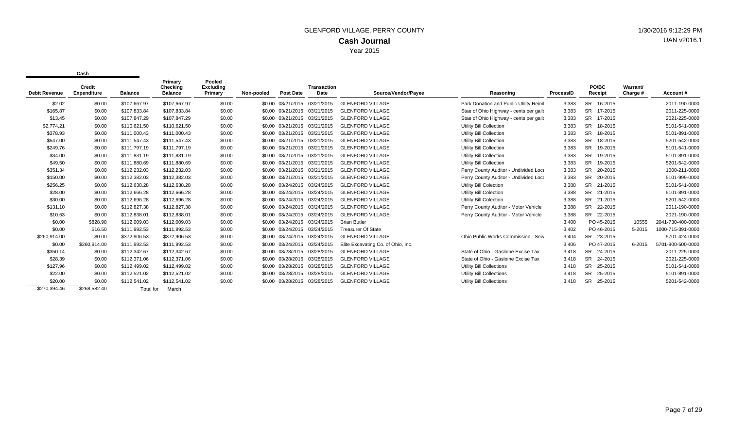# GLENFORD VILLAGE, PERRY COUNTY

## Cash Journal

Year 2015

1/30/2016 9:12:29 PM

UAN v2016.1

| Cash | | | | | | | | | | | | | |
|---|---|---|---|---|---|---|---|---|---|---|---|---|---|
| Debit Revenue | Credit Expenditure | Balance | Primary Checking Balance | Pooled Excluding Primary | Non-pooled | Post Date | Transaction Date | Source/Vendor/Payee | Reasoning | ProcessID | PO/BC Receipt | Warrant/ Charge # | Account # |
| $2.02 | $0.00 | $107,667.97 | $107,667.97 | $0.00 | $0.00 | 03/21/2015 | 03/21/2015 | GLENFORD VILLAGE | Park Donation and Public Utility Reiml | 3,383 | SR 16-2015 | | 2011-190-0000 |
| $165.87 | $0.00 | $107,833.84 | $107,833.84 | $0.00 | $0.00 | 03/21/2015 | 03/21/2015 | GLENFORD VILLAGE | Stae of Ohio Highway - cents per gallo | 3,383 | SR 17-2015 | | 2011-225-0000 |
| $13.45 | $0.00 | $107,847.29 | $107,847.29 | $0.00 | $0.00 | 03/21/2015 | 03/21/2015 | GLENFORD VILLAGE | Stae of Ohio Highway - cents per gallo | 3,383 | SR 17-2015 | | 2021-225-0000 |
| $2,774.21 | $0.00 | $110,621.50 | $110,621.50 | $0.00 | $0.00 | 03/21/2015 | 03/21/2015 | GLENFORD VILLAGE | Utility Bill Collection | 3,383 | SR 18-2015 | | 5101-541-0000 |
| $378.93 | $0.00 | $111,000.43 | $111,000.43 | $0.00 | $0.00 | 03/21/2015 | 03/21/2015 | GLENFORD VILLAGE | Utility Bill Collection | 3,383 | SR 18-2015 | | 5101-891-0000 |
| $547.00 | $0.00 | $111,547.43 | $111,547.43 | $0.00 | $0.00 | 03/21/2015 | 03/21/2015 | GLENFORD VILLAGE | Utility Bill Collection | 3,383 | SR 18-2015 | | 5201-542-0000 |
| $249.76 | $0.00 | $111,797.19 | $111,797.19 | $0.00 | $0.00 | 03/21/2015 | 03/21/2015 | GLENFORD VILLAGE | Utility Bill Collection | 3,383 | SR 19-2015 | | 5101-541-0000 |
| $34.00 | $0.00 | $111,831.19 | $111,831.19 | $0.00 | $0.00 | 03/21/2015 | 03/21/2015 | GLENFORD VILLAGE | Utility Bill Collection | 3,383 | SR 19-2015 | | 5101-891-0000 |
| $49.50 | $0.00 | $111,880.69 | $111,880.69 | $0.00 | $0.00 | 03/21/2015 | 03/21/2015 | GLENFORD VILLAGE | Utility Bill Collection | 3,383 | SR 19-2015 | | 5201-542-0000 |
| $351.34 | $0.00 | $112,232.03 | $112,232.03 | $0.00 | $0.00 | 03/21/2015 | 03/21/2015 | GLENFORD VILLAGE | Perry County Auditor - Undivided Loca | 3,383 | SR 20-2015 | | 1000-211-0000 |
| $150.00 | $0.00 | $112,382.03 | $112,382.03 | $0.00 | $0.00 | 03/21/2015 | 03/21/2015 | GLENFORD VILLAGE | Perry County Auditor - Undivided Loca | 3,383 | SR 20-2015 | | 5101-999-0000 |
| $256.25 | $0.00 | $112,638.28 | $112,638.28 | $0.00 | $0.00 | 03/24/2015 | 03/24/2015 | GLENFORD VILLAGE | Utility Bill Colection | 3,388 | SR 21-2015 | | 5101-541-0000 |
| $28.00 | $0.00 | $112,666.28 | $112,666.28 | $0.00 | $0.00 | 03/24/2015 | 03/24/2015 | GLENFORD VILLAGE | Utility Bill Colection | 3,388 | SR 21-2015 | | 5101-891-0000 |
| $30.00 | $0.00 | $112,696.28 | $112,696.28 | $0.00 | $0.00 | 03/24/2015 | 03/24/2015 | GLENFORD VILLAGE | Utility Bill Colection | 3,388 | SR 21-2015 | | 5201-542-0000 |
| $131.10 | $0.00 | $112,827.38 | $112,827.38 | $0.00 | $0.00 | 03/24/2015 | 03/24/2015 | GLENFORD VILLAGE | Perry County Auditor - Motor Vehicle | 3,388 | SR 22-2015 | | 2011-190-0000 |
| $10.63 | $0.00 | $112,838.01 | $112,838.01 | $0.00 | $0.00 | 03/24/2015 | 03/24/2015 | GLENFORD VILLAGE | Perry County Auditor - Motor Vehicle | 3,388 | SR 22-2015 | | 2021-190-0000 |
| $0.00 | $828.98 | $112,009.03 | $112,009.03 | $0.00 | $0.00 | 03/24/2015 | 03/24/2015 | Brian Butler | | 3,400 | PO 45-2015 | 10555 | 2041-730-400-0000 |
| $0.00 | $16.50 | $111,992.53 | $111,992.53 | $0.00 | $0.00 | 03/24/2015 | 03/24/2015 | Treasurer Of State | | 3,402 | PO 46-2015 | 5-2015 | 1000-715-391-0000 |
| $260,914.00 | $0.00 | $372,906.53 | $372,906.53 | $0.00 | $0.00 | 03/24/2015 | 03/24/2015 | GLENFORD VILLAGE | Ohio Public Works Commission - Sew | 3,404 | SR 23-2015 | | 5701-424-0000 |
| $0.00 | $260,914.00 | $111,992.53 | $111,992.53 | $0.00 | $0.00 | 03/24/2015 | 03/24/2015 | Elite Excavating Co. of Ohio, Inc. | | 3,406 | PO 47-2015 | 6-2015 | 5701-800-500-0000 |
| $350.14 | $0.00 | $112,342.67 | $112,342.67 | $0.00 | $0.00 | 03/28/2015 | 03/28/2015 | GLENFORD VILLAGE | State of Ohio - Gasloine Excise Tax | 3,418 | SR 24-2015 | | 2011-225-0000 |
| $28.39 | $0.00 | $112,371.06 | $112,371.06 | $0.00 | $0.00 | 03/28/2015 | 03/28/2015 | GLENFORD VILLAGE | State of Ohio - Gasloine Excise Tax | 3,418 | SR 24-2015 | | 2021-225-0000 |
| $127.96 | $0.00 | $112,499.02 | $112,499.02 | $0.00 | $0.00 | 03/28/2015 | 03/28/2015 | GLENFORD VILLAGE | Utility Bill Collections | 3,418 | SR 25-2015 | | 5101-541-0000 |
| $22.00 | $0.00 | $112,521.02 | $112,521.02 | $0.00 | $0.00 | 03/28/2015 | 03/28/2015 | GLENFORD VILLAGE | Utility Bill Collections | 3,418 | SR 25-2015 | | 5101-891-0000 |
| $20.00 | $0.00 | $112,541.02 | $112,541.02 | $0.00 | $0.00 | 03/28/2015 | 03/28/2015 | GLENFORD VILLAGE | Utility Bill Collections | 3,418 | SR 25-2015 | | 5201-542-0000 |
| $270,394.46 | $268,582.40 | Total for | March | | | | | | | | | | |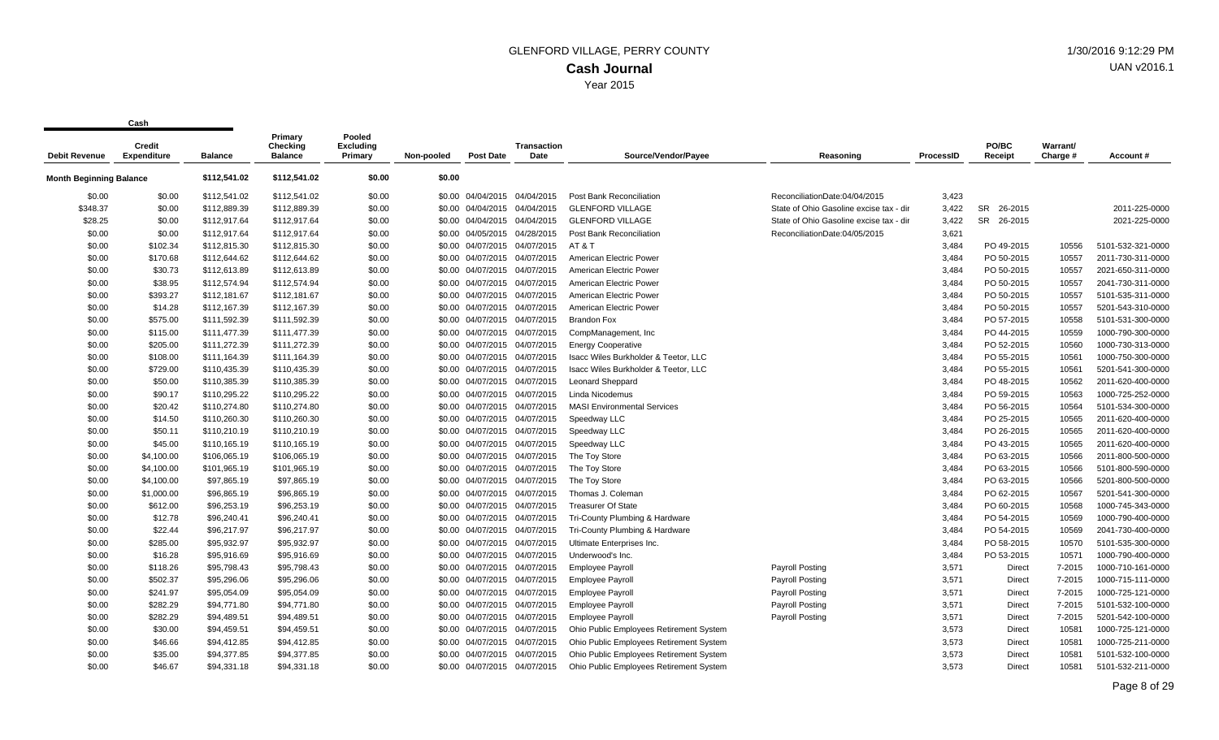# GLENFORD VILLAGE, PERRY COUNTY

## Cash Journal

Year 2015

1/30/2016 9:12:29 PM
UAN v2016.1

| Cash Debit Revenue | Credit Expenditure | Balance | Primary Checking Balance | Pooled Excluding Primary | Non-pooled | Post Date | Transaction Date | Source/Vendor/Payee | Reasoning | ProcessID | PO/BC Receipt | Warrant/ Charge # | Account # |
|---|---|---|---|---|---|---|---|---|---|---|---|---|---|
| **Month Beginning Balance** | | $112,541.02 | $112,541.02 | $0.00 | $0.00 | | | | | | | | |
| $0.00 | $0.00 | $112,541.02 | $112,541.02 | $0.00 | $0.00 | 04/04/2015 | 04/04/2015 | Post Bank Reconciliation | ReconciliationDate:04/04/2015 | 3,423 | | | |
| $348.37 | $0.00 | $112,889.39 | $112,889.39 | $0.00 | $0.00 | 04/04/2015 | 04/04/2015 | GLENFORD VILLAGE | State of Ohio Gasoline excise tax - dir | 3,422 | SR 26-2015 | | 2011-225-0000 |
| $28.25 | $0.00 | $112,917.64 | $112,917.64 | $0.00 | $0.00 | 04/04/2015 | 04/04/2015 | GLENFORD VILLAGE | State of Ohio Gasoline excise tax - dir | 3,422 | SR 26-2015 | | 2021-225-0000 |
| $0.00 | $0.00 | $112,917.64 | $112,917.64 | $0.00 | $0.00 | 04/05/2015 | 04/28/2015 | Post Bank Reconciliation | ReconciliationDate:04/05/2015 | 3,621 | | | |
| $0.00 | $102.34 | $112,815.30 | $112,815.30 | $0.00 | $0.00 | 04/07/2015 | 04/07/2015 | AT & T | | 3,484 | PO 49-2015 | 10556 | 5101-532-321-0000 |
| $0.00 | $170.68 | $112,644.62 | $112,644.62 | $0.00 | $0.00 | 04/07/2015 | 04/07/2015 | American Electric Power | | 3,484 | PO 50-2015 | 10557 | 2011-730-311-0000 |
| $0.00 | $30.73 | $112,613.89 | $112,613.89 | $0.00 | $0.00 | 04/07/2015 | 04/07/2015 | American Electric Power | | 3,484 | PO 50-2015 | 10557 | 2021-650-311-0000 |
| $0.00 | $38.95 | $112,574.94 | $112,574.94 | $0.00 | $0.00 | 04/07/2015 | 04/07/2015 | American Electric Power | | 3,484 | PO 50-2015 | 10557 | 2041-730-311-0000 |
| $0.00 | $393.27 | $112,181.67 | $112,181.67 | $0.00 | $0.00 | 04/07/2015 | 04/07/2015 | American Electric Power | | 3,484 | PO 50-2015 | 10557 | 5101-535-311-0000 |
| $0.00 | $14.28 | $112,167.39 | $112,167.39 | $0.00 | $0.00 | 04/07/2015 | 04/07/2015 | American Electric Power | | 3,484 | PO 50-2015 | 10557 | 5201-543-310-0000 |
| $0.00 | $575.00 | $111,592.39 | $111,592.39 | $0.00 | $0.00 | 04/07/2015 | 04/07/2015 | Brandon Fox | | 3,484 | PO 57-2015 | 10558 | 5101-531-300-0000 |
| $0.00 | $115.00 | $111,477.39 | $111,477.39 | $0.00 | $0.00 | 04/07/2015 | 04/07/2015 | CompManagement, Inc | | 3,484 | PO 44-2015 | 10559 | 1000-790-300-0000 |
| $0.00 | $205.00 | $111,272.39 | $111,272.39 | $0.00 | $0.00 | 04/07/2015 | 04/07/2015 | Energy Cooperative | | 3,484 | PO 52-2015 | 10560 | 1000-730-313-0000 |
| $0.00 | $108.00 | $111,164.39 | $111,164.39 | $0.00 | $0.00 | 04/07/2015 | 04/07/2015 | Isacc Wiles Burkholder & Teetor, LLC | | 3,484 | PO 55-2015 | 10561 | 1000-750-300-0000 |
| $0.00 | $729.00 | $110,435.39 | $110,435.39 | $0.00 | $0.00 | 04/07/2015 | 04/07/2015 | Isacc Wiles Burkholder & Teetor, LLC | | 3,484 | PO 55-2015 | 10561 | 5201-541-300-0000 |
| $0.00 | $50.00 | $110,385.39 | $110,385.39 | $0.00 | $0.00 | 04/07/2015 | 04/07/2015 | Leonard Sheppard | | 3,484 | PO 48-2015 | 10562 | 2011-620-400-0000 |
| $0.00 | $90.17 | $110,295.22 | $110,295.22 | $0.00 | $0.00 | 04/07/2015 | 04/07/2015 | Linda Nicodemus | | 3,484 | PO 59-2015 | 10563 | 1000-725-252-0000 |
| $0.00 | $20.42 | $110,274.80 | $110,274.80 | $0.00 | $0.00 | 04/07/2015 | 04/07/2015 | MASI Environmental Services | | 3,484 | PO 56-2015 | 10564 | 5101-534-300-0000 |
| $0.00 | $14.50 | $110,260.30 | $110,260.30 | $0.00 | $0.00 | 04/07/2015 | 04/07/2015 | Speedway LLC | | 3,484 | PO 25-2015 | 10565 | 2011-620-400-0000 |
| $0.00 | $50.11 | $110,210.19 | $110,210.19 | $0.00 | $0.00 | 04/07/2015 | 04/07/2015 | Speedway LLC | | 3,484 | PO 26-2015 | 10565 | 2011-620-400-0000 |
| $0.00 | $45.00 | $110,165.19 | $110,165.19 | $0.00 | $0.00 | 04/07/2015 | 04/07/2015 | Speedway LLC | | 3,484 | PO 43-2015 | 10565 | 2011-620-400-0000 |
| $0.00 | $4,100.00 | $106,065.19 | $106,065.19 | $0.00 | $0.00 | 04/07/2015 | 04/07/2015 | The Toy Store | | 3,484 | PO 63-2015 | 10566 | 2011-800-500-0000 |
| $0.00 | $4,100.00 | $101,965.19 | $101,965.19 | $0.00 | $0.00 | 04/07/2015 | 04/07/2015 | The Toy Store | | 3,484 | PO 63-2015 | 10566 | 5101-800-590-0000 |
| $0.00 | $4,100.00 | $97,865.19 | $97,865.19 | $0.00 | $0.00 | 04/07/2015 | 04/07/2015 | The Toy Store | | 3,484 | PO 63-2015 | 10566 | 5201-800-500-0000 |
| $0.00 | $1,000.00 | $96,865.19 | $96,865.19 | $0.00 | $0.00 | 04/07/2015 | 04/07/2015 | Thomas J. Coleman | | 3,484 | PO 62-2015 | 10567 | 5201-541-300-0000 |
| $0.00 | $612.00 | $96,253.19 | $96,253.19 | $0.00 | $0.00 | 04/07/2015 | 04/07/2015 | Treasurer Of State | | 3,484 | PO 60-2015 | 10568 | 1000-745-343-0000 |
| $0.00 | $12.78 | $96,240.41 | $96,240.41 | $0.00 | $0.00 | 04/07/2015 | 04/07/2015 | Tri-County Plumbing & Hardware | | 3,484 | PO 54-2015 | 10569 | 1000-790-400-0000 |
| $0.00 | $22.44 | $96,217.97 | $96,217.97 | $0.00 | $0.00 | 04/07/2015 | 04/07/2015 | Tri-County Plumbing & Hardware | | 3,484 | PO 54-2015 | 10569 | 2041-730-400-0000 |
| $0.00 | $285.00 | $95,932.97 | $95,932.97 | $0.00 | $0.00 | 04/07/2015 | 04/07/2015 | Ultimate Enterprises Inc. | | 3,484 | PO 58-2015 | 10570 | 5101-535-300-0000 |
| $0.00 | $16.28 | $95,916.69 | $95,916.69 | $0.00 | $0.00 | 04/07/2015 | 04/07/2015 | Underwood's Inc. | | 3,484 | PO 53-2015 | 10571 | 1000-790-400-0000 |
| $0.00 | $118.26 | $95,798.43 | $95,798.43 | $0.00 | $0.00 | 04/07/2015 | 04/07/2015 | Employee Payroll | Payroll Posting | 3,571 | Direct | 7-2015 | 1000-710-161-0000 |
| $0.00 | $502.37 | $95,296.06 | $95,296.06 | $0.00 | $0.00 | 04/07/2015 | 04/07/2015 | Employee Payroll | Payroll Posting | 3,571 | Direct | 7-2015 | 1000-715-111-0000 |
| $0.00 | $241.97 | $95,054.09 | $95,054.09 | $0.00 | $0.00 | 04/07/2015 | 04/07/2015 | Employee Payroll | Payroll Posting | 3,571 | Direct | 7-2015 | 1000-725-121-0000 |
| $0.00 | $282.29 | $94,771.80 | $94,771.80 | $0.00 | $0.00 | 04/07/2015 | 04/07/2015 | Employee Payroll | Payroll Posting | 3,571 | Direct | 7-2015 | 5101-532-100-0000 |
| $0.00 | $282.29 | $94,489.51 | $94,489.51 | $0.00 | $0.00 | 04/07/2015 | 04/07/2015 | Employee Payroll | Payroll Posting | 3,571 | Direct | 7-2015 | 5201-542-100-0000 |
| $0.00 | $30.00 | $94,459.51 | $94,459.51 | $0.00 | $0.00 | 04/07/2015 | 04/07/2015 | Ohio Public Employees Retirement System | | 3,573 | Direct | 10581 | 1000-725-121-0000 |
| $0.00 | $46.66 | $94,412.85 | $94,412.85 | $0.00 | $0.00 | 04/07/2015 | 04/07/2015 | Ohio Public Employees Retirement System | | 3,573 | Direct | 10581 | 1000-725-211-0000 |
| $0.00 | $35.00 | $94,377.85 | $94,377.85 | $0.00 | $0.00 | 04/07/2015 | 04/07/2015 | Ohio Public Employees Retirement System | | 3,573 | Direct | 10581 | 5101-532-100-0000 |
| $0.00 | $46.67 | $94,331.18 | $94,331.18 | $0.00 | $0.00 | 04/07/2015 | 04/07/2015 | Ohio Public Employees Retirement System | | 3,573 | Direct | 10581 | 5101-532-211-0000 |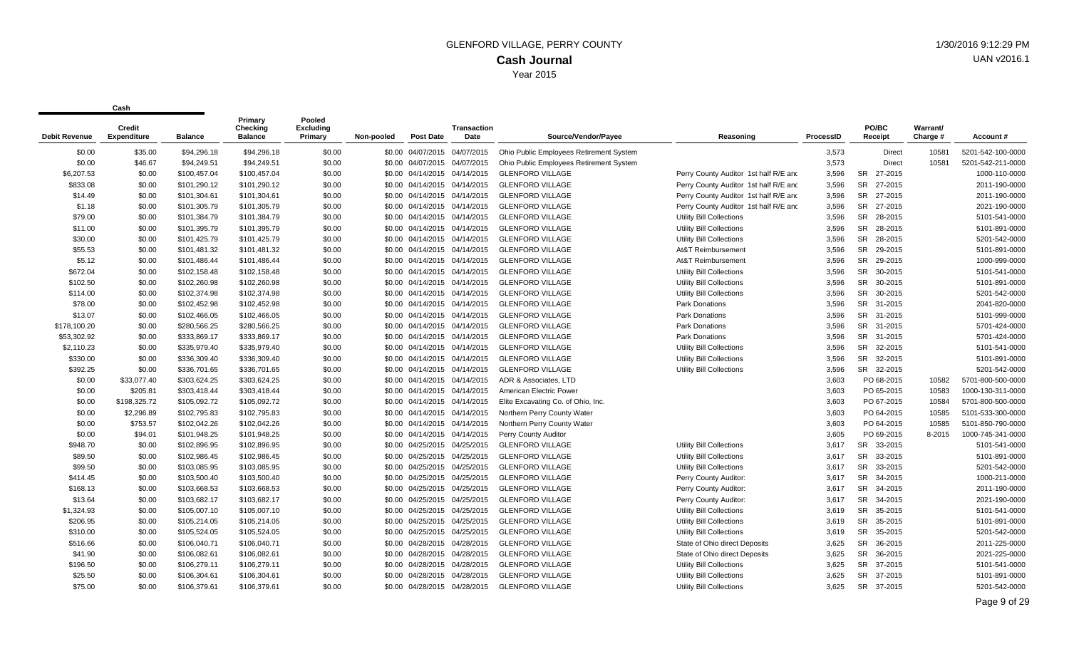# GLENFORD VILLAGE, PERRY COUNTY

## Cash Journal

Year 2015

| Cash | | | | | | | | | | | | | | |
|---|---|---|---|---|---|---|---|---|---|---|---|---|---|---|
| Debit Revenue | Credit Expenditure | Balance | Primary Checking Balance | Pooled Excluding Primary | Non-pooled | Post Date | Transaction Date | Source/Vendor/Payee | Reasoning | ProcessID | PO/BC Receipt | Warrant/ Charge # | Account # |
| $0.00 | $35.00 | $94,296.18 | $94,296.18 | $0.00 | $0.00 | 04/07/2015 | 04/07/2015 | Ohio Public Employees Retirement System | | 3,573 | Direct | 10581 | 5201-542-100-0000 |
| $0.00 | $46.67 | $94,249.51 | $94,249.51 | $0.00 | $0.00 | 04/07/2015 | 04/07/2015 | Ohio Public Employees Retirement System | | 3,573 | Direct | 10581 | 5201-542-211-0000 |
| $6,207.53 | $0.00 | $100,457.04 | $100,457.04 | $0.00 | $0.00 | 04/14/2015 | 04/14/2015 | GLENFORD VILLAGE | Perry County Auditor 1st half R/E anc | 3,596 | SR 27-2015 | | 1000-110-0000 |
| $833.08 | $0.00 | $101,290.12 | $101,290.12 | $0.00 | $0.00 | 04/14/2015 | 04/14/2015 | GLENFORD VILLAGE | Perry County Auditor 1st half R/E anc | 3,596 | SR 27-2015 | | 2011-190-0000 |
| $14.49 | $0.00 | $101,304.61 | $101,304.61 | $0.00 | $0.00 | 04/14/2015 | 04/14/2015 | GLENFORD VILLAGE | Perry County Auditor 1st half R/E anc | 3,596 | SR 27-2015 | | 2011-190-0000 |
| $1.18 | $0.00 | $101,305.79 | $101,305.79 | $0.00 | $0.00 | 04/14/2015 | 04/14/2015 | GLENFORD VILLAGE | Perry County Auditor 1st half R/E anc | 3,596 | SR 27-2015 | | 2021-190-0000 |
| $79.00 | $0.00 | $101,384.79 | $101,384.79 | $0.00 | $0.00 | 04/14/2015 | 04/14/2015 | GLENFORD VILLAGE | Utility Bill Collections | 3,596 | SR 28-2015 | | 5101-541-0000 |
| $11.00 | $0.00 | $101,395.79 | $101,395.79 | $0.00 | $0.00 | 04/14/2015 | 04/14/2015 | GLENFORD VILLAGE | Utility Bill Collections | 3,596 | SR 28-2015 | | 5101-891-0000 |
| $30.00 | $0.00 | $101,425.79 | $101,425.79 | $0.00 | $0.00 | 04/14/2015 | 04/14/2015 | GLENFORD VILLAGE | Utility Bill Collections | 3,596 | SR 28-2015 | | 5201-542-0000 |
| $55.53 | $0.00 | $101,481.32 | $101,481.32 | $0.00 | $0.00 | 04/14/2015 | 04/14/2015 | GLENFORD VILLAGE | At&T Reimbursement | 3,596 | SR 29-2015 | | 5101-891-0000 |
| $5.12 | $0.00 | $101,486.44 | $101,486.44 | $0.00 | $0.00 | 04/14/2015 | 04/14/2015 | GLENFORD VILLAGE | At&T Reimbursement | 3,596 | SR 29-2015 | | 1000-999-0000 |
| $672.04 | $0.00 | $102,158.48 | $102,158.48 | $0.00 | $0.00 | 04/14/2015 | 04/14/2015 | GLENFORD VILLAGE | Utility Bill Collections | 3,596 | SR 30-2015 | | 5101-541-0000 |
| $102.50 | $0.00 | $102,260.98 | $102,260.98 | $0.00 | $0.00 | 04/14/2015 | 04/14/2015 | GLENFORD VILLAGE | Utility Bill Collections | 3,596 | SR 30-2015 | | 5101-891-0000 |
| $114.00 | $0.00 | $102,374.98 | $102,374.98 | $0.00 | $0.00 | 04/14/2015 | 04/14/2015 | GLENFORD VILLAGE | Utility Bill Collections | 3,596 | SR 30-2015 | | 5201-542-0000 |
| $78.00 | $0.00 | $102,452.98 | $102,452.98 | $0.00 | $0.00 | 04/14/2015 | 04/14/2015 | GLENFORD VILLAGE | Park Donations | 3,596 | SR 31-2015 | | 2041-820-0000 |
| $13.07 | $0.00 | $102,466.05 | $102,466.05 | $0.00 | $0.00 | 04/14/2015 | 04/14/2015 | GLENFORD VILLAGE | Park Donations | 3,596 | SR 31-2015 | | 5101-999-0000 |
| $178,100.20 | $0.00 | $280,566.25 | $280,566.25 | $0.00 | $0.00 | 04/14/2015 | 04/14/2015 | GLENFORD VILLAGE | Park Donations | 3,596 | SR 31-2015 | | 5701-424-0000 |
| $53,302.92 | $0.00 | $333,869.17 | $333,869.17 | $0.00 | $0.00 | 04/14/2015 | 04/14/2015 | GLENFORD VILLAGE | Park Donations | 3,596 | SR 31-2015 | | 5701-424-0000 |
| $2,110.23 | $0.00 | $335,979.40 | $335,979.40 | $0.00 | $0.00 | 04/14/2015 | 04/14/2015 | GLENFORD VILLAGE | Utility Bill Collections | 3,596 | SR 32-2015 | | 5101-541-0000 |
| $330.00 | $0.00 | $336,309.40 | $336,309.40 | $0.00 | $0.00 | 04/14/2015 | 04/14/2015 | GLENFORD VILLAGE | Utility Bill Collections | 3,596 | SR 32-2015 | | 5101-891-0000 |
| $392.25 | $0.00 | $336,701.65 | $336,701.65 | $0.00 | $0.00 | 04/14/2015 | 04/14/2015 | GLENFORD VILLAGE | Utility Bill Collections | 3,596 | SR 32-2015 | | 5201-542-0000 |
| $0.00 | $33,077.40 | $303,624.25 | $303,624.25 | $0.00 | $0.00 | 04/14/2015 | 04/14/2015 | ADR & Associates, LTD | | 3,603 | PO 68-2015 | 10582 | 5701-800-500-0000 |
| $0.00 | $205.81 | $303,418.44 | $303,418.44 | $0.00 | $0.00 | 04/14/2015 | 04/14/2015 | American Electric Power | | 3,603 | PO 65-2015 | 10583 | 1000-130-311-0000 |
| $0.00 | $198,325.72 | $105,092.72 | $105,092.72 | $0.00 | $0.00 | 04/14/2015 | 04/14/2015 | Elite Excavating Co. of Ohio, Inc. | | 3,603 | PO 67-2015 | 10584 | 5701-800-500-0000 |
| $0.00 | $2,296.89 | $102,795.83 | $102,795.83 | $0.00 | $0.00 | 04/14/2015 | 04/14/2015 | Northern Perry County Water | | 3,603 | PO 64-2015 | 10585 | 5101-533-300-0000 |
| $0.00 | $753.57 | $102,042.26 | $102,042.26 | $0.00 | $0.00 | 04/14/2015 | 04/14/2015 | Northern Perry County Water | | 3,603 | PO 64-2015 | 10585 | 5101-850-790-0000 |
| $0.00 | $94.01 | $101,948.25 | $101,948.25 | $0.00 | $0.00 | 04/14/2015 | 04/14/2015 | Perry County Auditor | | 3,605 | PO 69-2015 | 8-2015 | 1000-745-341-0000 |
| $948.70 | $0.00 | $102,896.95 | $102,896.95 | $0.00 | $0.00 | 04/25/2015 | 04/25/2015 | GLENFORD VILLAGE | Utility Bill Collections | 3,617 | SR 33-2015 | | 5101-541-0000 |
| $89.50 | $0.00 | $102,986.45 | $102,986.45 | $0.00 | $0.00 | 04/25/2015 | 04/25/2015 | GLENFORD VILLAGE | Utility Bill Collections | 3,617 | SR 33-2015 | | 5101-891-0000 |
| $99.50 | $0.00 | $103,085.95 | $103,085.95 | $0.00 | $0.00 | 04/25/2015 | 04/25/2015 | GLENFORD VILLAGE | Utility Bill Collections | 3,617 | SR 33-2015 | | 5201-542-0000 |
| $414.45 | $0.00 | $103,500.40 | $103,500.40 | $0.00 | $0.00 | 04/25/2015 | 04/25/2015 | GLENFORD VILLAGE | Perry County Auditor: | 3,617 | SR 34-2015 | | 1000-211-0000 |
| $168.13 | $0.00 | $103,668.53 | $103,668.53 | $0.00 | $0.00 | 04/25/2015 | 04/25/2015 | GLENFORD VILLAGE | Perry County Auditor: | 3,617 | SR 34-2015 | | 2011-190-0000 |
| $13.64 | $0.00 | $103,682.17 | $103,682.17 | $0.00 | $0.00 | 04/25/2015 | 04/25/2015 | GLENFORD VILLAGE | Perry County Auditor: | 3,617 | SR 34-2015 | | 2021-190-0000 |
| $1,324.93 | $0.00 | $105,007.10 | $105,007.10 | $0.00 | $0.00 | 04/25/2015 | 04/25/2015 | GLENFORD VILLAGE | Utility Bill Collections | 3,619 | SR 35-2015 | | 5101-541-0000 |
| $206.95 | $0.00 | $105,214.05 | $105,214.05 | $0.00 | $0.00 | 04/25/2015 | 04/25/2015 | GLENFORD VILLAGE | Utility Bill Collections | 3,619 | SR 35-2015 | | 5101-891-0000 |
| $310.00 | $0.00 | $105,524.05 | $105,524.05 | $0.00 | $0.00 | 04/25/2015 | 04/25/2015 | GLENFORD VILLAGE | Utility Bill Collections | 3,619 | SR 35-2015 | | 5201-542-0000 |
| $516.66 | $0.00 | $106,040.71 | $106,040.71 | $0.00 | $0.00 | 04/28/2015 | 04/28/2015 | GLENFORD VILLAGE | State of Ohio direct Deposits | 3,625 | SR 36-2015 | | 2011-225-0000 |
| $41.90 | $0.00 | $106,082.61 | $106,082.61 | $0.00 | $0.00 | 04/28/2015 | 04/28/2015 | GLENFORD VILLAGE | State of Ohio direct Deposits | 3,625 | SR 36-2015 | | 2021-225-0000 |
| $196.50 | $0.00 | $106,279.11 | $106,279.11 | $0.00 | $0.00 | 04/28/2015 | 04/28/2015 | GLENFORD VILLAGE | Utility Bill Collections | 3,625 | SR 37-2015 | | 5101-541-0000 |
| $25.50 | $0.00 | $106,304.61 | $106,304.61 | $0.00 | $0.00 | 04/28/2015 | 04/28/2015 | GLENFORD VILLAGE | Utility Bill Collections | 3,625 | SR 37-2015 | | 5101-891-0000 |
| $75.00 | $0.00 | $106,379.61 | $106,379.61 | $0.00 | $0.00 | 04/28/2015 | 04/28/2015 | GLENFORD VILLAGE | Utility Bill Collections | 3,625 | SR 37-2015 | | 5201-542-0000 |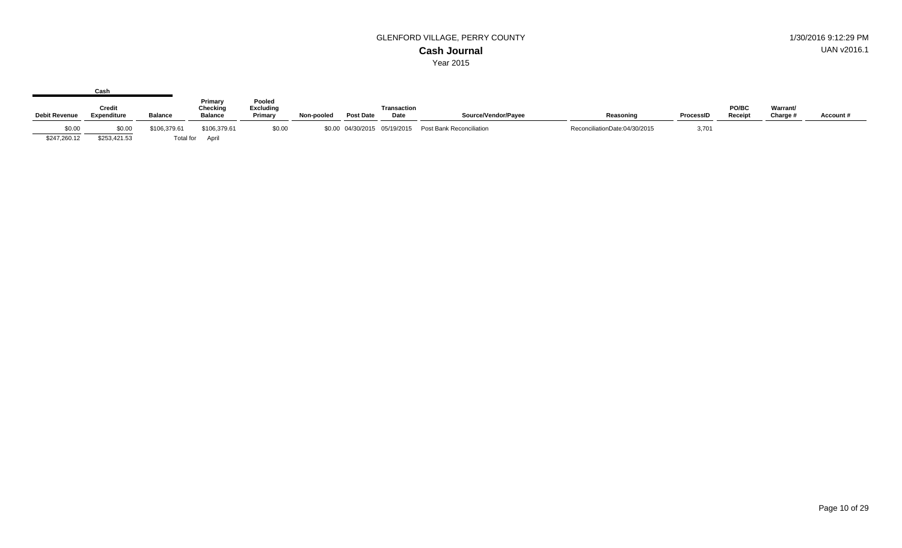GLENFORD VILLAGE, PERRY COUNTY

# Cash Journal

Year 2015

| Cash | | | | | | | | | | | | | |
|---|---|---|---|---|---|---|---|---|---|---|---|---|---|
| Debit Revenue | Credit Expenditure | Balance | Primary Checking Balance | Pooled Excluding Primary | Non-pooled | Post Date | Transaction Date | Source/Vendor/Payee | Reasoning | ProcessID | PO/BC Receipt | Warrant/ Charge # | Account # |
| $0.00 | $0.00 | $106,379.61 | $106,379.61 | $0.00 | $0.00 | 04/30/2015 | 05/19/2015 | Post Bank Reconciliation | ReconciliationDate:04/30/2015 | 3,701 | | | |
| $247,260.12 | $253,421.53 | Total for | April | | | | | | | | | | |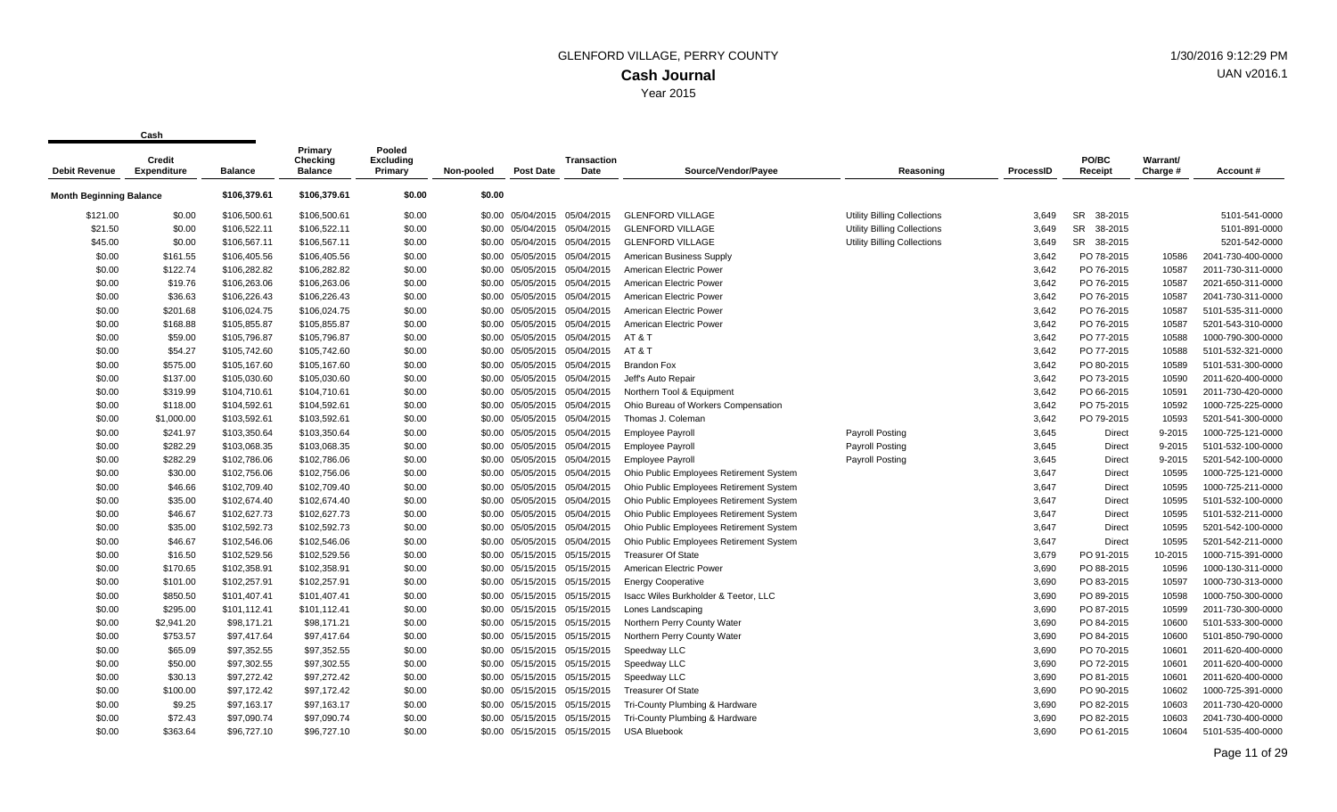# GLENFORD VILLAGE, PERRY COUNTY

1/30/2016 9:12:29 PM

## Cash Journal

UAN v2016.1

Year 2015

| Debit Revenue | Cash Credit Expenditure | Balance | Primary Checking Balance | Pooled Excluding Primary | Non-pooled | Post Date | Transaction Date | Source/Vendor/Payee | Reasoning | ProcessID | PO/BC Receipt | Warrant/ Charge # | Account # |
|---|---|---|---|---|---|---|---|---|---|---|---|---|---|
| Month Beginning Balance | | $106,379.61 | $106,379.61 | $0.00 | $0.00 | | | | | | | | |
| $121.00 | $0.00 | $106,500.61 | $106,500.61 | $0.00 | $0.00 | 05/04/2015 | 05/04/2015 | GLENFORD VILLAGE | Utility Billing Collections | 3,649 | SR 38-2015 | | 5101-541-0000 |
| $21.50 | $0.00 | $106,522.11 | $106,522.11 | $0.00 | $0.00 | 05/04/2015 | 05/04/2015 | GLENFORD VILLAGE | Utility Billing Collections | 3,649 | SR 38-2015 | | 5101-891-0000 |
| $45.00 | $0.00 | $106,567.11 | $106,567.11 | $0.00 | $0.00 | 05/04/2015 | 05/04/2015 | GLENFORD VILLAGE | Utility Billing Collections | 3,649 | SR 38-2015 | | 5201-542-0000 |
| $0.00 | $161.55 | $106,405.56 | $106,405.56 | $0.00 | $0.00 | 05/05/2015 | 05/04/2015 | American Business Supply | | 3,642 | PO 78-2015 | 10586 | 2041-730-400-0000 |
| $0.00 | $122.74 | $106,282.82 | $106,282.82 | $0.00 | $0.00 | 05/05/2015 | 05/04/2015 | American Electric Power | | 3,642 | PO 76-2015 | 10587 | 2011-730-311-0000 |
| $0.00 | $19.76 | $106,263.06 | $106,263.06 | $0.00 | $0.00 | 05/05/2015 | 05/04/2015 | American Electric Power | | 3,642 | PO 76-2015 | 10587 | 2021-650-311-0000 |
| $0.00 | $36.63 | $106,226.43 | $106,226.43 | $0.00 | $0.00 | 05/05/2015 | 05/04/2015 | American Electric Power | | 3,642 | PO 76-2015 | 10587 | 2041-730-311-0000 |
| $0.00 | $201.68 | $106,024.75 | $106,024.75 | $0.00 | $0.00 | 05/05/2015 | 05/04/2015 | American Electric Power | | 3,642 | PO 76-2015 | 10587 | 5101-535-311-0000 |
| $0.00 | $168.88 | $105,855.87 | $105,855.87 | $0.00 | $0.00 | 05/05/2015 | 05/04/2015 | American Electric Power | | 3,642 | PO 76-2015 | 10587 | 5201-543-310-0000 |
| $0.00 | $59.00 | $105,796.87 | $105,796.87 | $0.00 | $0.00 | 05/05/2015 | 05/04/2015 | AT & T | | 3,642 | PO 77-2015 | 10588 | 1000-790-300-0000 |
| $0.00 | $54.27 | $105,742.60 | $105,742.60 | $0.00 | $0.00 | 05/05/2015 | 05/04/2015 | AT & T | | 3,642 | PO 77-2015 | 10588 | 5101-532-321-0000 |
| $0.00 | $575.00 | $105,167.60 | $105,167.60 | $0.00 | $0.00 | 05/05/2015 | 05/04/2015 | Brandon Fox | | 3,642 | PO 80-2015 | 10589 | 5101-531-300-0000 |
| $0.00 | $137.00 | $105,030.60 | $105,030.60 | $0.00 | $0.00 | 05/05/2015 | 05/04/2015 | Jeff's Auto Repair | | 3,642 | PO 73-2015 | 10590 | 2011-620-400-0000 |
| $0.00 | $319.99 | $104,710.61 | $104,710.61 | $0.00 | $0.00 | 05/05/2015 | 05/04/2015 | Northern Tool & Equipment | | 3,642 | PO 66-2015 | 10591 | 2011-730-420-0000 |
| $0.00 | $118.00 | $104,592.61 | $104,592.61 | $0.00 | $0.00 | 05/05/2015 | 05/04/2015 | Ohio Bureau of Workers Compensation | | 3,642 | PO 75-2015 | 10592 | 1000-725-225-0000 |
| $0.00 | $1,000.00 | $103,592.61 | $103,592.61 | $0.00 | $0.00 | 05/05/2015 | 05/04/2015 | Thomas J. Coleman | | 3,642 | PO 79-2015 | 10593 | 5201-541-300-0000 |
| $0.00 | $241.97 | $103,350.64 | $103,350.64 | $0.00 | $0.00 | 05/05/2015 | 05/04/2015 | Employee Payroll | Payroll Posting | 3,645 | Direct | 9-2015 | 1000-725-121-0000 |
| $0.00 | $282.29 | $103,068.35 | $103,068.35 | $0.00 | $0.00 | 05/05/2015 | 05/04/2015 | Employee Payroll | Payroll Posting | 3,645 | Direct | 9-2015 | 5101-532-100-0000 |
| $0.00 | $282.29 | $102,786.06 | $102,786.06 | $0.00 | $0.00 | 05/05/2015 | 05/04/2015 | Employee Payroll | Payroll Posting | 3,645 | Direct | 9-2015 | 5201-542-100-0000 |
| $0.00 | $30.00 | $102,756.06 | $102,756.06 | $0.00 | $0.00 | 05/05/2015 | 05/04/2015 | Ohio Public Employees Retirement System | | 3,647 | Direct | 10595 | 1000-725-121-0000 |
| $0.00 | $46.66 | $102,709.40 | $102,709.40 | $0.00 | $0.00 | 05/05/2015 | 05/04/2015 | Ohio Public Employees Retirement System | | 3,647 | Direct | 10595 | 1000-725-211-0000 |
| $0.00 | $35.00 | $102,674.40 | $102,674.40 | $0.00 | $0.00 | 05/05/2015 | 05/04/2015 | Ohio Public Employees Retirement System | | 3,647 | Direct | 10595 | 5101-532-100-0000 |
| $0.00 | $46.67 | $102,627.73 | $102,627.73 | $0.00 | $0.00 | 05/05/2015 | 05/04/2015 | Ohio Public Employees Retirement System | | 3,647 | Direct | 10595 | 5101-532-211-0000 |
| $0.00 | $35.00 | $102,592.73 | $102,592.73 | $0.00 | $0.00 | 05/05/2015 | 05/04/2015 | Ohio Public Employees Retirement System | | 3,647 | Direct | 10595 | 5201-542-100-0000 |
| $0.00 | $46.67 | $102,546.06 | $102,546.06 | $0.00 | $0.00 | 05/05/2015 | 05/04/2015 | Ohio Public Employees Retirement System | | 3,647 | Direct | 10595 | 5201-542-211-0000 |
| $0.00 | $16.50 | $102,529.56 | $102,529.56 | $0.00 | $0.00 | 05/15/2015 | 05/15/2015 | Treasurer Of State | | 3,679 | PO 91-2015 | 10-2015 | 1000-715-391-0000 |
| $0.00 | $170.65 | $102,358.91 | $102,358.91 | $0.00 | $0.00 | 05/15/2015 | 05/15/2015 | American Electric Power | | 3,690 | PO 88-2015 | 10596 | 1000-130-311-0000 |
| $0.00 | $101.00 | $102,257.91 | $102,257.91 | $0.00 | $0.00 | 05/15/2015 | 05/15/2015 | Energy Cooperative | | 3,690 | PO 83-2015 | 10597 | 1000-730-313-0000 |
| $0.00 | $850.50 | $101,407.41 | $101,407.41 | $0.00 | $0.00 | 05/15/2015 | 05/15/2015 | Isacc Wiles Burkholder & Teetor, LLC | | 3,690 | PO 89-2015 | 10598 | 1000-750-300-0000 |
| $0.00 | $295.00 | $101,112.41 | $101,112.41 | $0.00 | $0.00 | 05/15/2015 | 05/15/2015 | Lones Landscaping | | 3,690 | PO 87-2015 | 10599 | 2011-730-300-0000 |
| $0.00 | $2,941.20 | $98,171.21 | $98,171.21 | $0.00 | $0.00 | 05/15/2015 | 05/15/2015 | Northern Perry County Water | | 3,690 | PO 84-2015 | 10600 | 5101-533-300-0000 |
| $0.00 | $753.57 | $97,417.64 | $97,417.64 | $0.00 | $0.00 | 05/15/2015 | 05/15/2015 | Northern Perry County Water | | 3,690 | PO 84-2015 | 10600 | 5101-850-790-0000 |
| $0.00 | $65.09 | $97,352.55 | $97,352.55 | $0.00 | $0.00 | 05/15/2015 | 05/15/2015 | Speedway LLC | | 3,690 | PO 70-2015 | 10601 | 2011-620-400-0000 |
| $0.00 | $50.00 | $97,302.55 | $97,302.55 | $0.00 | $0.00 | 05/15/2015 | 05/15/2015 | Speedway LLC | | 3,690 | PO 72-2015 | 10601 | 2011-620-400-0000 |
| $0.00 | $30.13 | $97,272.42 | $97,272.42 | $0.00 | $0.00 | 05/15/2015 | 05/15/2015 | Speedway LLC | | 3,690 | PO 81-2015 | 10601 | 2011-620-400-0000 |
| $0.00 | $100.00 | $97,172.42 | $97,172.42 | $0.00 | $0.00 | 05/15/2015 | 05/15/2015 | Treasurer Of State | | 3,690 | PO 90-2015 | 10602 | 1000-725-391-0000 |
| $0.00 | $9.25 | $97,163.17 | $97,163.17 | $0.00 | $0.00 | 05/15/2015 | 05/15/2015 | Tri-County Plumbing & Hardware | | 3,690 | PO 82-2015 | 10603 | 2011-730-420-0000 |
| $0.00 | $72.43 | $97,090.74 | $97,090.74 | $0.00 | $0.00 | 05/15/2015 | 05/15/2015 | Tri-County Plumbing & Hardware | | 3,690 | PO 82-2015 | 10603 | 2041-730-400-0000 |
| $0.00 | $363.64 | $96,727.10 | $96,727.10 | $0.00 | $0.00 | 05/15/2015 | 05/15/2015 | USA Bluebook | | 3,690 | PO 61-2015 | 10604 | 5101-535-400-0000 |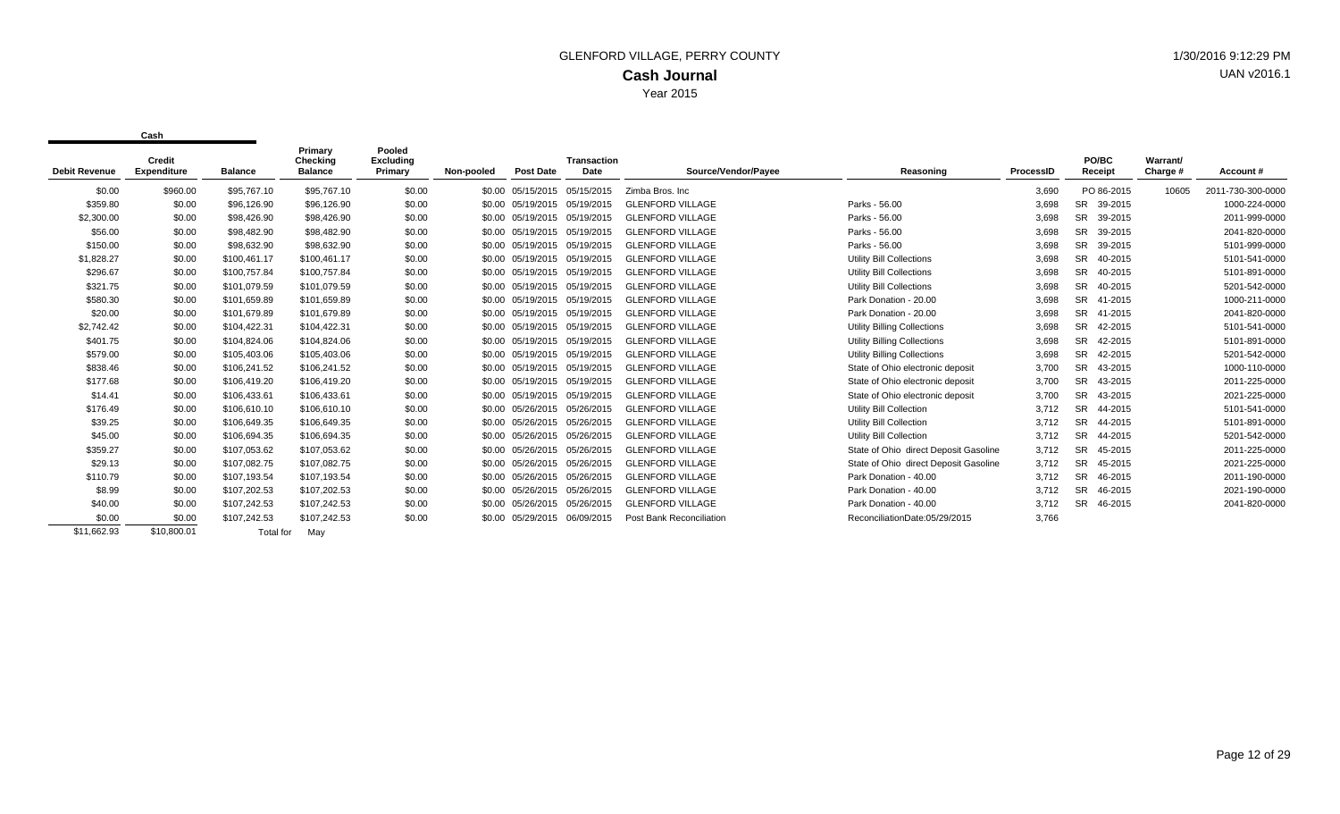# GLENFORD VILLAGE, PERRY COUNTY

## Cash Journal

Year 2015

1/30/2016 9:12:29 PM

UAN v2016.1

| Cash | | | | | | | | | | | | | | |
|---|---|---|---|---|---|---|---|---|---|---|---|---|---|---|
| Debit Revenue | Credit Expenditure | Balance | Primary Checking Balance | Pooled Excluding Primary | Non-pooled | Post Date | Transaction Date | Source/Vendor/Payee | Reasoning | ProcessID | PO/BC Receipt | Warrant/ Charge # | Account # |
| $0.00 | $960.00 | $95,767.10 | $95,767.10 | $0.00 | $0.00 | 05/15/2015 | 05/15/2015 | Zimba Bros. Inc | | 3,690 | PO 86-2015 | 10605 | 2011-730-300-0000 |
| $359.80 | $0.00 | $96,126.90 | $96,126.90 | $0.00 | $0.00 | 05/19/2015 | 05/19/2015 | GLENFORD VILLAGE | Parks - 56.00 | 3,698 | SR 39-2015 | | 1000-224-0000 |
| $2,300.00 | $0.00 | $98,426.90 | $98,426.90 | $0.00 | $0.00 | 05/19/2015 | 05/19/2015 | GLENFORD VILLAGE | Parks - 56.00 | 3,698 | SR 39-2015 | | 2011-999-0000 |
| $56.00 | $0.00 | $98,482.90 | $98,482.90 | $0.00 | $0.00 | 05/19/2015 | 05/19/2015 | GLENFORD VILLAGE | Parks - 56.00 | 3,698 | SR 39-2015 | | 2041-820-0000 |
| $150.00 | $0.00 | $98,632.90 | $98,632.90 | $0.00 | $0.00 | 05/19/2015 | 05/19/2015 | GLENFORD VILLAGE | Parks - 56.00 | 3,698 | SR 39-2015 | | 5101-999-0000 |
| $1,828.27 | $0.00 | $100,461.17 | $100,461.17 | $0.00 | $0.00 | 05/19/2015 | 05/19/2015 | GLENFORD VILLAGE | Utility Bill Collections | 3,698 | SR 40-2015 | | 5101-541-0000 |
| $296.67 | $0.00 | $100,757.84 | $100,757.84 | $0.00 | $0.00 | 05/19/2015 | 05/19/2015 | GLENFORD VILLAGE | Utility Bill Collections | 3,698 | SR 40-2015 | | 5101-891-0000 |
| $321.75 | $0.00 | $101,079.59 | $101,079.59 | $0.00 | $0.00 | 05/19/2015 | 05/19/2015 | GLENFORD VILLAGE | Utility Bill Collections | 3,698 | SR 40-2015 | | 5201-542-0000 |
| $580.30 | $0.00 | $101,659.89 | $101,659.89 | $0.00 | $0.00 | 05/19/2015 | 05/19/2015 | GLENFORD VILLAGE | Park Donation - 20.00 | 3,698 | SR 41-2015 | | 1000-211-0000 |
| $20.00 | $0.00 | $101,679.89 | $101,679.89 | $0.00 | $0.00 | 05/19/2015 | 05/19/2015 | GLENFORD VILLAGE | Park Donation - 20.00 | 3,698 | SR 41-2015 | | 2041-820-0000 |
| $2,742.42 | $0.00 | $104,422.31 | $104,422.31 | $0.00 | $0.00 | 05/19/2015 | 05/19/2015 | GLENFORD VILLAGE | Utility Billing Collections | 3,698 | SR 42-2015 | | 5101-541-0000 |
| $401.75 | $0.00 | $104,824.06 | $104,824.06 | $0.00 | $0.00 | 05/19/2015 | 05/19/2015 | GLENFORD VILLAGE | Utility Billing Collections | 3,698 | SR 42-2015 | | 5101-891-0000 |
| $579.00 | $0.00 | $105,403.06 | $105,403.06 | $0.00 | $0.00 | 05/19/2015 | 05/19/2015 | GLENFORD VILLAGE | Utility Billing Collections | 3,698 | SR 42-2015 | | 5201-542-0000 |
| $838.46 | $0.00 | $106,241.52 | $106,241.52 | $0.00 | $0.00 | 05/19/2015 | 05/19/2015 | GLENFORD VILLAGE | State of Ohio electronic deposit | 3,700 | SR 43-2015 | | 1000-110-0000 |
| $177.68 | $0.00 | $106,419.20 | $106,419.20 | $0.00 | $0.00 | 05/19/2015 | 05/19/2015 | GLENFORD VILLAGE | State of Ohio electronic deposit | 3,700 | SR 43-2015 | | 2011-225-0000 |
| $14.41 | $0.00 | $106,433.61 | $106,433.61 | $0.00 | $0.00 | 05/19/2015 | 05/19/2015 | GLENFORD VILLAGE | State of Ohio electronic deposit | 3,700 | SR 43-2015 | | 2021-225-0000 |
| $176.49 | $0.00 | $106,610.10 | $106,610.10 | $0.00 | $0.00 | 05/26/2015 | 05/26/2015 | GLENFORD VILLAGE | Utility Bill Collection | 3,712 | SR 44-2015 | | 5101-541-0000 |
| $39.25 | $0.00 | $106,649.35 | $106,649.35 | $0.00 | $0.00 | 05/26/2015 | 05/26/2015 | GLENFORD VILLAGE | Utility Bill Collection | 3,712 | SR 44-2015 | | 5101-891-0000 |
| $45.00 | $0.00 | $106,694.35 | $106,694.35 | $0.00 | $0.00 | 05/26/2015 | 05/26/2015 | GLENFORD VILLAGE | Utility Bill Collection | 3,712 | SR 44-2015 | | 5201-542-0000 |
| $359.27 | $0.00 | $107,053.62 | $107,053.62 | $0.00 | $0.00 | 05/26/2015 | 05/26/2015 | GLENFORD VILLAGE | State of Ohio direct Deposit Gasoline | 3,712 | SR 45-2015 | | 2011-225-0000 |
| $29.13 | $0.00 | $107,082.75 | $107,082.75 | $0.00 | $0.00 | 05/26/2015 | 05/26/2015 | GLENFORD VILLAGE | State of Ohio direct Deposit Gasoline | 3,712 | SR 45-2015 | | 2021-225-0000 |
| $110.79 | $0.00 | $107,193.54 | $107,193.54 | $0.00 | $0.00 | 05/26/2015 | 05/26/2015 | GLENFORD VILLAGE | Park Donation - 40.00 | 3,712 | SR 46-2015 | | 2011-190-0000 |
| $8.99 | $0.00 | $107,202.53 | $107,202.53 | $0.00 | $0.00 | 05/26/2015 | 05/26/2015 | GLENFORD VILLAGE | Park Donation - 40.00 | 3,712 | SR 46-2015 | | 2021-190-0000 |
| $40.00 | $0.00 | $107,242.53 | $107,242.53 | $0.00 | $0.00 | 05/26/2015 | 05/26/2015 | GLENFORD VILLAGE | Park Donation - 40.00 | 3,712 | SR 46-2015 | | 2041-820-0000 |
| $0.00 | $0.00 | $107,242.53 | $107,242.53 | $0.00 | $0.00 | 05/29/2015 | 06/09/2015 | Post Bank Reconciliation | ReconciliationDate:05/29/2015 | 3,766 | | | |
| $11,662.93 | $10,800.01 | Total for | May | | | | | | | | | | |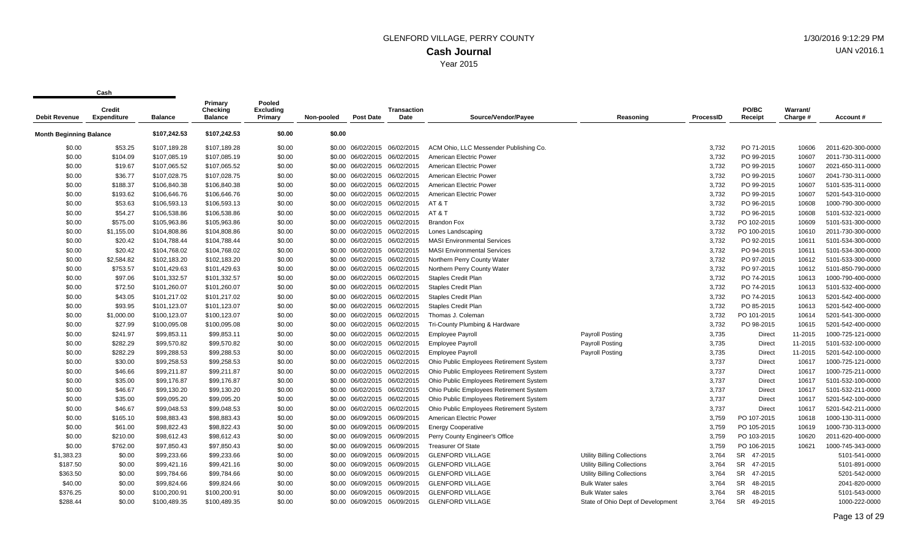# GLENFORD VILLAGE, PERRY COUNTY

## Cash Journal

Year 2015

1/30/2016 9:12:29 PM
UAN v2016.1

| Cash | | | | | | | | | | | | | | |
|---|---|---|---|---|---|---|---|---|---|---|---|---|---|---|
| Debit Revenue | Credit Expenditure | Balance | Primary Checking Balance | Pooled Excluding Primary | Non-pooled | Post Date | Transaction Date | Source/Vendor/Payee | Reasoning | ProcessID | PO/BC Receipt | Warrant/ Charge # | Account # |
| Month Beginning Balance | | $107,242.53 | $107,242.53 | $0.00 | $0.00 | | | | | | | | |
| $0.00 | $53.25 | $107,189.28 | $107,189.28 | $0.00 | $0.00 | 06/02/2015 | 06/02/2015 | ACM Ohio, LLC Messender Publishing Co. | | 3,732 | PO 71-2015 | 10606 | 2011-620-300-0000 |
| $0.00 | $104.09 | $107,085.19 | $107,085.19 | $0.00 | $0.00 | 06/02/2015 | 06/02/2015 | American Electric Power | | 3,732 | PO 99-2015 | 10607 | 2011-730-311-0000 |
| $0.00 | $19.67 | $107,065.52 | $107,065.52 | $0.00 | $0.00 | 06/02/2015 | 06/02/2015 | American Electric Power | | 3,732 | PO 99-2015 | 10607 | 2021-650-311-0000 |
| $0.00 | $36.77 | $107,028.75 | $107,028.75 | $0.00 | $0.00 | 06/02/2015 | 06/02/2015 | American Electric Power | | 3,732 | PO 99-2015 | 10607 | 2041-730-311-0000 |
| $0.00 | $188.37 | $106,840.38 | $106,840.38 | $0.00 | $0.00 | 06/02/2015 | 06/02/2015 | American Electric Power | | 3,732 | PO 99-2015 | 10607 | 5101-535-311-0000 |
| $0.00 | $193.62 | $106,646.76 | $106,646.76 | $0.00 | $0.00 | 06/02/2015 | 06/02/2015 | American Electric Power | | 3,732 | PO 99-2015 | 10607 | 5201-543-310-0000 |
| $0.00 | $53.63 | $106,593.13 | $106,593.13 | $0.00 | $0.00 | 06/02/2015 | 06/02/2015 | AT & T | | 3,732 | PO 96-2015 | 10608 | 1000-790-300-0000 |
| $0.00 | $54.27 | $106,538.86 | $106,538.86 | $0.00 | $0.00 | 06/02/2015 | 06/02/2015 | AT & T | | 3,732 | PO 96-2015 | 10608 | 5101-532-321-0000 |
| $0.00 | $575.00 | $105,963.86 | $105,963.86 | $0.00 | $0.00 | 06/02/2015 | 06/02/2015 | Brandon Fox | | 3,732 | PO 102-2015 | 10609 | 5101-531-300-0000 |
| $0.00 | $1,155.00 | $104,808.86 | $104,808.86 | $0.00 | $0.00 | 06/02/2015 | 06/02/2015 | Lones Landscaping | | 3,732 | PO 100-2015 | 10610 | 2011-730-300-0000 |
| $0.00 | $20.42 | $104,788.44 | $104,788.44 | $0.00 | $0.00 | 06/02/2015 | 06/02/2015 | MASI Environmental Services | | 3,732 | PO 92-2015 | 10611 | 5101-534-300-0000 |
| $0.00 | $20.42 | $104,768.02 | $104,768.02 | $0.00 | $0.00 | 06/02/2015 | 06/02/2015 | MASI Environmental Services | | 3,732 | PO 94-2015 | 10611 | 5101-534-300-0000 |
| $0.00 | $2,584.82 | $102,183.20 | $102,183.20 | $0.00 | $0.00 | 06/02/2015 | 06/02/2015 | Northern Perry County Water | | 3,732 | PO 97-2015 | 10612 | 5101-533-300-0000 |
| $0.00 | $753.57 | $101,429.63 | $101,429.63 | $0.00 | $0.00 | 06/02/2015 | 06/02/2015 | Northern Perry County Water | | 3,732 | PO 97-2015 | 10612 | 5101-850-790-0000 |
| $0.00 | $97.06 | $101,332.57 | $101,332.57 | $0.00 | $0.00 | 06/02/2015 | 06/02/2015 | Staples Credit Plan | | 3,732 | PO 74-2015 | 10613 | 1000-790-400-0000 |
| $0.00 | $72.50 | $101,260.07 | $101,260.07 | $0.00 | $0.00 | 06/02/2015 | 06/02/2015 | Staples Credit Plan | | 3,732 | PO 74-2015 | 10613 | 5101-532-400-0000 |
| $0.00 | $43.05 | $101,217.02 | $101,217.02 | $0.00 | $0.00 | 06/02/2015 | 06/02/2015 | Staples Credit Plan | | 3,732 | PO 74-2015 | 10613 | 5201-542-400-0000 |
| $0.00 | $93.95 | $101,123.07 | $101,123.07 | $0.00 | $0.00 | 06/02/2015 | 06/02/2015 | Staples Credit Plan | | 3,732 | PO 85-2015 | 10613 | 5201-542-400-0000 |
| $0.00 | $1,000.00 | $100,123.07 | $100,123.07 | $0.00 | $0.00 | 06/02/2015 | 06/02/2015 | Thomas J. Coleman | | 3,732 | PO 101-2015 | 10614 | 5201-541-300-0000 |
| $0.00 | $27.99 | $100,095.08 | $100,095.08 | $0.00 | $0.00 | 06/02/2015 | 06/02/2015 | Tri-County Plumbing & Hardware | | 3,732 | PO 98-2015 | 10615 | 5201-542-400-0000 |
| $0.00 | $241.97 | $99,853.11 | $99,853.11 | $0.00 | $0.00 | 06/02/2015 | 06/02/2015 | Employee Payroll | Payroll Posting | 3,735 | Direct | 11-2015 | 1000-725-121-0000 |
| $0.00 | $282.29 | $99,570.82 | $99,570.82 | $0.00 | $0.00 | 06/02/2015 | 06/02/2015 | Employee Payroll | Payroll Posting | 3,735 | Direct | 11-2015 | 5101-532-100-0000 |
| $0.00 | $282.29 | $99,288.53 | $99,288.53 | $0.00 | $0.00 | 06/02/2015 | 06/02/2015 | Employee Payroll | Payroll Posting | 3,735 | Direct | 11-2015 | 5201-542-100-0000 |
| $0.00 | $30.00 | $99,258.53 | $99,258.53 | $0.00 | $0.00 | 06/02/2015 | 06/02/2015 | Ohio Public Employees Retirement System | | 3,737 | Direct | 10617 | 1000-725-121-0000 |
| $0.00 | $46.66 | $99,211.87 | $99,211.87 | $0.00 | $0.00 | 06/02/2015 | 06/02/2015 | Ohio Public Employees Retirement System | | 3,737 | Direct | 10617 | 1000-725-211-0000 |
| $0.00 | $35.00 | $99,176.87 | $99,176.87 | $0.00 | $0.00 | 06/02/2015 | 06/02/2015 | Ohio Public Employees Retirement System | | 3,737 | Direct | 10617 | 5101-532-100-0000 |
| $0.00 | $46.67 | $99,130.20 | $99,130.20 | $0.00 | $0.00 | 06/02/2015 | 06/02/2015 | Ohio Public Employees Retirement System | | 3,737 | Direct | 10617 | 5101-532-211-0000 |
| $0.00 | $35.00 | $99,095.20 | $99,095.20 | $0.00 | $0.00 | 06/02/2015 | 06/02/2015 | Ohio Public Employees Retirement System | | 3,737 | Direct | 10617 | 5201-542-100-0000 |
| $0.00 | $46.67 | $99,048.53 | $99,048.53 | $0.00 | $0.00 | 06/02/2015 | 06/02/2015 | Ohio Public Employees Retirement System | | 3,737 | Direct | 10617 | 5201-542-211-0000 |
| $0.00 | $165.10 | $98,883.43 | $98,883.43 | $0.00 | $0.00 | 06/09/2015 | 06/09/2015 | American Electric Power | | 3,759 | PO 107-2015 | 10618 | 1000-130-311-0000 |
| $0.00 | $61.00 | $98,822.43 | $98,822.43 | $0.00 | $0.00 | 06/09/2015 | 06/09/2015 | Energy Cooperative | | 3,759 | PO 105-2015 | 10619 | 1000-730-313-0000 |
| $0.00 | $210.00 | $98,612.43 | $98,612.43 | $0.00 | $0.00 | 06/09/2015 | 06/09/2015 | Perry County Engineer's Office | | 3,759 | PO 103-2015 | 10620 | 2011-620-400-0000 |
| $0.00 | $762.00 | $97,850.43 | $97,850.43 | $0.00 | $0.00 | 06/09/2015 | 06/09/2015 | Treasurer Of State | | 3,759 | PO 106-2015 | 10621 | 1000-745-343-0000 |
| $1,383.23 | $0.00 | $99,233.66 | $99,233.66 | $0.00 | $0.00 | 06/09/2015 | 06/09/2015 | GLENFORD VILLAGE | Utility Billing Collections | 3,764 | SR 47-2015 | | 5101-541-0000 |
| $187.50 | $0.00 | $99,421.16 | $99,421.16 | $0.00 | $0.00 | 06/09/2015 | 06/09/2015 | GLENFORD VILLAGE | Utility Billing Collections | 3,764 | SR 47-2015 | | 5101-891-0000 |
| $363.50 | $0.00 | $99,784.66 | $99,784.66 | $0.00 | $0.00 | 06/09/2015 | 06/09/2015 | GLENFORD VILLAGE | Utility Billing Collections | 3,764 | SR 47-2015 | | 5201-542-0000 |
| $40.00 | $0.00 | $99,824.66 | $99,824.66 | $0.00 | $0.00 | 06/09/2015 | 06/09/2015 | GLENFORD VILLAGE | Bulk Water sales | 3,764 | SR 48-2015 | | 2041-820-0000 |
| $376.25 | $0.00 | $100,200.91 | $100,200.91 | $0.00 | $0.00 | 06/09/2015 | 06/09/2015 | GLENFORD VILLAGE | Bulk Water sales | 3,764 | SR 48-2015 | | 5101-543-0000 |
| $288.44 | $0.00 | $100,489.35 | $100,489.35 | $0.00 | $0.00 | 06/09/2015 | 06/09/2015 | GLENFORD VILLAGE | State of Ohio Dept of Development | 3,764 | SR 49-2015 | | 1000-222-0000 |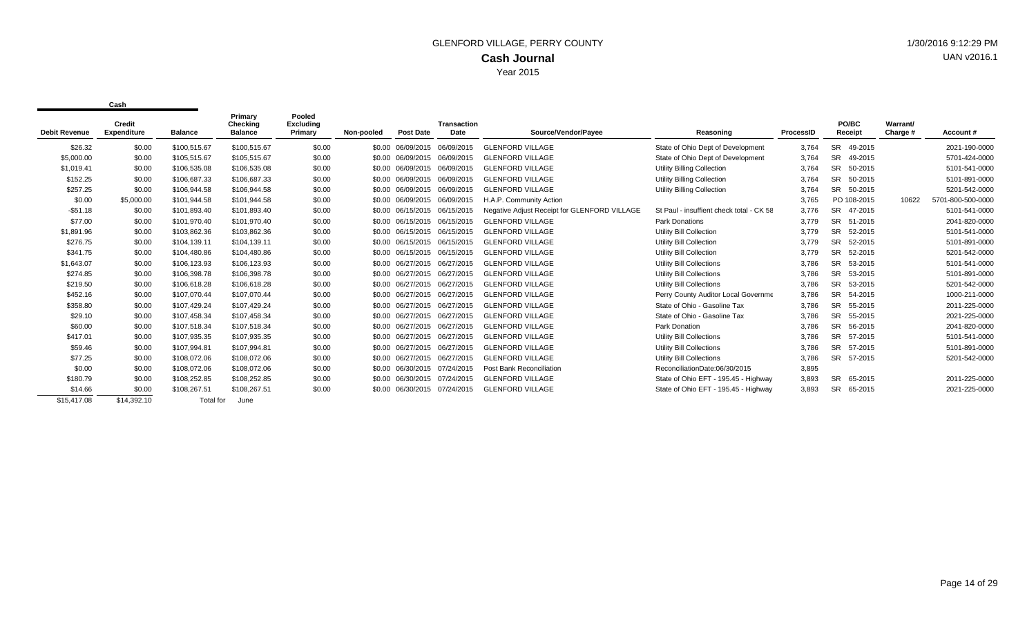# GLENFORD VILLAGE, PERRY COUNTY

## Cash Journal

Year 2015

1/30/2016 9:12:29 PM
UAN v2016.1

| Cash | | | | | | | | | | | | | | |
|---|---|---|---|---|---|---|---|---|---|---|---|---|---|---|
| Debit Revenue | Credit Expenditure | Balance | Primary Checking Balance | Pooled Excluding Primary | Non-pooled | Post Date | Transaction Date | Source/Vendor/Payee | Reasoning | ProcessID | PO/BC Receipt | | Warrant/ Charge # | Account # |
| $26.32 | $0.00 | $100,515.67 | $100,515.67 | $0.00 | $0.00 | 06/09/2015 | 06/09/2015 | GLENFORD VILLAGE | State of Ohio Dept of Development | 3,764 | SR | 49-2015 | | 2021-190-0000 |
| $5,000.00 | $0.00 | $105,515.67 | $105,515.67 | $0.00 | $0.00 | 06/09/2015 | 06/09/2015 | GLENFORD VILLAGE | State of Ohio Dept of Development | 3,764 | SR | 49-2015 | | 5701-424-0000 |
| $1,019.41 | $0.00 | $106,535.08 | $106,535.08 | $0.00 | $0.00 | 06/09/2015 | 06/09/2015 | GLENFORD VILLAGE | Utility Billing Collection | 3,764 | SR | 50-2015 | | 5101-541-0000 |
| $152.25 | $0.00 | $106,687.33 | $106,687.33 | $0.00 | $0.00 | 06/09/2015 | 06/09/2015 | GLENFORD VILLAGE | Utility Billing Collection | 3,764 | SR | 50-2015 | | 5101-891-0000 |
| $257.25 | $0.00 | $106,944.58 | $106,944.58 | $0.00 | $0.00 | 06/09/2015 | 06/09/2015 | GLENFORD VILLAGE | Utility Billing Collection | 3,764 | SR | 50-2015 | | 5201-542-0000 |
| $0.00 | $5,000.00 | $101,944.58 | $101,944.58 | $0.00 | $0.00 | 06/09/2015 | 06/09/2015 | H.A.P. Community Action | | 3,765 | PO | 108-2015 | 10622 | 5701-800-500-0000 |
| -$51.18 | $0.00 | $101,893.40 | $101,893.40 | $0.00 | $0.00 | 06/15/2015 | 06/15/2015 | Negative Adjust Receipt for GLENFORD VILLAGE | St Paul - insuffient check total - CK 58 | 3,776 | SR | 47-2015 | | 5101-541-0000 |
| $77.00 | $0.00 | $101,970.40 | $101,970.40 | $0.00 | $0.00 | 06/15/2015 | 06/15/2015 | GLENFORD VILLAGE | Park Donations | 3,779 | SR | 51-2015 | | 2041-820-0000 |
| $1,891.96 | $0.00 | $103,862.36 | $103,862.36 | $0.00 | $0.00 | 06/15/2015 | 06/15/2015 | GLENFORD VILLAGE | Utility Bill Collection | 3,779 | SR | 52-2015 | | 5101-541-0000 |
| $276.75 | $0.00 | $104,139.11 | $104,139.11 | $0.00 | $0.00 | 06/15/2015 | 06/15/2015 | GLENFORD VILLAGE | Utility Bill Collection | 3,779 | SR | 52-2015 | | 5101-891-0000 |
| $341.75 | $0.00 | $104,480.86 | $104,480.86 | $0.00 | $0.00 | 06/15/2015 | 06/15/2015 | GLENFORD VILLAGE | Utility Bill Collection | 3,779 | SR | 52-2015 | | 5201-542-0000 |
| $1,643.07 | $0.00 | $106,123.93 | $106,123.93 | $0.00 | $0.00 | 06/27/2015 | 06/27/2015 | GLENFORD VILLAGE | Utility Bill Collections | 3,786 | SR | 53-2015 | | 5101-541-0000 |
| $274.85 | $0.00 | $106,398.78 | $106,398.78 | $0.00 | $0.00 | 06/27/2015 | 06/27/2015 | GLENFORD VILLAGE | Utility Bill Collections | 3,786 | SR | 53-2015 | | 5101-891-0000 |
| $219.50 | $0.00 | $106,618.28 | $106,618.28 | $0.00 | $0.00 | 06/27/2015 | 06/27/2015 | GLENFORD VILLAGE | Utility Bill Collections | 3,786 | SR | 53-2015 | | 5201-542-0000 |
| $452.16 | $0.00 | $107,070.44 | $107,070.44 | $0.00 | $0.00 | 06/27/2015 | 06/27/2015 | GLENFORD VILLAGE | Perry County Auditor Local Governme | 3,786 | SR | 54-2015 | | 1000-211-0000 |
| $358.80 | $0.00 | $107,429.24 | $107,429.24 | $0.00 | $0.00 | 06/27/2015 | 06/27/2015 | GLENFORD VILLAGE | State of Ohio - Gasoline Tax | 3,786 | SR | 55-2015 | | 2011-225-0000 |
| $29.10 | $0.00 | $107,458.34 | $107,458.34 | $0.00 | $0.00 | 06/27/2015 | 06/27/2015 | GLENFORD VILLAGE | State of Ohio - Gasoline Tax | 3,786 | SR | 55-2015 | | 2021-225-0000 |
| $60.00 | $0.00 | $107,518.34 | $107,518.34 | $0.00 | $0.00 | 06/27/2015 | 06/27/2015 | GLENFORD VILLAGE | Park Donation | 3,786 | SR | 56-2015 | | 2041-820-0000 |
| $417.01 | $0.00 | $107,935.35 | $107,935.35 | $0.00 | $0.00 | 06/27/2015 | 06/27/2015 | GLENFORD VILLAGE | Utility Bill Collections | 3,786 | SR | 57-2015 | | 5101-541-0000 |
| $59.46 | $0.00 | $107,994.81 | $107,994.81 | $0.00 | $0.00 | 06/27/2015 | 06/27/2015 | GLENFORD VILLAGE | Utility Bill Collections | 3,786 | SR | 57-2015 | | 5101-891-0000 |
| $77.25 | $0.00 | $108,072.06 | $108,072.06 | $0.00 | $0.00 | 06/27/2015 | 06/27/2015 | GLENFORD VILLAGE | Utility Bill Collections | 3,786 | SR | 57-2015 | | 5201-542-0000 |
| $0.00 | $0.00 | $108,072.06 | $108,072.06 | $0.00 | $0.00 | 06/30/2015 | 07/24/2015 | Post Bank Reconciliation | ReconciliationDate:06/30/2015 | 3,895 | | | | |
| $180.79 | $0.00 | $108,252.85 | $108,252.85 | $0.00 | $0.00 | 06/30/2015 | 07/24/2015 | GLENFORD VILLAGE | State of Ohio EFT - 195.45 - Highway | 3,893 | SR | 65-2015 | | 2011-225-0000 |
| $14.66 | $0.00 | $108,267.51 | $108,267.51 | $0.00 | $0.00 | 06/30/2015 | 07/24/2015 | GLENFORD VILLAGE | State of Ohio EFT - 195.45 - Highway | 3,893 | SR | 65-2015 | | 2021-225-0000 |
| $15,417.08 | $14,392.10 | Total for | June | | | | | | | | | | | |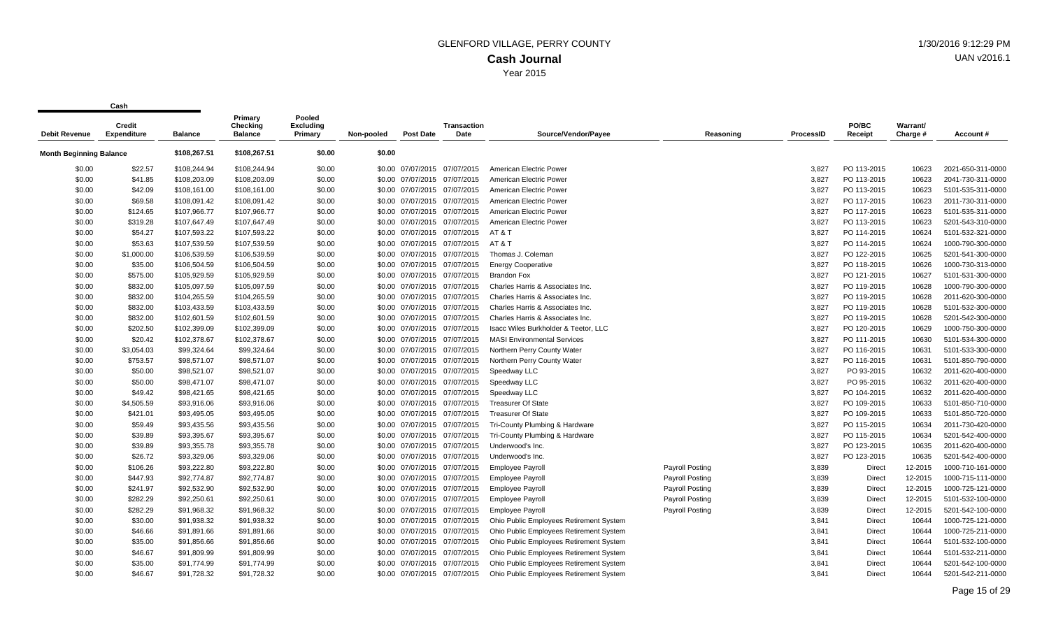# GLENFORD VILLAGE, PERRY COUNTY

## Cash Journal

Year 2015

1/30/2016 9:12:29 PM

UAN v2016.1

| Debit Revenue | Credit Expenditure | Cash Balance | Primary Checking Balance | Pooled Excluding Primary | Non-pooled | Post Date | Transaction Date | Source/Vendor/Payee | Reasoning | ProcessID | PO/BC Receipt | Warrant/ Charge # | Account # |
|---|---|---|---|---|---|---|---|---|---|---|---|---|---|
| **Month Beginning Balance** | | $108,267.51 | $108,267.51 | $0.00 | $0.00 | | | | | | | | |
| $0.00 | $22.57 | $108,244.94 | $108,244.94 | $0.00 | $0.00 | 07/07/2015 | 07/07/2015 | American Electric Power | | 3,827 | PO 113-2015 | 10623 | 2021-650-311-0000 |
| $0.00 | $41.85 | $108,203.09 | $108,203.09 | $0.00 | $0.00 | 07/07/2015 | 07/07/2015 | American Electric Power | | 3,827 | PO 113-2015 | 10623 | 2041-730-311-0000 |
| $0.00 | $42.09 | $108,161.00 | $108,161.00 | $0.00 | $0.00 | 07/07/2015 | 07/07/2015 | American Electric Power | | 3,827 | PO 113-2015 | 10623 | 5101-535-311-0000 |
| $0.00 | $69.58 | $108,091.42 | $108,091.42 | $0.00 | $0.00 | 07/07/2015 | 07/07/2015 | American Electric Power | | 3,827 | PO 117-2015 | 10623 | 2011-730-311-0000 |
| $0.00 | $124.65 | $107,966.77 | $107,966.77 | $0.00 | $0.00 | 07/07/2015 | 07/07/2015 | American Electric Power | | 3,827 | PO 117-2015 | 10623 | 5101-535-311-0000 |
| $0.00 | $319.28 | $107,647.49 | $107,647.49 | $0.00 | $0.00 | 07/07/2015 | 07/07/2015 | American Electric Power | | 3,827 | PO 113-2015 | 10623 | 5201-543-310-0000 |
| $0.00 | $54.27 | $107,593.22 | $107,593.22 | $0.00 | $0.00 | 07/07/2015 | 07/07/2015 | AT & T | | 3,827 | PO 114-2015 | 10624 | 5101-532-321-0000 |
| $0.00 | $53.63 | $107,539.59 | $107,539.59 | $0.00 | $0.00 | 07/07/2015 | 07/07/2015 | AT & T | | 3,827 | PO 114-2015 | 10624 | 1000-790-300-0000 |
| $0.00 | $1,000.00 | $106,539.59 | $106,539.59 | $0.00 | $0.00 | 07/07/2015 | 07/07/2015 | Thomas J. Coleman | | 3,827 | PO 122-2015 | 10625 | 5201-541-300-0000 |
| $0.00 | $35.00 | $106,504.59 | $106,504.59 | $0.00 | $0.00 | 07/07/2015 | 07/07/2015 | Energy Cooperative | | 3,827 | PO 118-2015 | 10626 | 1000-730-313-0000 |
| $0.00 | $575.00 | $105,929.59 | $105,929.59 | $0.00 | $0.00 | 07/07/2015 | 07/07/2015 | Brandon Fox | | 3,827 | PO 121-2015 | 10627 | 5101-531-300-0000 |
| $0.00 | $832.00 | $105,097.59 | $105,097.59 | $0.00 | $0.00 | 07/07/2015 | 07/07/2015 | Charles Harris & Associates Inc. | | 3,827 | PO 119-2015 | 10628 | 1000-790-300-0000 |
| $0.00 | $832.00 | $104,265.59 | $104,265.59 | $0.00 | $0.00 | 07/07/2015 | 07/07/2015 | Charles Harris & Associates Inc. | | 3,827 | PO 119-2015 | 10628 | 2011-620-300-0000 |
| $0.00 | $832.00 | $103,433.59 | $103,433.59 | $0.00 | $0.00 | 07/07/2015 | 07/07/2015 | Charles Harris & Associates Inc. | | 3,827 | PO 119-2015 | 10628 | 5101-532-300-0000 |
| $0.00 | $832.00 | $102,601.59 | $102,601.59 | $0.00 | $0.00 | 07/07/2015 | 07/07/2015 | Charles Harris & Associates Inc. | | 3,827 | PO 119-2015 | 10628 | 5201-542-300-0000 |
| $0.00 | $202.50 | $102,399.09 | $102,399.09 | $0.00 | $0.00 | 07/07/2015 | 07/07/2015 | Isaac Wiles Burkholder & Teetor, LLC | | 3,827 | PO 120-2015 | 10629 | 1000-750-300-0000 |
| $0.00 | $20.42 | $102,378.67 | $102,378.67 | $0.00 | $0.00 | 07/07/2015 | 07/07/2015 | MASI Environmental Services | | 3,827 | PO 111-2015 | 10630 | 5101-534-300-0000 |
| $0.00 | $3,054.03 | $99,324.64 | $99,324.64 | $0.00 | $0.00 | 07/07/2015 | 07/07/2015 | Northern Perry County Water | | 3,827 | PO 116-2015 | 10631 | 5101-533-300-0000 |
| $0.00 | $753.57 | $98,571.07 | $98,571.07 | $0.00 | $0.00 | 07/07/2015 | 07/07/2015 | Northern Perry County Water | | 3,827 | PO 116-2015 | 10631 | 5101-850-790-0000 |
| $0.00 | $50.00 | $98,521.07 | $98,521.07 | $0.00 | $0.00 | 07/07/2015 | 07/07/2015 | Speedway LLC | | 3,827 | PO 93-2015 | 10632 | 2011-620-400-0000 |
| $0.00 | $50.00 | $98,471.07 | $98,471.07 | $0.00 | $0.00 | 07/07/2015 | 07/07/2015 | Speedway LLC | | 3,827 | PO 95-2015 | 10632 | 2011-620-400-0000 |
| $0.00 | $49.42 | $98,421.65 | $98,421.65 | $0.00 | $0.00 | 07/07/2015 | 07/07/2015 | Speedway LLC | | 3,827 | PO 104-2015 | 10632 | 2011-620-400-0000 |
| $0.00 | $4,505.59 | $93,916.06 | $93,916.06 | $0.00 | $0.00 | 07/07/2015 | 07/07/2015 | Treasurer Of State | | 3,827 | PO 109-2015 | 10633 | 5101-850-710-0000 |
| $0.00 | $421.01 | $93,495.05 | $93,495.05 | $0.00 | $0.00 | 07/07/2015 | 07/07/2015 | Treasurer Of State | | 3,827 | PO 109-2015 | 10633 | 5101-850-720-0000 |
| $0.00 | $59.49 | $93,435.56 | $93,435.56 | $0.00 | $0.00 | 07/07/2015 | 07/07/2015 | Tri-County Plumbing & Hardware | | 3,827 | PO 115-2015 | 10634 | 2011-730-420-0000 |
| $0.00 | $39.89 | $93,395.67 | $93,395.67 | $0.00 | $0.00 | 07/07/2015 | 07/07/2015 | Tri-County Plumbing & Hardware | | 3,827 | PO 115-2015 | 10634 | 5201-542-400-0000 |
| $0.00 | $39.89 | $93,355.78 | $93,355.78 | $0.00 | $0.00 | 07/07/2015 | 07/07/2015 | Underwood's Inc. | | 3,827 | PO 123-2015 | 10635 | 2011-620-400-0000 |
| $0.00 | $26.72 | $93,329.06 | $93,329.06 | $0.00 | $0.00 | 07/07/2015 | 07/07/2015 | Underwood's Inc. | | 3,827 | PO 123-2015 | 10635 | 5201-542-400-0000 |
| $0.00 | $106.26 | $93,222.80 | $93,222.80 | $0.00 | $0.00 | 07/07/2015 | 07/07/2015 | Employee Payroll | Payroll Posting | 3,839 | Direct | 12-2015 | 1000-710-161-0000 |
| $0.00 | $447.93 | $92,774.87 | $92,774.87 | $0.00 | $0.00 | 07/07/2015 | 07/07/2015 | Employee Payroll | Payroll Posting | 3,839 | Direct | 12-2015 | 1000-715-111-0000 |
| $0.00 | $241.97 | $92,532.90 | $92,532.90 | $0.00 | $0.00 | 07/07/2015 | 07/07/2015 | Employee Payroll | Payroll Posting | 3,839 | Direct | 12-2015 | 1000-725-121-0000 |
| $0.00 | $282.29 | $92,250.61 | $92,250.61 | $0.00 | $0.00 | 07/07/2015 | 07/07/2015 | Employee Payroll | Payroll Posting | 3,839 | Direct | 12-2015 | 5101-532-100-0000 |
| $0.00 | $282.29 | $91,968.32 | $91,968.32 | $0.00 | $0.00 | 07/07/2015 | 07/07/2015 | Employee Payroll | Payroll Posting | 3,839 | Direct | 12-2015 | 5201-542-100-0000 |
| $0.00 | $30.00 | $91,938.32 | $91,938.32 | $0.00 | $0.00 | 07/07/2015 | 07/07/2015 | Ohio Public Employees Retirement System | | 3,841 | Direct | 10644 | 1000-725-121-0000 |
| $0.00 | $46.66 | $91,891.66 | $91,891.66 | $0.00 | $0.00 | 07/07/2015 | 07/07/2015 | Ohio Public Employees Retirement System | | 3,841 | Direct | 10644 | 1000-725-211-0000 |
| $0.00 | $35.00 | $91,856.66 | $91,856.66 | $0.00 | $0.00 | 07/07/2015 | 07/07/2015 | Ohio Public Employees Retirement System | | 3,841 | Direct | 10644 | 5101-532-100-0000 |
| $0.00 | $46.67 | $91,809.99 | $91,809.99 | $0.00 | $0.00 | 07/07/2015 | 07/07/2015 | Ohio Public Employees Retirement System | | 3,841 | Direct | 10644 | 5101-532-211-0000 |
| $0.00 | $35.00 | $91,774.99 | $91,774.99 | $0.00 | $0.00 | 07/07/2015 | 07/07/2015 | Ohio Public Employees Retirement System | | 3,841 | Direct | 10644 | 5201-542-100-0000 |
| $0.00 | $46.67 | $91,728.32 | $91,728.32 | $0.00 | $0.00 | 07/07/2015 | 07/07/2015 | Ohio Public Employees Retirement System | | 3,841 | Direct | 10644 | 5201-542-211-0000 |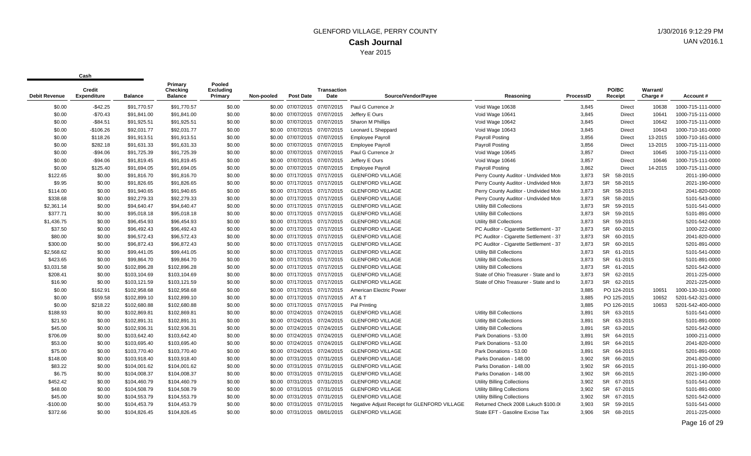# GLENFORD VILLAGE, PERRY COUNTY

## Cash Journal

Year 2015

1/30/2016 9:12:29 PM

UAN v2016.1

| Cash | | | | | | | | | | | | | | |
|---|---|---|---|---|---|---|---|---|---|---|---|---|---|---|
| Debit Revenue | Credit Expenditure | Balance | Primary Checking Balance | Pooled Excluding Primary | Non-pooled | Post Date | Transaction Date | Source/Vendor/Payee | Reasoning | ProcessID | PO/BC Receipt | Warrant/ Charge # | Account # |
| $0.00 | -$42.25 | $91,770.57 | $91,770.57 | $0.00 | $0.00 | 07/07/2015 | 07/07/2015 | Paul G Currence Jr | Void Wage 10638 | 3,845 | Direct | 10638 | 1000-715-111-0000 |
| $0.00 | -$70.43 | $91,841.00 | $91,841.00 | $0.00 | $0.00 | 07/07/2015 | 07/07/2015 | Jeffery E Ours | Void Wage 10641 | 3,845 | Direct | 10641 | 1000-715-111-0000 |
| $0.00 | -$84.51 | $91,925.51 | $91,925.51 | $0.00 | $0.00 | 07/07/2015 | 07/07/2015 | Sharon M Phillips | Void Wage 10642 | 3,845 | Direct | 10642 | 1000-715-111-0000 |
| $0.00 | -$106.26 | $92,031.77 | $92,031.77 | $0.00 | $0.00 | 07/07/2015 | 07/07/2015 | Leonard L Sheppard | Void Wage 10643 | 3,845 | Direct | 10643 | 1000-710-161-0000 |
| $0.00 | $118.26 | $91,913.51 | $91,913.51 | $0.00 | $0.00 | 07/07/2015 | 07/07/2015 | Employee Payroll | Payroll Posting | 3,856 | Direct | 13-2015 | 1000-710-161-0000 |
| $0.00 | $282.18 | $91,631.33 | $91,631.33 | $0.00 | $0.00 | 07/07/2015 | 07/07/2015 | Employee Payroll | Payroll Posting | 3,856 | Direct | 13-2015 | 1000-715-111-0000 |
| $0.00 | -$94.06 | $91,725.39 | $91,725.39 | $0.00 | $0.00 | 07/07/2015 | 07/07/2015 | Paul G Currence Jr | Void Wage 10645 | 3,857 | Direct | 10645 | 1000-715-111-0000 |
| $0.00 | -$94.06 | $91,819.45 | $91,819.45 | $0.00 | $0.00 | 07/07/2015 | 07/07/2015 | Jeffery E Ours | Void Wage 10646 | 3,857 | Direct | 10646 | 1000-715-111-0000 |
| $0.00 | $125.40 | $91,694.05 | $91,694.05 | $0.00 | $0.00 | 07/07/2015 | 07/07/2015 | Employee Payroll | Payroll Posting | 3,862 | Direct | 14-2015 | 1000-715-111-0000 |
| $122.65 | $0.00 | $91,816.70 | $91,816.70 | $0.00 | $0.00 | 07/17/2015 | 07/17/2015 | GLENFORD VILLAGE | Perry County Auditor - Undivided Mot | 3,873 | SR 58-2015 | | 2011-190-0000 |
| $9.95 | $0.00 | $91,826.65 | $91,826.65 | $0.00 | $0.00 | 07/17/2015 | 07/17/2015 | GLENFORD VILLAGE | Perry County Auditor - Undivided Mot | 3,873 | SR 58-2015 | | 2021-190-0000 |
| $114.00 | $0.00 | $91,940.65 | $91,940.65 | $0.00 | $0.00 | 07/17/2015 | 07/17/2015 | GLENFORD VILLAGE | Perry County Auditor - Undivided Mot | 3,873 | SR 58-2015 | | 2041-820-0000 |
| $338.68 | $0.00 | $92,279.33 | $92,279.33 | $0.00 | $0.00 | 07/17/2015 | 07/17/2015 | GLENFORD VILLAGE | Perry County Auditor - Undivided Mot | 3,873 | SR 58-2015 | | 5101-543-0000 |
| $2,361.14 | $0.00 | $94,640.47 | $94,640.47 | $0.00 | $0.00 | 07/17/2015 | 07/17/2015 | GLENFORD VILLAGE | Utility Bill Collections | 3,873 | SR 59-2015 | | 5101-541-0000 |
| $377.71 | $0.00 | $95,018.18 | $95,018.18 | $0.00 | $0.00 | 07/17/2015 | 07/17/2015 | GLENFORD VILLAGE | Utility Bill Collections | 3,873 | SR 59-2015 | | 5101-891-0000 |
| $1,436.75 | $0.00 | $96,454.93 | $96,454.93 | $0.00 | $0.00 | 07/17/2015 | 07/17/2015 | GLENFORD VILLAGE | Utility Bill Collections | 3,873 | SR 59-2015 | | 5201-542-0000 |
| $37.50 | $0.00 | $96,492.43 | $96,492.43 | $0.00 | $0.00 | 07/17/2015 | 07/17/2015 | GLENFORD VILLAGE | PC Auditor - Cigarette Settlement - 37 | 3,873 | SR 60-2015 | | 1000-222-0000 |
| $80.00 | $0.00 | $96,572.43 | $96,572.43 | $0.00 | $0.00 | 07/17/2015 | 07/17/2015 | GLENFORD VILLAGE | PC Auditor - Cigarette Settlement - 37 | 3,873 | SR 60-2015 | | 2041-820-0000 |
| $300.00 | $0.00 | $96,872.43 | $96,872.43 | $0.00 | $0.00 | 07/17/2015 | 07/17/2015 | GLENFORD VILLAGE | PC Auditor - Cigarette Settlement - 37 | 3,873 | SR 60-2015 | | 5201-891-0000 |
| $2,568.62 | $0.00 | $99,441.05 | $99,441.05 | $0.00 | $0.00 | 07/17/2015 | 07/17/2015 | GLENFORD VILLAGE | Utility Bill Collections | 3,873 | SR 61-2015 | | 5101-541-0000 |
| $423.65 | $0.00 | $99,864.70 | $99,864.70 | $0.00 | $0.00 | 07/17/2015 | 07/17/2015 | GLENFORD VILLAGE | Utility Bill Collections | 3,873 | SR 61-2015 | | 5101-891-0000 |
| $3,031.58 | $0.00 | $102,896.28 | $102,896.28 | $0.00 | $0.00 | 07/17/2015 | 07/17/2015 | GLENFORD VILLAGE | Utility Bill Collections | 3,873 | SR 61-2015 | | 5201-542-0000 |
| $208.41 | $0.00 | $103,104.69 | $103,104.69 | $0.00 | $0.00 | 07/17/2015 | 07/17/2015 | GLENFORD VILLAGE | State of Ohio Treasurer - State and lo | 3,873 | SR 62-2015 | | 2011-225-0000 |
| $16.90 | $0.00 | $103,121.59 | $103,121.59 | $0.00 | $0.00 | 07/17/2015 | 07/17/2015 | GLENFORD VILLAGE | State of Ohio Treasurer - State and lo | 3,873 | SR 62-2015 | | 2021-225-0000 |
| $0.00 | $162.91 | $102,958.68 | $102,958.68 | $0.00 | $0.00 | 07/17/2015 | 07/17/2015 | American Electric Power | | 3,885 | PO 124-2015 | 10651 | 1000-130-311-0000 |
| $0.00 | $59.58 | $102,899.10 | $102,899.10 | $0.00 | $0.00 | 07/17/2015 | 07/17/2015 | AT & T | | 3,885 | PO 125-2015 | 10652 | 5201-542-321-0000 |
| $0.00 | $218.22 | $102,680.88 | $102,680.88 | $0.00 | $0.00 | 07/17/2015 | 07/17/2015 | Pal Printing | | 3,885 | PO 126-2015 | 10653 | 5201-542-400-0000 |
| $188.93 | $0.00 | $102,869.81 | $102,869.81 | $0.00 | $0.00 | 07/24/2015 | 07/24/2015 | GLENFORD VILLAGE | Uitlity Bill Collections | 3,891 | SR 63-2015 | | 5101-541-0000 |
| $21.50 | $0.00 | $102,891.31 | $102,891.31 | $0.00 | $0.00 | 07/24/2015 | 07/24/2015 | GLENFORD VILLAGE | Uitlity Bill Collections | 3,891 | SR 63-2015 | | 5101-891-0000 |
| $45.00 | $0.00 | $102,936.31 | $102,936.31 | $0.00 | $0.00 | 07/24/2015 | 07/24/2015 | GLENFORD VILLAGE | Uitlity Bill Collections | 3,891 | SR 63-2015 | | 5201-542-0000 |
| $706.09 | $0.00 | $103,642.40 | $103,642.40 | $0.00 | $0.00 | 07/24/2015 | 07/24/2015 | GLENFORD VILLAGE | Park Donations - 53.00 | 3,891 | SR 64-2015 | | 1000-211-0000 |
| $53.00 | $0.00 | $103,695.40 | $103,695.40 | $0.00 | $0.00 | 07/24/2015 | 07/24/2015 | GLENFORD VILLAGE | Park Donations - 53.00 | 3,891 | SR 64-2015 | | 2041-820-0000 |
| $75.00 | $0.00 | $103,770.40 | $103,770.40 | $0.00 | $0.00 | 07/24/2015 | 07/24/2015 | GLENFORD VILLAGE | Park Donations - 53.00 | 3,891 | SR 64-2015 | | 5201-891-0000 |
| $148.00 | $0.00 | $103,918.40 | $103,918.40 | $0.00 | $0.00 | 07/31/2015 | 07/31/2015 | GLENFORD VILLAGE | Parks Donation - 148.00 | 3,902 | SR 66-2015 | | 2041-820-0000 |
| $83.22 | $0.00 | $104,001.62 | $104,001.62 | $0.00 | $0.00 | 07/31/2015 | 07/31/2015 | GLENFORD VILLAGE | Parks Donation - 148.00 | 3,902 | SR 66-2015 | | 2011-190-0000 |
| $6.75 | $0.00 | $104,008.37 | $104,008.37 | $0.00 | $0.00 | 07/31/2015 | 07/31/2015 | GLENFORD VILLAGE | Parks Donation - 148.00 | 3,902 | SR 66-2015 | | 2021-190-0000 |
| $452.42 | $0.00 | $104,460.79 | $104,460.79 | $0.00 | $0.00 | 07/31/2015 | 07/31/2015 | GLENFORD VILLAGE | Utility Billing Collections | 3,902 | SR 67-2015 | | 5101-541-0000 |
| $48.00 | $0.00 | $104,508.79 | $104,508.79 | $0.00 | $0.00 | 07/31/2015 | 07/31/2015 | GLENFORD VILLAGE | Utility Billing Collections | 3,902 | SR 67-2015 | | 5101-891-0000 |
| $45.00 | $0.00 | $104,553.79 | $104,553.79 | $0.00 | $0.00 | 07/31/2015 | 07/31/2015 | GLENFORD VILLAGE | Utility Billing Collections | 3,902 | SR 67-2015 | | 5201-542-0000 |
| -$100.00 | $0.00 | $104,453.79 | $104,453.79 | $0.00 | $0.00 | 07/31/2015 | 07/31/2015 | Negative Adjust Receipt for GLENFORD VILLAGE | Returned Check 2008 Lukuch $100.0 | 3,903 | SR 59-2015 | | 5101-541-0000 |
| $372.66 | $0.00 | $104,826.45 | $104,826.45 | $0.00 | $0.00 | 07/31/2015 | 08/01/2015 | GLENFORD VILLAGE | State EFT - Gasoline Excise Tax | 3,906 | SR 68-2015 | | 2011-225-0000 |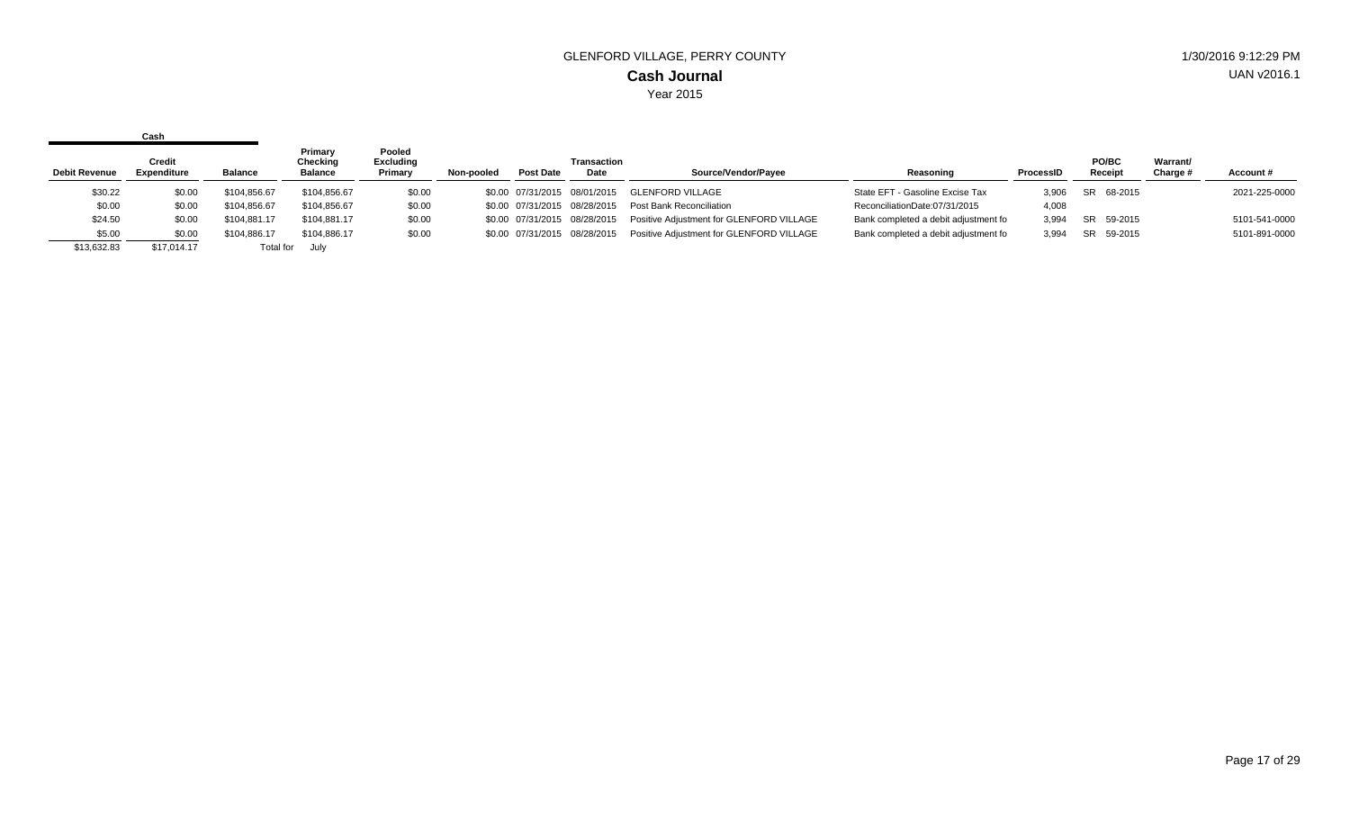GLENFORD VILLAGE, PERRY COUNTY

**Cash Journal**

Year 2015

1/30/2016 9:12:29 PM

UAN v2016.1

| Cash | | | | | | | | | | | | | | |
|---|---|---|---|---|---|---|---|---|---|---|---|---|---|---|
| Debit Revenue | Credit Expenditure | Balance | Primary Checking Balance | Pooled Excluding Primary | Non-pooled | Post Date | Transaction Date | Source/Vendor/Payee | Reasoning | ProcessID | PO/BC Receipt | | Warrant/ Charge # | Account # |
| $30.22 | $0.00 | $104,856.67 | $104,856.67 | $0.00 | $0.00 | 07/31/2015 | 08/01/2015 | GLENFORD VILLAGE | State EFT - Gasoline Excise Tax | 3,906 | SR | 68-2015 | | 2021-225-0000 |
| $0.00 | $0.00 | $104,856.67 | $104,856.67 | $0.00 | $0.00 | 07/31/2015 | 08/28/2015 | Post Bank Reconciliation | ReconciliationDate:07/31/2015 | 4,008 | | | | |
| $24.50 | $0.00 | $104,881.17 | $104,881.17 | $0.00 | $0.00 | 07/31/2015 | 08/28/2015 | Positive Adjustment for GLENFORD VILLAGE | Bank completed a debit adjustment fo | 3,994 | SR | 59-2015 | | 5101-541-0000 |
| $5.00 | $0.00 | $104,886.17 | $104,886.17 | $0.00 | $0.00 | 07/31/2015 | 08/28/2015 | Positive Adjustment for GLENFORD VILLAGE | Bank completed a debit adjustment fo | 3,994 | SR | 59-2015 | | 5101-891-0000 |
| $13,632.83 | $17,014.17 | Total for | July | | | | | | | | | | | |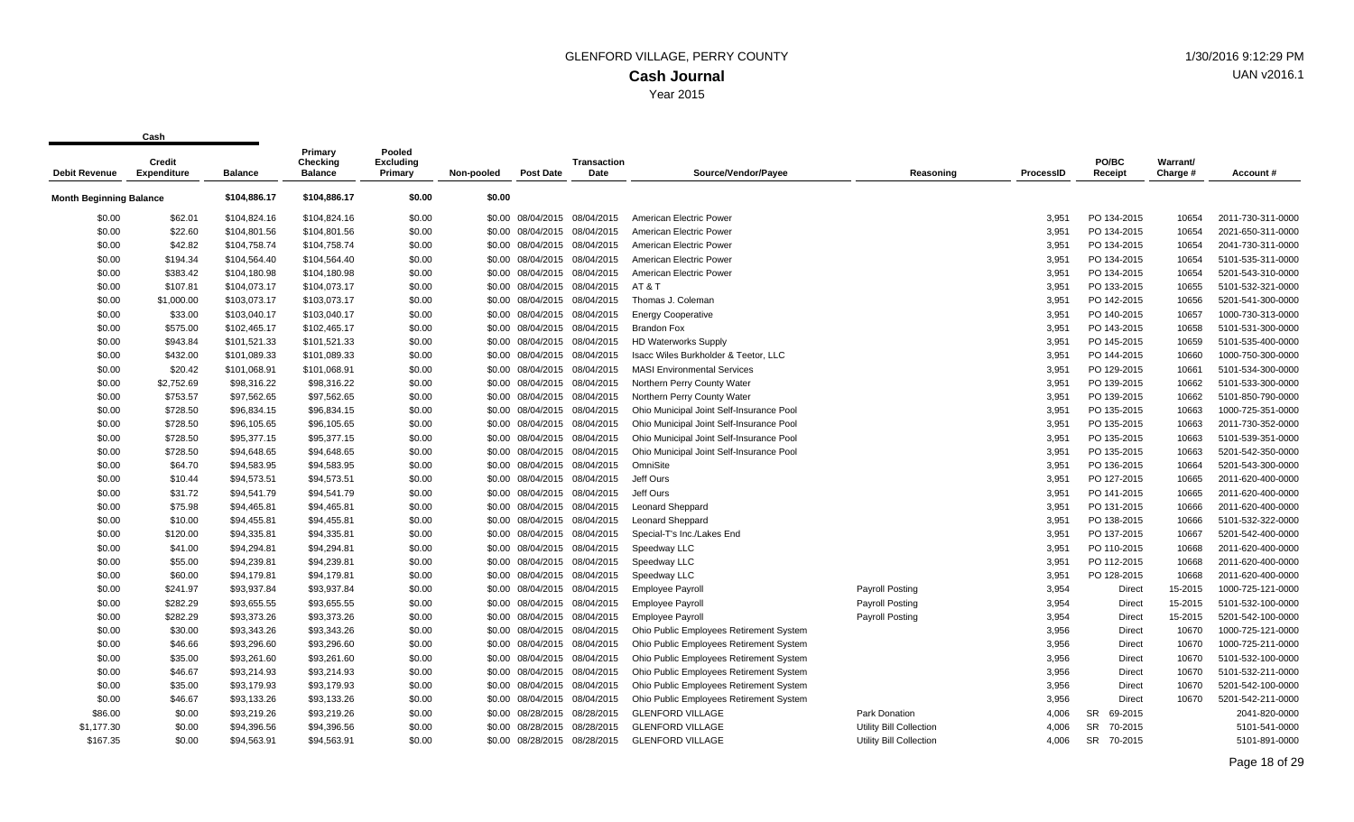GLENFORD VILLAGE, PERRY COUNTY

**Cash Journal**

Year 2015

1/30/2016 9:12:29 PM

UAN v2016.1

| Debit Revenue | Credit Expenditure | Cash Balance | Primary Checking Balance | Pooled Excluding Primary | Non-pooled | Post Date | Transaction Date | Source/Vendor/Payee | Reasoning | ProcessID | PO/BC Receipt | Warrant/ Charge # | Account # |
|---|---|---|---|---|---|---|---|---|---|---|---|---|---|
| **Month Beginning Balance** | | $104,886.17 | $104,886.17 | $0.00 | $0.00 | | | | | | | | |
| $0.00 | $62.01 | $104,824.16 | $104,824.16 | $0.00 | $0.00 | 08/04/2015 | 08/04/2015 | American Electric Power | | 3,951 | PO 134-2015 | 10654 | 2011-730-311-0000 |
| $0.00 | $22.60 | $104,801.56 | $104,801.56 | $0.00 | $0.00 | 08/04/2015 | 08/04/2015 | American Electric Power | | 3,951 | PO 134-2015 | 10654 | 2021-650-311-0000 |
| $0.00 | $42.82 | $104,758.74 | $104,758.74 | $0.00 | $0.00 | 08/04/2015 | 08/04/2015 | American Electric Power | | 3,951 | PO 134-2015 | 10654 | 2041-730-311-0000 |
| $0.00 | $194.34 | $104,564.40 | $104,564.40 | $0.00 | $0.00 | 08/04/2015 | 08/04/2015 | American Electric Power | | 3,951 | PO 134-2015 | 10654 | 5101-535-311-0000 |
| $0.00 | $383.42 | $104,180.98 | $104,180.98 | $0.00 | $0.00 | 08/04/2015 | 08/04/2015 | American Electric Power | | 3,951 | PO 134-2015 | 10654 | 5201-543-310-0000 |
| $0.00 | $107.81 | $104,073.17 | $104,073.17 | $0.00 | $0.00 | 08/04/2015 | 08/04/2015 | AT & T | | 3,951 | PO 133-2015 | 10655 | 5101-532-321-0000 |
| $0.00 | $1,000.00 | $103,073.17 | $103,073.17 | $0.00 | $0.00 | 08/04/2015 | 08/04/2015 | Thomas J. Coleman | | 3,951 | PO 142-2015 | 10656 | 5201-541-300-0000 |
| $0.00 | $33.00 | $103,040.17 | $103,040.17 | $0.00 | $0.00 | 08/04/2015 | 08/04/2015 | Energy Cooperative | | 3,951 | PO 140-2015 | 10657 | 1000-730-313-0000 |
| $0.00 | $575.00 | $102,465.17 | $102,465.17 | $0.00 | $0.00 | 08/04/2015 | 08/04/2015 | Brandon Fox | | 3,951 | PO 143-2015 | 10658 | 5101-531-300-0000 |
| $0.00 | $943.84 | $101,521.33 | $101,521.33 | $0.00 | $0.00 | 08/04/2015 | 08/04/2015 | HD Waterworks Supply | | 3,951 | PO 145-2015 | 10659 | 5101-535-400-0000 |
| $0.00 | $432.00 | $101,089.33 | $101,089.33 | $0.00 | $0.00 | 08/04/2015 | 08/04/2015 | Isacc Wiles Burkholder & Teetor, LLC | | 3,951 | PO 144-2015 | 10660 | 1000-750-300-0000 |
| $0.00 | $20.42 | $101,068.91 | $101,068.91 | $0.00 | $0.00 | 08/04/2015 | 08/04/2015 | MASI Environmental Services | | 3,951 | PO 129-2015 | 10661 | 5101-534-300-0000 |
| $0.00 | $2,752.69 | $98,316.22 | $98,316.22 | $0.00 | $0.00 | 08/04/2015 | 08/04/2015 | Northern Perry County Water | | 3,951 | PO 139-2015 | 10662 | 5101-533-300-0000 |
| $0.00 | $753.57 | $97,562.65 | $97,562.65 | $0.00 | $0.00 | 08/04/2015 | 08/04/2015 | Northern Perry County Water | | 3,951 | PO 139-2015 | 10662 | 5101-850-790-0000 |
| $0.00 | $728.50 | $96,834.15 | $96,834.15 | $0.00 | $0.00 | 08/04/2015 | 08/04/2015 | Ohio Municipal Joint Self-Insurance Pool | | 3,951 | PO 135-2015 | 10663 | 1000-725-351-0000 |
| $0.00 | $728.50 | $96,105.65 | $96,105.65 | $0.00 | $0.00 | 08/04/2015 | 08/04/2015 | Ohio Municipal Joint Self-Insurance Pool | | 3,951 | PO 135-2015 | 10663 | 2011-730-352-0000 |
| $0.00 | $728.50 | $95,377.15 | $95,377.15 | $0.00 | $0.00 | 08/04/2015 | 08/04/2015 | Ohio Municipal Joint Self-Insurance Pool | | 3,951 | PO 135-2015 | 10663 | 5101-539-351-0000 |
| $0.00 | $728.50 | $94,648.65 | $94,648.65 | $0.00 | $0.00 | 08/04/2015 | 08/04/2015 | Ohio Municipal Joint Self-Insurance Pool | | 3,951 | PO 135-2015 | 10663 | 5201-542-350-0000 |
| $0.00 | $64.70 | $94,583.95 | $94,583.95 | $0.00 | $0.00 | 08/04/2015 | 08/04/2015 | OmniSite | | 3,951 | PO 136-2015 | 10664 | 5201-543-300-0000 |
| $0.00 | $10.44 | $94,573.51 | $94,573.51 | $0.00 | $0.00 | 08/04/2015 | 08/04/2015 | Jeff Ours | | 3,951 | PO 127-2015 | 10665 | 2011-620-400-0000 |
| $0.00 | $31.72 | $94,541.79 | $94,541.79 | $0.00 | $0.00 | 08/04/2015 | 08/04/2015 | Jeff Ours | | 3,951 | PO 141-2015 | 10665 | 2011-620-400-0000 |
| $0.00 | $75.98 | $94,465.81 | $94,465.81 | $0.00 | $0.00 | 08/04/2015 | 08/04/2015 | Leonard Sheppard | | 3,951 | PO 131-2015 | 10666 | 2011-620-400-0000 |
| $0.00 | $10.00 | $94,455.81 | $94,455.81 | $0.00 | $0.00 | 08/04/2015 | 08/04/2015 | Leonard Sheppard | | 3,951 | PO 138-2015 | 10666 | 5101-532-322-0000 |
| $0.00 | $120.00 | $94,335.81 | $94,335.81 | $0.00 | $0.00 | 08/04/2015 | 08/04/2015 | Special-T's Inc./Lakes End | | 3,951 | PO 137-2015 | 10667 | 5201-542-400-0000 |
| $0.00 | $41.00 | $94,294.81 | $94,294.81 | $0.00 | $0.00 | 08/04/2015 | 08/04/2015 | Speedway LLC | | 3,951 | PO 110-2015 | 10668 | 2011-620-400-0000 |
| $0.00 | $55.00 | $94,239.81 | $94,239.81 | $0.00 | $0.00 | 08/04/2015 | 08/04/2015 | Speedway LLC | | 3,951 | PO 112-2015 | 10668 | 2011-620-400-0000 |
| $0.00 | $60.00 | $94,179.81 | $94,179.81 | $0.00 | $0.00 | 08/04/2015 | 08/04/2015 | Speedway LLC | | 3,951 | PO 128-2015 | 10668 | 2011-620-400-0000 |
| $0.00 | $241.97 | $93,937.84 | $93,937.84 | $0.00 | $0.00 | 08/04/2015 | 08/04/2015 | Employee Payroll | Payroll Posting | 3,954 | Direct | 15-2015 | 1000-725-121-0000 |
| $0.00 | $282.29 | $93,655.55 | $93,655.55 | $0.00 | $0.00 | 08/04/2015 | 08/04/2015 | Employee Payroll | Payroll Posting | 3,954 | Direct | 15-2015 | 5101-532-100-0000 |
| $0.00 | $282.29 | $93,373.26 | $93,373.26 | $0.00 | $0.00 | 08/04/2015 | 08/04/2015 | Employee Payroll | Payroll Posting | 3,954 | Direct | 15-2015 | 5201-542-100-0000 |
| $0.00 | $30.00 | $93,343.26 | $93,343.26 | $0.00 | $0.00 | 08/04/2015 | 08/04/2015 | Ohio Public Employees Retirement System | | 3,956 | Direct | 10670 | 1000-725-121-0000 |
| $0.00 | $46.66 | $93,296.60 | $93,296.60 | $0.00 | $0.00 | 08/04/2015 | 08/04/2015 | Ohio Public Employees Retirement System | | 3,956 | Direct | 10670 | 1000-725-211-0000 |
| $0.00 | $35.00 | $93,261.60 | $93,261.60 | $0.00 | $0.00 | 08/04/2015 | 08/04/2015 | Ohio Public Employees Retirement System | | 3,956 | Direct | 10670 | 5101-532-100-0000 |
| $0.00 | $46.67 | $93,214.93 | $93,214.93 | $0.00 | $0.00 | 08/04/2015 | 08/04/2015 | Ohio Public Employees Retirement System | | 3,956 | Direct | 10670 | 5101-532-211-0000 |
| $0.00 | $35.00 | $93,179.93 | $93,179.93 | $0.00 | $0.00 | 08/04/2015 | 08/04/2015 | Ohio Public Employees Retirement System | | 3,956 | Direct | 10670 | 5201-542-100-0000 |
| $0.00 | $46.67 | $93,133.26 | $93,133.26 | $0.00 | $0.00 | 08/04/2015 | 08/04/2015 | Ohio Public Employees Retirement System | | 3,956 | Direct | 10670 | 5201-542-211-0000 |
| $86.00 | $0.00 | $93,219.26 | $93,219.26 | $0.00 | $0.00 | 08/28/2015 | 08/28/2015 | GLENFORD VILLAGE | Park Donation | 4,006 | SR 69-2015 | | 2041-820-0000 |
| $1,177.30 | $0.00 | $94,396.56 | $94,396.56 | $0.00 | $0.00 | 08/28/2015 | 08/28/2015 | GLENFORD VILLAGE | Utility Bill Collection | 4,006 | SR 70-2015 | | 5101-541-0000 |
| $167.35 | $0.00 | $94,563.91 | $94,563.91 | $0.00 | $0.00 | 08/28/2015 | 08/28/2015 | GLENFORD VILLAGE | Utility Bill Collection | 4,006 | SR 70-2015 | | 5101-891-0000 |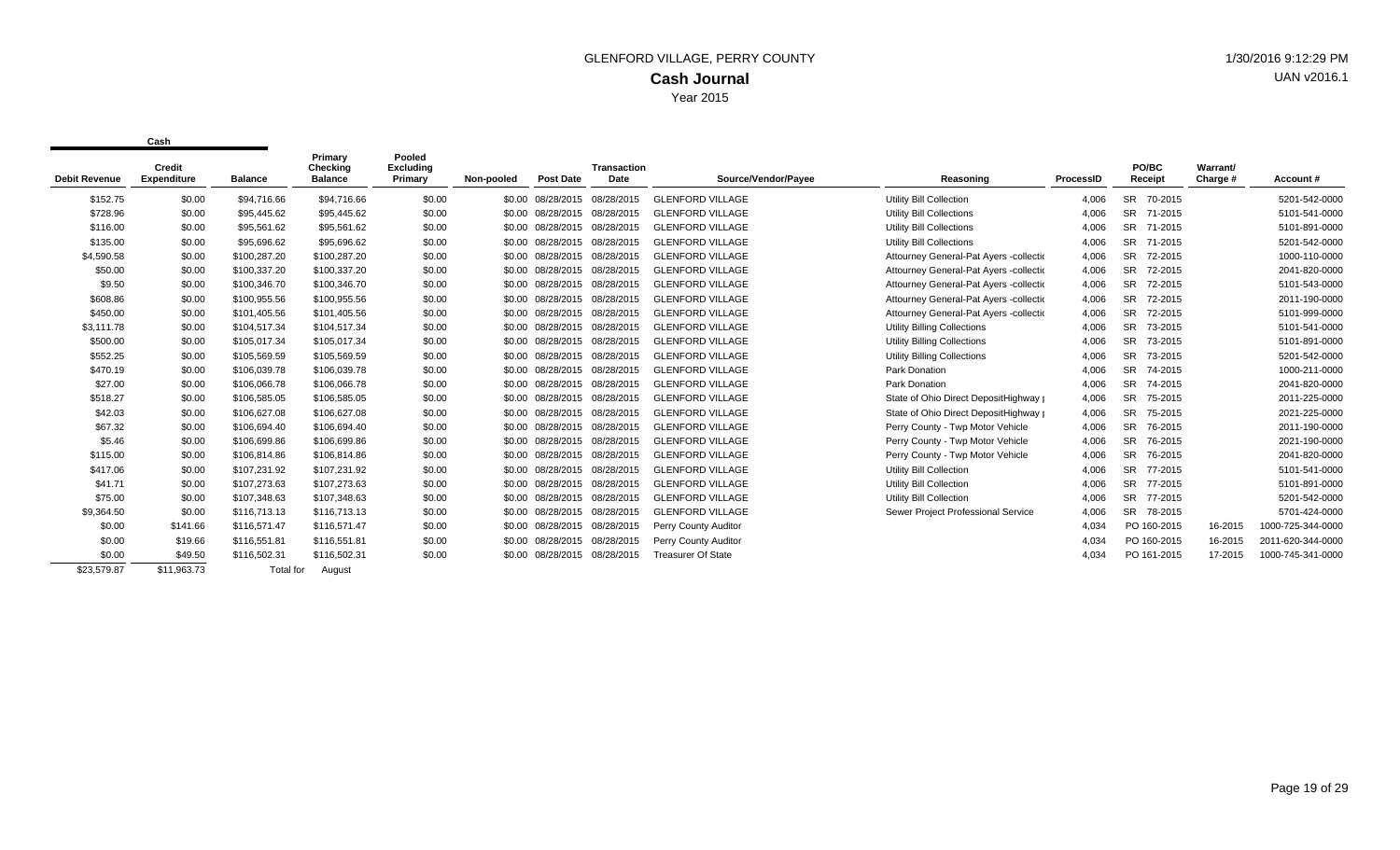# GLENFORD VILLAGE, PERRY COUNTY

## Cash Journal

Year 2015

1/30/2016 9:12:29 PM

UAN v2016.1

| Cash | | | | | | | | | | | | | | |
|---|---|---|---|---|---|---|---|---|---|---|---|---|---|---|
| Debit Revenue | Credit Expenditure | Balance | Primary Checking Balance | Pooled Excluding Primary | Non-pooled | Post Date | Transaction Date | Source/Vendor/Payee | Reasoning | ProcessID | PO/BC Receipt | Warrant/ Charge # | Account # |
| $152.75 | $0.00 | $94,716.66 | $94,716.66 | $0.00 | $0.00 | 08/28/2015 | 08/28/2015 | GLENFORD VILLAGE | Utility Bill Collection | 4,006 | SR 70-2015 | | 5201-542-0000 |
| $728.96 | $0.00 | $95,445.62 | $95,445.62 | $0.00 | $0.00 | 08/28/2015 | 08/28/2015 | GLENFORD VILLAGE | Utility Bill Collections | 4,006 | SR 71-2015 | | 5101-541-0000 |
| $116.00 | $0.00 | $95,561.62 | $95,561.62 | $0.00 | $0.00 | 08/28/2015 | 08/28/2015 | GLENFORD VILLAGE | Utility Bill Collections | 4,006 | SR 71-2015 | | 5101-891-0000 |
| $135.00 | $0.00 | $95,696.62 | $95,696.62 | $0.00 | $0.00 | 08/28/2015 | 08/28/2015 | GLENFORD VILLAGE | Utility Bill Collections | 4,006 | SR 71-2015 | | 5201-542-0000 |
| $4,590.58 | $0.00 | $100,287.20 | $100,287.20 | $0.00 | $0.00 | 08/28/2015 | 08/28/2015 | GLENFORD VILLAGE | Attourney General-Pat Ayers -collectio | 4,006 | SR 72-2015 | | 1000-110-0000 |
| $50.00 | $0.00 | $100,337.20 | $100,337.20 | $0.00 | $0.00 | 08/28/2015 | 08/28/2015 | GLENFORD VILLAGE | Attourney General-Pat Ayers -collectio | 4,006 | SR 72-2015 | | 2041-820-0000 |
| $9.50 | $0.00 | $100,346.70 | $100,346.70 | $0.00 | $0.00 | 08/28/2015 | 08/28/2015 | GLENFORD VILLAGE | Attourney General-Pat Ayers -collectio | 4,006 | SR 72-2015 | | 5101-543-0000 |
| $608.86 | $0.00 | $100,955.56 | $100,955.56 | $0.00 | $0.00 | 08/28/2015 | 08/28/2015 | GLENFORD VILLAGE | Attourney General-Pat Ayers -collectio | 4,006 | SR 72-2015 | | 2011-190-0000 |
| $450.00 | $0.00 | $101,405.56 | $101,405.56 | $0.00 | $0.00 | 08/28/2015 | 08/28/2015 | GLENFORD VILLAGE | Attourney General-Pat Ayers -collectio | 4,006 | SR 72-2015 | | 5101-999-0000 |
| $3,111.78 | $0.00 | $104,517.34 | $104,517.34 | $0.00 | $0.00 | 08/28/2015 | 08/28/2015 | GLENFORD VILLAGE | Utility Billing Collections | 4,006 | SR 73-2015 | | 5101-541-0000 |
| $500.00 | $0.00 | $105,017.34 | $105,017.34 | $0.00 | $0.00 | 08/28/2015 | 08/28/2015 | GLENFORD VILLAGE | Utility Billing Collections | 4,006 | SR 73-2015 | | 5101-891-0000 |
| $552.25 | $0.00 | $105,569.59 | $105,569.59 | $0.00 | $0.00 | 08/28/2015 | 08/28/2015 | GLENFORD VILLAGE | Utility Billing Collections | 4,006 | SR 73-2015 | | 5201-542-0000 |
| $470.19 | $0.00 | $106,039.78 | $106,039.78 | $0.00 | $0.00 | 08/28/2015 | 08/28/2015 | GLENFORD VILLAGE | Park Donation | 4,006 | SR 74-2015 | | 1000-211-0000 |
| $27.00 | $0.00 | $106,066.78 | $106,066.78 | $0.00 | $0.00 | 08/28/2015 | 08/28/2015 | GLENFORD VILLAGE | Park Donation | 4,006 | SR 74-2015 | | 2041-820-0000 |
| $518.27 | $0.00 | $106,585.05 | $106,585.05 | $0.00 | $0.00 | 08/28/2015 | 08/28/2015 | GLENFORD VILLAGE | State of Ohio Direct DepositHighway | 4,006 | SR 75-2015 | | 2011-225-0000 |
| $42.03 | $0.00 | $106,627.08 | $106,627.08 | $0.00 | $0.00 | 08/28/2015 | 08/28/2015 | GLENFORD VILLAGE | State of Ohio Direct DepositHighway | 4,006 | SR 75-2015 | | 2021-225-0000 |
| $67.32 | $0.00 | $106,694.40 | $106,694.40 | $0.00 | $0.00 | 08/28/2015 | 08/28/2015 | GLENFORD VILLAGE | Perry County - Twp Motor Vehicle | 4,006 | SR 76-2015 | | 2011-190-0000 |
| $5.46 | $0.00 | $106,699.86 | $106,699.86 | $0.00 | $0.00 | 08/28/2015 | 08/28/2015 | GLENFORD VILLAGE | Perry County - Twp Motor Vehicle | 4,006 | SR 76-2015 | | 2021-190-0000 |
| $115.00 | $0.00 | $106,814.86 | $106,814.86 | $0.00 | $0.00 | 08/28/2015 | 08/28/2015 | GLENFORD VILLAGE | Perry County - Twp Motor Vehicle | 4,006 | SR 76-2015 | | 2041-820-0000 |
| $417.06 | $0.00 | $107,231.92 | $107,231.92 | $0.00 | $0.00 | 08/28/2015 | 08/28/2015 | GLENFORD VILLAGE | Utility Bill Collection | 4,006 | SR 77-2015 | | 5101-541-0000 |
| $41.71 | $0.00 | $107,273.63 | $107,273.63 | $0.00 | $0.00 | 08/28/2015 | 08/28/2015 | GLENFORD VILLAGE | Utility Bill Collection | 4,006 | SR 77-2015 | | 5101-891-0000 |
| $75.00 | $0.00 | $107,348.63 | $107,348.63 | $0.00 | $0.00 | 08/28/2015 | 08/28/2015 | GLENFORD VILLAGE | Utility Bill Collection | 4,006 | SR 77-2015 | | 5201-542-0000 |
| $9,364.50 | $0.00 | $116,713.13 | $116,713.13 | $0.00 | $0.00 | 08/28/2015 | 08/28/2015 | GLENFORD VILLAGE | Sewer Project Professional Service | 4,006 | SR 78-2015 | | 5701-424-0000 |
| $0.00 | $141.66 | $116,571.47 | $116,571.47 | $0.00 | $0.00 | 08/28/2015 | 08/28/2015 | Perry County Auditor | | 4,034 | PO 160-2015 | 16-2015 | 1000-725-344-0000 |
| $0.00 | $19.66 | $116,551.81 | $116,551.81 | $0.00 | $0.00 | 08/28/2015 | 08/28/2015 | Perry County Auditor | | 4,034 | PO 160-2015 | 16-2015 | 2011-620-344-0000 |
| $0.00 | $49.50 | $116,502.31 | $116,502.31 | $0.00 | $0.00 | 08/28/2015 | 08/28/2015 | Treasurer Of State | | 4,034 | PO 161-2015 | 17-2015 | 1000-745-341-0000 |
| $23,579.87 | $11,963.73 | Total for | August | | | | | | | | | | |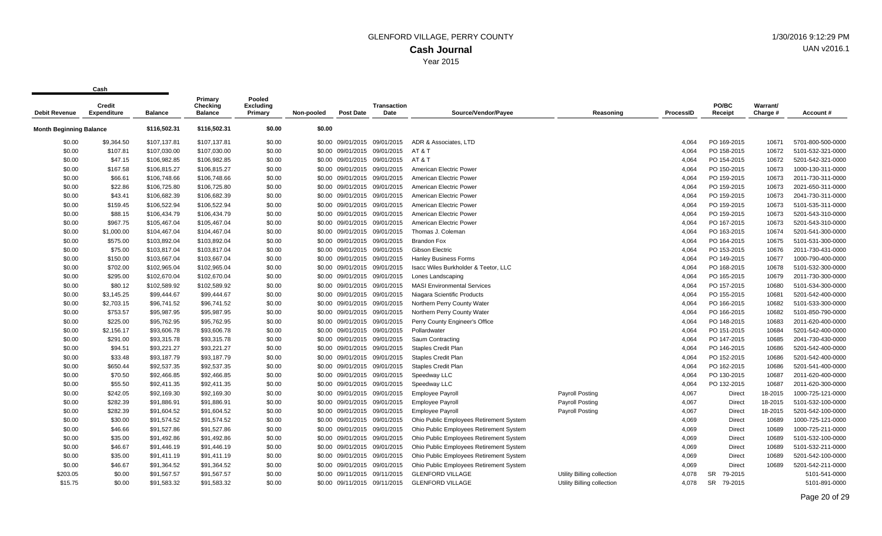# GLENFORD VILLAGE, PERRY COUNTY

## Cash Journal

Year 2015

1/30/2016 9:12:29 PM
UAN v2016.1

| Debit Revenue | Credit Expenditure | Balance | Primary Checking Balance | Pooled Excluding Primary | Non-pooled | Post Date | Transaction Date | Source/Vendor/Payee | Reasoning | ProcessID | PO/BC Receipt | Warrant/ Charge # | Account # |
|---|---|---|---|---|---|---|---|---|---|---|---|---|---|
| **Month Beginning Balance** | | $116,502.31 | $116,502.31 | $0.00 | $0.00 | | | | | | | | |
| $0.00 | $9,364.50 | $107,137.81 | $107,137.81 | $0.00 | $0.00 | 09/01/2015 | 09/01/2015 | ADR & Associates, LTD | | 4,064 | PO 169-2015 | 10671 | 5701-800-500-0000 |
| $0.00 | $107.81 | $107,030.00 | $107,030.00 | $0.00 | $0.00 | 09/01/2015 | 09/01/2015 | AT & T | | 4,064 | PO 158-2015 | 10672 | 5101-532-321-0000 |
| $0.00 | $47.15 | $106,982.85 | $106,982.85 | $0.00 | $0.00 | 09/01/2015 | 09/01/2015 | AT & T | | 4,064 | PO 154-2015 | 10672 | 5201-542-321-0000 |
| $0.00 | $167.58 | $106,815.27 | $106,815.27 | $0.00 | $0.00 | 09/01/2015 | 09/01/2015 | American Electric Power | | 4,064 | PO 150-2015 | 10673 | 1000-130-311-0000 |
| $0.00 | $66.61 | $106,748.66 | $106,748.66 | $0.00 | $0.00 | 09/01/2015 | 09/01/2015 | American Electric Power | | 4,064 | PO 159-2015 | 10673 | 2011-730-311-0000 |
| $0.00 | $22.86 | $106,725.80 | $106,725.80 | $0.00 | $0.00 | 09/01/2015 | 09/01/2015 | American Electric Power | | 4,064 | PO 159-2015 | 10673 | 2021-650-311-0000 |
| $0.00 | $43.41 | $106,682.39 | $106,682.39 | $0.00 | $0.00 | 09/01/2015 | 09/01/2015 | American Electric Power | | 4,064 | PO 159-2015 | 10673 | 2041-730-311-0000 |
| $0.00 | $159.45 | $106,522.94 | $106,522.94 | $0.00 | $0.00 | 09/01/2015 | 09/01/2015 | American Electric Power | | 4,064 | PO 159-2015 | 10673 | 5101-535-311-0000 |
| $0.00 | $88.15 | $106,434.79 | $106,434.79 | $0.00 | $0.00 | 09/01/2015 | 09/01/2015 | American Electric Power | | 4,064 | PO 159-2015 | 10673 | 5201-543-310-0000 |
| $0.00 | $967.75 | $105,467.04 | $105,467.04 | $0.00 | $0.00 | 09/01/2015 | 09/01/2015 | American Electric Power | | 4,064 | PO 167-2015 | 10673 | 5201-543-310-0000 |
| $0.00 | $1,000.00 | $104,467.04 | $104,467.04 | $0.00 | $0.00 | 09/01/2015 | 09/01/2015 | Thomas J. Coleman | | 4,064 | PO 163-2015 | 10674 | 5201-541-300-0000 |
| $0.00 | $575.00 | $103,892.04 | $103,892.04 | $0.00 | $0.00 | 09/01/2015 | 09/01/2015 | Brandon Fox | | 4,064 | PO 164-2015 | 10675 | 5101-531-300-0000 |
| $0.00 | $75.00 | $103,817.04 | $103,817.04 | $0.00 | $0.00 | 09/01/2015 | 09/01/2015 | Gibson Electric | | 4,064 | PO 153-2015 | 10676 | 2011-730-431-0000 |
| $0.00 | $150.00 | $103,667.04 | $103,667.04 | $0.00 | $0.00 | 09/01/2015 | 09/01/2015 | Hanley Business Forms | | 4,064 | PO 149-2015 | 10677 | 1000-790-400-0000 |
| $0.00 | $702.00 | $102,965.04 | $102,965.04 | $0.00 | $0.00 | 09/01/2015 | 09/01/2015 | Isacc Wiles Burkholder & Teetor, LLC | | 4,064 | PO 168-2015 | 10678 | 5101-532-300-0000 |
| $0.00 | $295.00 | $102,670.04 | $102,670.04 | $0.00 | $0.00 | 09/01/2015 | 09/01/2015 | Lones Landscaping | | 4,064 | PO 165-2015 | 10679 | 2011-730-300-0000 |
| $0.00 | $80.12 | $102,589.92 | $102,589.92 | $0.00 | $0.00 | 09/01/2015 | 09/01/2015 | MASI Environmental Services | | 4,064 | PO 157-2015 | 10680 | 5101-534-300-0000 |
| $0.00 | $3,145.25 | $99,444.67 | $99,444.67 | $0.00 | $0.00 | 09/01/2015 | 09/01/2015 | Niagara Scientific Products | | 4,064 | PO 155-2015 | 10681 | 5201-542-400-0000 |
| $0.00 | $2,703.15 | $96,741.52 | $96,741.52 | $0.00 | $0.00 | 09/01/2015 | 09/01/2015 | Northern Perry County Water | | 4,064 | PO 166-2015 | 10682 | 5101-533-300-0000 |
| $0.00 | $753.57 | $95,987.95 | $95,987.95 | $0.00 | $0.00 | 09/01/2015 | 09/01/2015 | Northern Perry County Water | | 4,064 | PO 166-2015 | 10682 | 5101-850-790-0000 |
| $0.00 | $225.00 | $95,762.95 | $95,762.95 | $0.00 | $0.00 | 09/01/2015 | 09/01/2015 | Perry County Engineer's Office | | 4,064 | PO 148-2015 | 10683 | 2011-620-400-0000 |
| $0.00 | $2,156.17 | $93,606.78 | $93,606.78 | $0.00 | $0.00 | 09/01/2015 | 09/01/2015 | Pollardwater | | 4,064 | PO 151-2015 | 10684 | 5201-542-400-0000 |
| $0.00 | $291.00 | $93,315.78 | $93,315.78 | $0.00 | $0.00 | 09/01/2015 | 09/01/2015 | Saum Contracting | | 4,064 | PO 147-2015 | 10685 | 2041-730-430-0000 |
| $0.00 | $94.51 | $93,221.27 | $93,221.27 | $0.00 | $0.00 | 09/01/2015 | 09/01/2015 | Staples Credit Plan | | 4,064 | PO 146-2015 | 10686 | 5201-542-400-0000 |
| $0.00 | $33.48 | $93,187.79 | $93,187.79 | $0.00 | $0.00 | 09/01/2015 | 09/01/2015 | Staples Credit Plan | | 4,064 | PO 152-2015 | 10686 | 5201-542-400-0000 |
| $0.00 | $650.44 | $92,537.35 | $92,537.35 | $0.00 | $0.00 | 09/01/2015 | 09/01/2015 | Staples Credit Plan | | 4,064 | PO 162-2015 | 10686 | 5201-541-400-0000 |
| $0.00 | $70.50 | $92,466.85 | $92,466.85 | $0.00 | $0.00 | 09/01/2015 | 09/01/2015 | Speedway LLC | | 4,064 | PO 130-2015 | 10687 | 2011-620-400-0000 |
| $0.00 | $55.50 | $92,411.35 | $92,411.35 | $0.00 | $0.00 | 09/01/2015 | 09/01/2015 | Speedway LLC | | 4,064 | PO 132-2015 | 10687 | 2011-620-300-0000 |
| $0.00 | $242.05 | $92,169.30 | $92,169.30 | $0.00 | $0.00 | 09/01/2015 | 09/01/2015 | Employee Payroll | Payroll Posting | 4,067 | Direct | 18-2015 | 1000-725-121-0000 |
| $0.00 | $282.39 | $91,886.91 | $91,886.91 | $0.00 | $0.00 | 09/01/2015 | 09/01/2015 | Employee Payroll | Payroll Posting | 4,067 | Direct | 18-2015 | 5101-532-100-0000 |
| $0.00 | $282.39 | $91,604.52 | $91,604.52 | $0.00 | $0.00 | 09/01/2015 | 09/01/2015 | Employee Payroll | Payroll Posting | 4,067 | Direct | 18-2015 | 5201-542-100-0000 |
| $0.00 | $30.00 | $91,574.52 | $91,574.52 | $0.00 | $0.00 | 09/01/2015 | 09/01/2015 | Ohio Public Employees Retirement System | | 4,069 | Direct | 10689 | 1000-725-121-0000 |
| $0.00 | $46.66 | $91,527.86 | $91,527.86 | $0.00 | $0.00 | 09/01/2015 | 09/01/2015 | Ohio Public Employees Retirement System | | 4,069 | Direct | 10689 | 1000-725-211-0000 |
| $0.00 | $35.00 | $91,492.86 | $91,492.86 | $0.00 | $0.00 | 09/01/2015 | 09/01/2015 | Ohio Public Employees Retirement System | | 4,069 | Direct | 10689 | 5101-532-100-0000 |
| $0.00 | $46.67 | $91,446.19 | $91,446.19 | $0.00 | $0.00 | 09/01/2015 | 09/01/2015 | Ohio Public Employees Retirement System | | 4,069 | Direct | 10689 | 5101-532-211-0000 |
| $0.00 | $35.00 | $91,411.19 | $91,411.19 | $0.00 | $0.00 | 09/01/2015 | 09/01/2015 | Ohio Public Employees Retirement System | | 4,069 | Direct | 10689 | 5201-542-100-0000 |
| $0.00 | $46.67 | $91,364.52 | $91,364.52 | $0.00 | $0.00 | 09/01/2015 | 09/01/2015 | Ohio Public Employees Retirement System | | 4,069 | Direct | 10689 | 5201-542-211-0000 |
| $203.05 | $0.00 | $91,567.57 | $91,567.57 | $0.00 | $0.00 | 09/11/2015 | 09/11/2015 | GLENFORD VILLAGE | Utility Billing collection | 4,078 | SR 79-2015 | | 5101-541-0000 |
| $15.75 | $0.00 | $91,583.32 | $91,583.32 | $0.00 | $0.00 | 09/11/2015 | 09/11/2015 | GLENFORD VILLAGE | Utility Billing collection | 4,078 | SR 79-2015 | | 5101-891-0000 |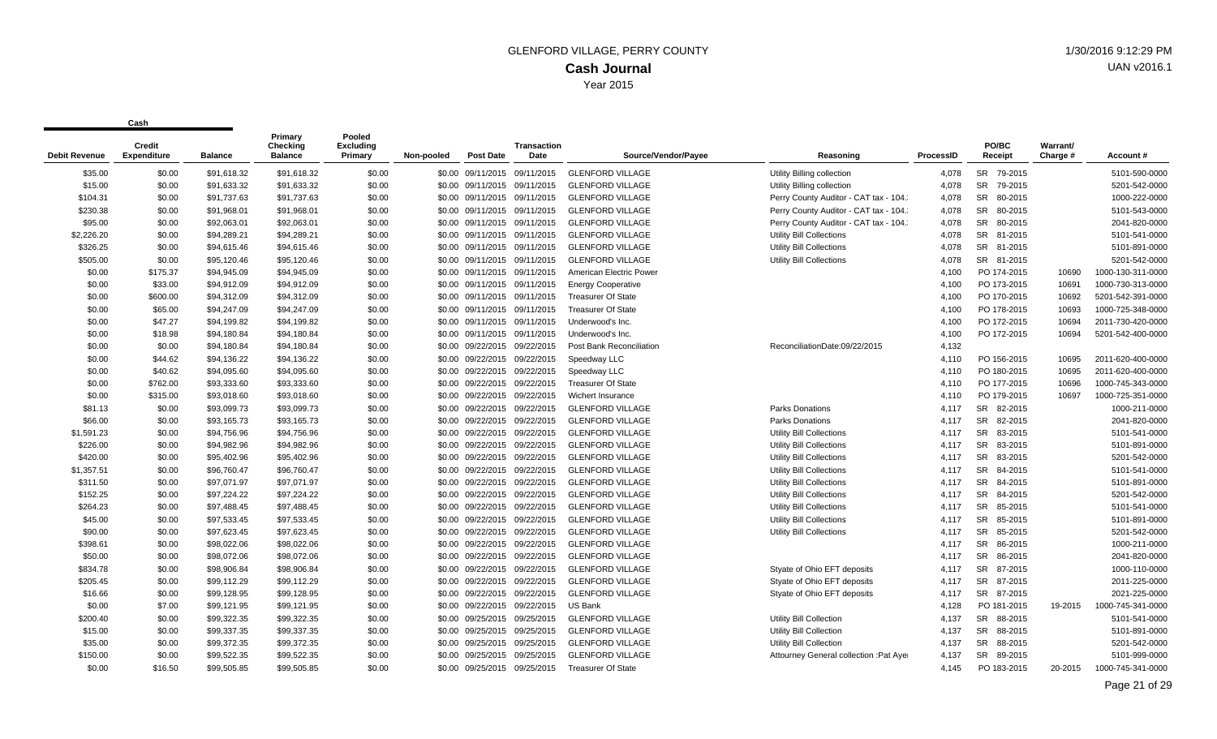# GLENFORD VILLAGE, PERRY COUNTY

## Cash Journal

Year 2015

| Cash | | | | | | | | | | | | | | |
|---|---|---|---|---|---|---|---|---|---|---|---|---|---|---|
| Debit Revenue | Credit Expenditure | Balance | Primary Checking Balance | Pooled Excluding Primary | Non-pooled | Post Date | Transaction Date | Source/Vendor/Payee | Reasoning | ProcessID | PO/BC Receipt | Warrant/ Charge # | Account # |
| $35.00 | $0.00 | $91,618.32 | $91,618.32 | $0.00 | $0.00 | 09/11/2015 | 09/11/2015 | GLENFORD VILLAGE | Utility Billing collection | 4,078 | SR 79-2015 | | 5101-590-0000 |
| $15.00 | $0.00 | $91,633.32 | $91,633.32 | $0.00 | $0.00 | 09/11/2015 | 09/11/2015 | GLENFORD VILLAGE | Utility Billing collection | 4,078 | SR 79-2015 | | 5201-542-0000 |
| $104.31 | $0.00 | $91,737.63 | $91,737.63 | $0.00 | $0.00 | 09/11/2015 | 09/11/2015 | GLENFORD VILLAGE | Perry County Auditor - CAT tax - 104. | 4,078 | SR 80-2015 | | 1000-222-0000 |
| $230.38 | $0.00 | $91,968.01 | $91,968.01 | $0.00 | $0.00 | 09/11/2015 | 09/11/2015 | GLENFORD VILLAGE | Perry County Auditor - CAT tax - 104. | 4,078 | SR 80-2015 | | 5101-543-0000 |
| $95.00 | $0.00 | $92,063.01 | $92,063.01 | $0.00 | $0.00 | 09/11/2015 | 09/11/2015 | GLENFORD VILLAGE | Perry County Auditor - CAT tax - 104. | 4,078 | SR 80-2015 | | 2041-820-0000 |
| $2,226.20 | $0.00 | $94,289.21 | $94,289.21 | $0.00 | $0.00 | 09/11/2015 | 09/11/2015 | GLENFORD VILLAGE | Utility Bill Collections | 4,078 | SR 81-2015 | | 5101-541-0000 |
| $326.25 | $0.00 | $94,615.46 | $94,615.46 | $0.00 | $0.00 | 09/11/2015 | 09/11/2015 | GLENFORD VILLAGE | Utility Bill Collections | 4,078 | SR 81-2015 | | 5101-891-0000 |
| $505.00 | $0.00 | $95,120.46 | $95,120.46 | $0.00 | $0.00 | 09/11/2015 | 09/11/2015 | GLENFORD VILLAGE | Utility Bill Collections | 4,078 | SR 81-2015 | | 5201-542-0000 |
| $0.00 | $175.37 | $94,945.09 | $94,945.09 | $0.00 | $0.00 | 09/11/2015 | 09/11/2015 | American Electric Power | | 4,100 | PO 174-2015 | 10690 | 1000-130-311-0000 |
| $0.00 | $33.00 | $94,912.09 | $94,912.09 | $0.00 | $0.00 | 09/11/2015 | 09/11/2015 | Energy Cooperative | | 4,100 | PO 173-2015 | 10691 | 1000-730-313-0000 |
| $0.00 | $600.00 | $94,312.09 | $94,312.09 | $0.00 | $0.00 | 09/11/2015 | 09/11/2015 | Treasurer Of State | | 4,100 | PO 170-2015 | 10692 | 5201-542-391-0000 |
| $0.00 | $65.00 | $94,247.09 | $94,247.09 | $0.00 | $0.00 | 09/11/2015 | 09/11/2015 | Treasurer Of State | | 4,100 | PO 178-2015 | 10693 | 1000-725-348-0000 |
| $0.00 | $47.27 | $94,199.82 | $94,199.82 | $0.00 | $0.00 | 09/11/2015 | 09/11/2015 | Underwood's Inc. | | 4,100 | PO 172-2015 | 10694 | 2011-730-420-0000 |
| $0.00 | $18.98 | $94,180.84 | $94,180.84 | $0.00 | $0.00 | 09/11/2015 | 09/11/2015 | Underwood's Inc. | | 4,100 | PO 172-2015 | 10694 | 5201-542-400-0000 |
| $0.00 | $0.00 | $94,180.84 | $94,180.84 | $0.00 | $0.00 | 09/22/2015 | 09/22/2015 | Post Bank Reconciliation | ReconciliationDate:09/22/2015 | 4,132 | | | |
| $0.00 | $44.62 | $94,136.22 | $94,136.22 | $0.00 | $0.00 | 09/22/2015 | 09/22/2015 | Speedway LLC | | 4,110 | PO 156-2015 | 10695 | 2011-620-400-0000 |
| $0.00 | $40.62 | $94,095.60 | $94,095.60 | $0.00 | $0.00 | 09/22/2015 | 09/22/2015 | Speedway LLC | | 4,110 | PO 180-2015 | 10695 | 2011-620-400-0000 |
| $0.00 | $762.00 | $93,333.60 | $93,333.60 | $0.00 | $0.00 | 09/22/2015 | 09/22/2015 | Treasurer Of State | | 4,110 | PO 177-2015 | 10696 | 1000-745-343-0000 |
| $0.00 | $315.00 | $93,018.60 | $93,018.60 | $0.00 | $0.00 | 09/22/2015 | 09/22/2015 | Wichert Insurance | | 4,110 | PO 179-2015 | 10697 | 1000-725-351-0000 |
| $81.13 | $0.00 | $93,099.73 | $93,099.73 | $0.00 | $0.00 | 09/22/2015 | 09/22/2015 | GLENFORD VILLAGE | Parks Donations | 4,117 | SR 82-2015 | | 1000-211-0000 |
| $66.00 | $0.00 | $93,165.73 | $93,165.73 | $0.00 | $0.00 | 09/22/2015 | 09/22/2015 | GLENFORD VILLAGE | Parks Donations | 4,117 | SR 82-2015 | | 2041-820-0000 |
| $1,591.23 | $0.00 | $94,756.96 | $94,756.96 | $0.00 | $0.00 | 09/22/2015 | 09/22/2015 | GLENFORD VILLAGE | Utility Bill Collections | 4,117 | SR 83-2015 | | 5101-541-0000 |
| $226.00 | $0.00 | $94,982.96 | $94,982.96 | $0.00 | $0.00 | 09/22/2015 | 09/22/2015 | GLENFORD VILLAGE | Utility Bill Collections | 4,117 | SR 83-2015 | | 5101-891-0000 |
| $420.00 | $0.00 | $95,402.96 | $95,402.96 | $0.00 | $0.00 | 09/22/2015 | 09/22/2015 | GLENFORD VILLAGE | Utility Bill Collections | 4,117 | SR 83-2015 | | 5201-542-0000 |
| $1,357.51 | $0.00 | $96,760.47 | $96,760.47 | $0.00 | $0.00 | 09/22/2015 | 09/22/2015 | GLENFORD VILLAGE | Utility Bill Collections | 4,117 | SR 84-2015 | | 5101-541-0000 |
| $311.50 | $0.00 | $97,071.97 | $97,071.97 | $0.00 | $0.00 | 09/22/2015 | 09/22/2015 | GLENFORD VILLAGE | Utility Bill Collections | 4,117 | SR 84-2015 | | 5101-891-0000 |
| $152.25 | $0.00 | $97,224.22 | $97,224.22 | $0.00 | $0.00 | 09/22/2015 | 09/22/2015 | GLENFORD VILLAGE | Utility Bill Collections | 4,117 | SR 84-2015 | | 5201-542-0000 |
| $264.23 | $0.00 | $97,488.45 | $97,488.45 | $0.00 | $0.00 | 09/22/2015 | 09/22/2015 | GLENFORD VILLAGE | Utility Bill Collections | 4,117 | SR 85-2015 | | 5101-541-0000 |
| $45.00 | $0.00 | $97,533.45 | $97,533.45 | $0.00 | $0.00 | 09/22/2015 | 09/22/2015 | GLENFORD VILLAGE | Utility Bill Collections | 4,117 | SR 85-2015 | | 5101-891-0000 |
| $90.00 | $0.00 | $97,623.45 | $97,623.45 | $0.00 | $0.00 | 09/22/2015 | 09/22/2015 | GLENFORD VILLAGE | Utility Bill Collections | 4,117 | SR 85-2015 | | 5201-542-0000 |
| $398.61 | $0.00 | $98,022.06 | $98,022.06 | $0.00 | $0.00 | 09/22/2015 | 09/22/2015 | GLENFORD VILLAGE | | 4,117 | SR 86-2015 | | 1000-211-0000 |
| $50.00 | $0.00 | $98,072.06 | $98,072.06 | $0.00 | $0.00 | 09/22/2015 | 09/22/2015 | GLENFORD VILLAGE | | 4,117 | SR 86-2015 | | 2041-820-0000 |
| $834.78 | $0.00 | $98,906.84 | $98,906.84 | $0.00 | $0.00 | 09/22/2015 | 09/22/2015 | GLENFORD VILLAGE | Styate of Ohio EFT deposits | 4,117 | SR 87-2015 | | 1000-110-0000 |
| $205.45 | $0.00 | $99,112.29 | $99,112.29 | $0.00 | $0.00 | 09/22/2015 | 09/22/2015 | GLENFORD VILLAGE | Styate of Ohio EFT deposits | 4,117 | SR 87-2015 | | 2011-225-0000 |
| $16.66 | $0.00 | $99,128.95 | $99,128.95 | $0.00 | $0.00 | 09/22/2015 | 09/22/2015 | GLENFORD VILLAGE | Styate of Ohio EFT deposits | 4,117 | SR 87-2015 | | 2021-225-0000 |
| $0.00 | $7.00 | $99,121.95 | $99,121.95 | $0.00 | $0.00 | 09/22/2015 | 09/22/2015 | US Bank | | 4,128 | PO 181-2015 | 19-2015 | 1000-745-341-0000 |
| $200.40 | $0.00 | $99,322.35 | $99,322.35 | $0.00 | $0.00 | 09/25/2015 | 09/25/2015 | GLENFORD VILLAGE | Utility Bill Collection | 4,137 | SR 88-2015 | | 5101-541-0000 |
| $15.00 | $0.00 | $99,337.35 | $99,337.35 | $0.00 | $0.00 | 09/25/2015 | 09/25/2015 | GLENFORD VILLAGE | Utility Bill Collection | 4,137 | SR 88-2015 | | 5101-891-0000 |
| $35.00 | $0.00 | $99,372.35 | $99,372.35 | $0.00 | $0.00 | 09/25/2015 | 09/25/2015 | GLENFORD VILLAGE | Utility Bill Collection | 4,137 | SR 88-2015 | | 5201-542-0000 |
| $150.00 | $0.00 | $99,522.35 | $99,522.35 | $0.00 | $0.00 | 09/25/2015 | 09/25/2015 | GLENFORD VILLAGE | Attourney General collection :Pat Aye | 4,137 | SR 89-2015 | | 5101-999-0000 |
| $0.00 | $16.50 | $99,505.85 | $99,505.85 | $0.00 | $0.00 | 09/25/2015 | 09/25/2015 | Treasurer Of State | | 4,145 | PO 183-2015 | 20-2015 | 1000-745-341-0000 |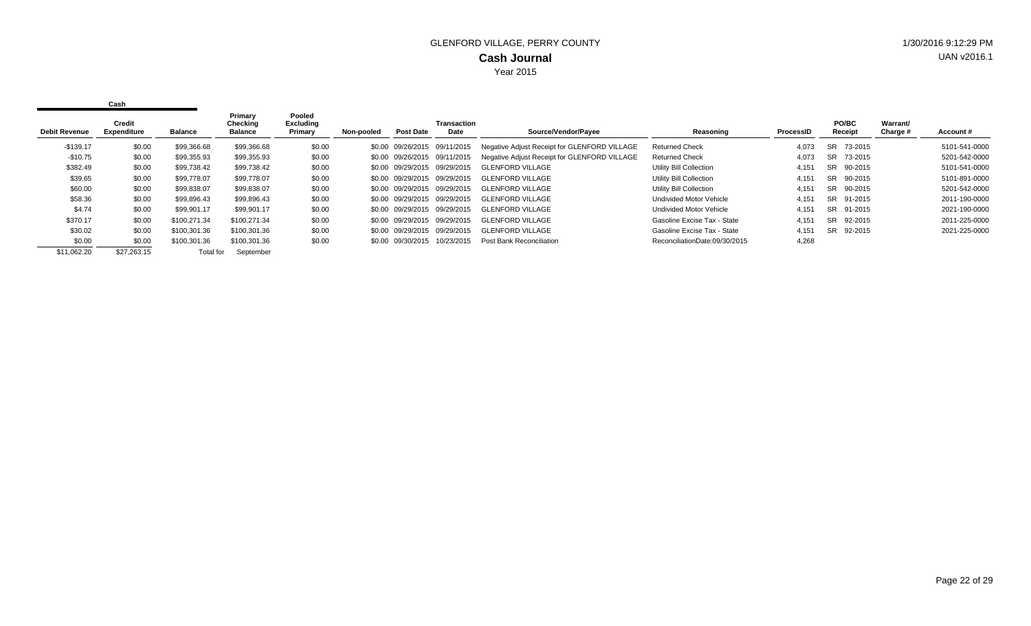GLENFORD VILLAGE, PERRY COUNTY

1/30/2016 9:12:29 PM

# Cash Journal

UAN v2016.1

Year 2015

| Cash | | | | | | | | | | | | | | |
|---|---|---|---|---|---|---|---|---|---|---|---|---|---|---|
| Debit Revenue | Credit Expenditure | Balance | Primary Checking Balance | Pooled Excluding Primary | Non-pooled | Post Date | Transaction Date | Source/Vendor/Payee | Reasoning | ProcessID | PO/BC Receipt | | Warrant/ Charge # | Account # |
| -$139.17 | $0.00 | $99,366.68 | $99,366.68 | $0.00 | $0.00 | 09/26/2015 | 09/11/2015 | Negative Adjust Receipt for GLENFORD VILLAGE | Returned Check | 4,073 | SR | 73-2015 | | 5101-541-0000 |
| -$10.75 | $0.00 | $99,355.93 | $99,355.93 | $0.00 | $0.00 | 09/26/2015 | 09/11/2015 | Negative Adjust Receipt for GLENFORD VILLAGE | Returned Check | 4,073 | SR | 73-2015 | | 5201-542-0000 |
| $382.49 | $0.00 | $99,738.42 | $99,738.42 | $0.00 | $0.00 | 09/29/2015 | 09/29/2015 | GLENFORD VILLAGE | Utility Bill Collection | 4,151 | SR | 90-2015 | | 5101-541-0000 |
| $39.65 | $0.00 | $99,778.07 | $99,778.07 | $0.00 | $0.00 | 09/29/2015 | 09/29/2015 | GLENFORD VILLAGE | Utility Bill Collection | 4,151 | SR | 90-2015 | | 5101-891-0000 |
| $60.00 | $0.00 | $99,838.07 | $99,838.07 | $0.00 | $0.00 | 09/29/2015 | 09/29/2015 | GLENFORD VILLAGE | Utility Bill Collection | 4,151 | SR | 90-2015 | | 5201-542-0000 |
| $58.36 | $0.00 | $99,896.43 | $99,896.43 | $0.00 | $0.00 | 09/29/2015 | 09/29/2015 | GLENFORD VILLAGE | Undivided Motor Vehicle | 4,151 | SR | 91-2015 | | 2011-190-0000 |
| $4.74 | $0.00 | $99,901.17 | $99,901.17 | $0.00 | $0.00 | 09/29/2015 | 09/29/2015 | GLENFORD VILLAGE | Undivided Motor Vehicle | 4,151 | SR | 91-2015 | | 2021-190-0000 |
| $370.17 | $0.00 | $100,271.34 | $100,271.34 | $0.00 | $0.00 | 09/29/2015 | 09/29/2015 | GLENFORD VILLAGE | Gasoline Excise Tax - State | 4,151 | SR | 92-2015 | | 2011-225-0000 |
| $30.02 | $0.00 | $100,301.36 | $100,301.36 | $0.00 | $0.00 | 09/29/2015 | 09/29/2015 | GLENFORD VILLAGE | Gasoline Excise Tax - State | 4,151 | SR | 92-2015 | | 2021-225-0000 |
| $0.00 | $0.00 | $100,301.36 | $100,301.36 | $0.00 | $0.00 | 09/30/2015 | 10/23/2015 | Post Bank Reconciliation | ReconciliationDate:09/30/2015 | 4,268 | | | | |
| $11,062.20 | $27,263.15 | Total for | September | | | | | | | | | | | |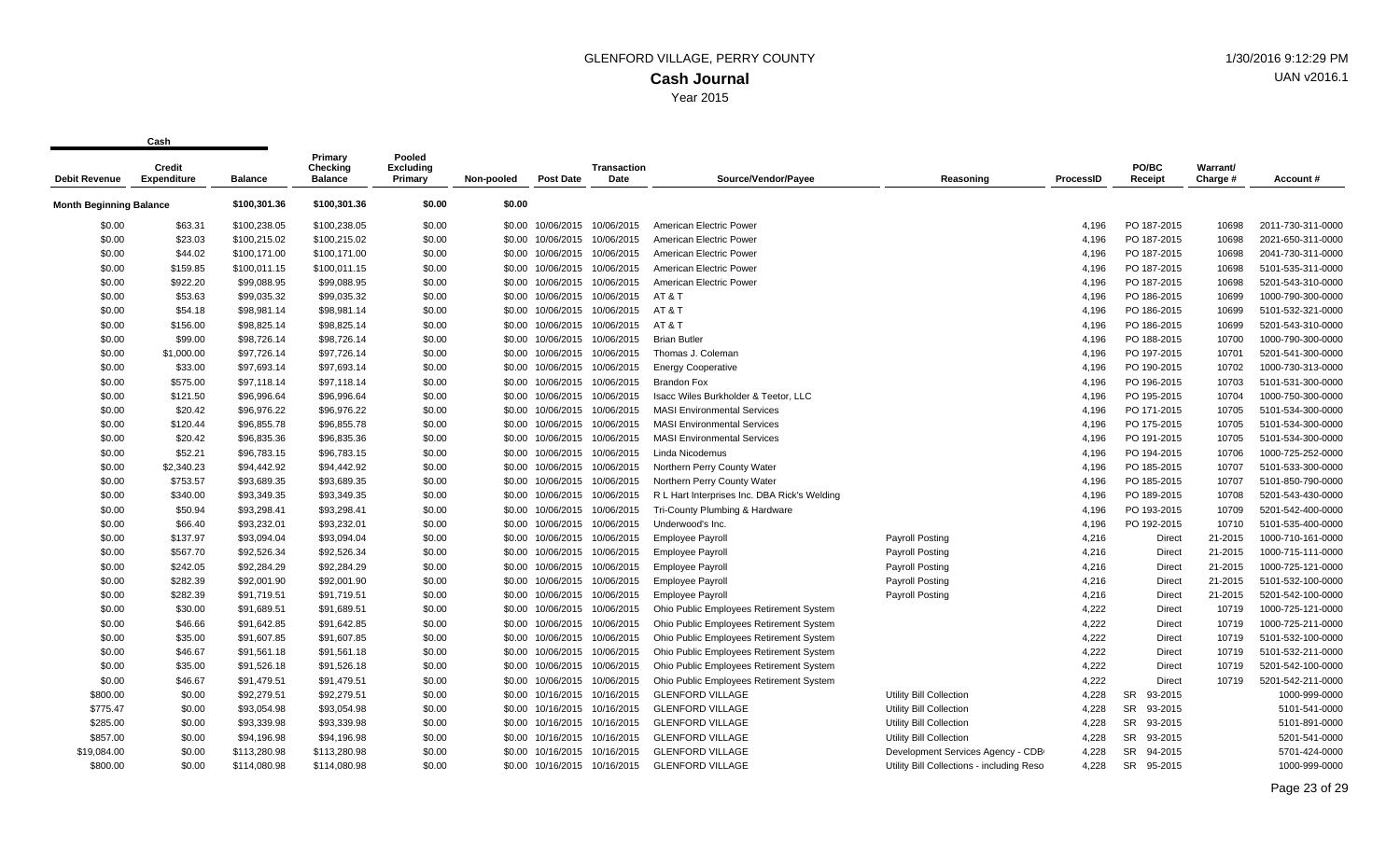# GLENFORD VILLAGE, PERRY COUNTY

## Cash Journal

Year 2015

| Cash | | | | | | | | | | | | | |
|---|---|---|---|---|---|---|---|---|---|---|---|---|---|
| Debit Revenue | Credit Expenditure | Balance | Primary Checking Balance | Pooled Excluding Primary | Non-pooled | Post Date | Transaction Date | Source/Vendor/Payee | Reasoning | ProcessID | PO/BC Receipt | Warrant/ Charge # | Account # |
| Month Beginning Balance | | $100,301.36 | $100,301.36 | $0.00 | $0.00 | | | | | | | | |
| $0.00 | $63.31 | $100,238.05 | $100,238.05 | $0.00 | $0.00 | 10/06/2015 | 10/06/2015 | American Electric Power | | 4,196 | PO 187-2015 | 10698 | 2011-730-311-0000 |
| $0.00 | $23.03 | $100,215.02 | $100,215.02 | $0.00 | $0.00 | 10/06/2015 | 10/06/2015 | American Electric Power | | 4,196 | PO 187-2015 | 10698 | 2021-650-311-0000 |
| $0.00 | $44.02 | $100,171.00 | $100,171.00 | $0.00 | $0.00 | 10/06/2015 | 10/06/2015 | American Electric Power | | 4,196 | PO 187-2015 | 10698 | 2041-730-311-0000 |
| $0.00 | $159.85 | $100,011.15 | $100,011.15 | $0.00 | $0.00 | 10/06/2015 | 10/06/2015 | American Electric Power | | 4,196 | PO 187-2015 | 10698 | 5101-535-311-0000 |
| $0.00 | $922.20 | $99,088.95 | $99,088.95 | $0.00 | $0.00 | 10/06/2015 | 10/06/2015 | American Electric Power | | 4,196 | PO 187-2015 | 10698 | 5201-543-310-0000 |
| $0.00 | $53.63 | $99,035.32 | $99,035.32 | $0.00 | $0.00 | 10/06/2015 | 10/06/2015 | AT & T | | 4,196 | PO 186-2015 | 10699 | 1000-790-300-0000 |
| $0.00 | $54.18 | $98,981.14 | $98,981.14 | $0.00 | $0.00 | 10/06/2015 | 10/06/2015 | AT & T | | 4,196 | PO 186-2015 | 10699 | 5101-532-321-0000 |
| $0.00 | $156.00 | $98,825.14 | $98,825.14 | $0.00 | $0.00 | 10/06/2015 | 10/06/2015 | AT & T | | 4,196 | PO 186-2015 | 10699 | 5201-543-310-0000 |
| $0.00 | $99.00 | $98,726.14 | $98,726.14 | $0.00 | $0.00 | 10/06/2015 | 10/06/2015 | Brian Butler | | 4,196 | PO 188-2015 | 10700 | 1000-790-300-0000 |
| $0.00 | $1,000.00 | $97,726.14 | $97,726.14 | $0.00 | $0.00 | 10/06/2015 | 10/06/2015 | Thomas J. Coleman | | 4,196 | PO 197-2015 | 10701 | 5201-541-300-0000 |
| $0.00 | $33.00 | $97,693.14 | $97,693.14 | $0.00 | $0.00 | 10/06/2015 | 10/06/2015 | Energy Cooperative | | 4,196 | PO 190-2015 | 10702 | 1000-730-313-0000 |
| $0.00 | $575.00 | $97,118.14 | $97,118.14 | $0.00 | $0.00 | 10/06/2015 | 10/06/2015 | Brandon Fox | | 4,196 | PO 196-2015 | 10703 | 5101-531-300-0000 |
| $0.00 | $121.50 | $96,996.64 | $96,996.64 | $0.00 | $0.00 | 10/06/2015 | 10/06/2015 | Isacc Wiles Burkholder & Teetor, LLC | | 4,196 | PO 195-2015 | 10704 | 1000-750-300-0000 |
| $0.00 | $20.42 | $96,976.22 | $96,976.22 | $0.00 | $0.00 | 10/06/2015 | 10/06/2015 | MASI Environmental Services | | 4,196 | PO 171-2015 | 10705 | 5101-534-300-0000 |
| $0.00 | $120.44 | $96,855.78 | $96,855.78 | $0.00 | $0.00 | 10/06/2015 | 10/06/2015 | MASI Environmental Services | | 4,196 | PO 175-2015 | 10705 | 5101-534-300-0000 |
| $0.00 | $20.42 | $96,835.36 | $96,835.36 | $0.00 | $0.00 | 10/06/2015 | 10/06/2015 | MASI Environmental Services | | 4,196 | PO 191-2015 | 10705 | 5101-534-300-0000 |
| $0.00 | $52.21 | $96,783.15 | $96,783.15 | $0.00 | $0.00 | 10/06/2015 | 10/06/2015 | Linda Nicodemus | | 4,196 | PO 194-2015 | 10706 | 1000-725-252-0000 |
| $0.00 | $2,340.23 | $94,442.92 | $94,442.92 | $0.00 | $0.00 | 10/06/2015 | 10/06/2015 | Northern Perry County Water | | 4,196 | PO 185-2015 | 10707 | 5101-533-300-0000 |
| $0.00 | $753.57 | $93,689.35 | $93,689.35 | $0.00 | $0.00 | 10/06/2015 | 10/06/2015 | Northern Perry County Water | | 4,196 | PO 185-2015 | 10707 | 5101-850-790-0000 |
| $0.00 | $340.00 | $93,349.35 | $93,349.35 | $0.00 | $0.00 | 10/06/2015 | 10/06/2015 | R L Hart Interprises Inc. DBA Rick's Welding | | 4,196 | PO 189-2015 | 10708 | 5201-543-430-0000 |
| $0.00 | $50.94 | $93,298.41 | $93,298.41 | $0.00 | $0.00 | 10/06/2015 | 10/06/2015 | Tri-County Plumbing & Hardware | | 4,196 | PO 193-2015 | 10709 | 5201-542-400-0000 |
| $0.00 | $66.40 | $93,232.01 | $93,232.01 | $0.00 | $0.00 | 10/06/2015 | 10/06/2015 | Underwood's Inc. | | 4,196 | PO 192-2015 | 10710 | 5101-535-400-0000 |
| $0.00 | $137.97 | $93,094.04 | $93,094.04 | $0.00 | $0.00 | 10/06/2015 | 10/06/2015 | Employee Payroll | Payroll Posting | 4,216 | Direct | 21-2015 | 1000-710-161-0000 |
| $0.00 | $567.70 | $92,526.34 | $92,526.34 | $0.00 | $0.00 | 10/06/2015 | 10/06/2015 | Employee Payroll | Payroll Posting | 4,216 | Direct | 21-2015 | 1000-715-111-0000 |
| $0.00 | $242.05 | $92,284.29 | $92,284.29 | $0.00 | $0.00 | 10/06/2015 | 10/06/2015 | Employee Payroll | Payroll Posting | 4,216 | Direct | 21-2015 | 1000-725-121-0000 |
| $0.00 | $282.39 | $92,001.90 | $92,001.90 | $0.00 | $0.00 | 10/06/2015 | 10/06/2015 | Employee Payroll | Payroll Posting | 4,216 | Direct | 21-2015 | 5101-532-100-0000 |
| $0.00 | $282.39 | $91,719.51 | $91,719.51 | $0.00 | $0.00 | 10/06/2015 | 10/06/2015 | Employee Payroll | Payroll Posting | 4,216 | Direct | 21-2015 | 5201-542-100-0000 |
| $0.00 | $30.00 | $91,689.51 | $91,689.51 | $0.00 | $0.00 | 10/06/2015 | 10/06/2015 | Ohio Public Employees Retirement System | | 4,222 | Direct | 10719 | 1000-725-121-0000 |
| $0.00 | $46.66 | $91,642.85 | $91,642.85 | $0.00 | $0.00 | 10/06/2015 | 10/06/2015 | Ohio Public Employees Retirement System | | 4,222 | Direct | 10719 | 1000-725-211-0000 |
| $0.00 | $35.00 | $91,607.85 | $91,607.85 | $0.00 | $0.00 | 10/06/2015 | 10/06/2015 | Ohio Public Employees Retirement System | | 4,222 | Direct | 10719 | 5101-532-100-0000 |
| $0.00 | $46.67 | $91,561.18 | $91,561.18 | $0.00 | $0.00 | 10/06/2015 | 10/06/2015 | Ohio Public Employees Retirement System | | 4,222 | Direct | 10719 | 5101-532-211-0000 |
| $0.00 | $35.00 | $91,526.18 | $91,526.18 | $0.00 | $0.00 | 10/06/2015 | 10/06/2015 | Ohio Public Employees Retirement System | | 4,222 | Direct | 10719 | 5201-542-100-0000 |
| $0.00 | $46.67 | $91,479.51 | $91,479.51 | $0.00 | $0.00 | 10/06/2015 | 10/06/2015 | Ohio Public Employees Retirement System | | 4,222 | Direct | 10719 | 5201-542-211-0000 |
| $800.00 | $0.00 | $92,279.51 | $92,279.51 | $0.00 | $0.00 | 10/16/2015 | 10/16/2015 | GLENFORD VILLAGE | Utility Bill Collection | 4,228 | SR 93-2015 | | 1000-999-0000 |
| $775.47 | $0.00 | $93,054.98 | $93,054.98 | $0.00 | $0.00 | 10/16/2015 | 10/16/2015 | GLENFORD VILLAGE | Utility Bill Collection | 4,228 | SR 93-2015 | | 5101-541-0000 |
| $285.00 | $0.00 | $93,339.98 | $93,339.98 | $0.00 | $0.00 | 10/16/2015 | 10/16/2015 | GLENFORD VILLAGE | Utility Bill Collection | 4,228 | SR 93-2015 | | 5101-891-0000 |
| $857.00 | $0.00 | $94,196.98 | $94,196.98 | $0.00 | $0.00 | 10/16/2015 | 10/16/2015 | GLENFORD VILLAGE | Utility Bill Collection | 4,228 | SR 93-2015 | | 5201-541-0000 |
| $19,084.00 | $0.00 | $113,280.98 | $113,280.98 | $0.00 | $0.00 | 10/16/2015 | 10/16/2015 | GLENFORD VILLAGE | Development Services Agency - CDB | 4,228 | SR 94-2015 | | 5701-424-0000 |
| $800.00 | $0.00 | $114,080.98 | $114,080.98 | $0.00 | $0.00 | 10/16/2015 | 10/16/2015 | GLENFORD VILLAGE | Utility Bill Collections - including Reso | 4,228 | SR 95-2015 | | 1000-999-0000 |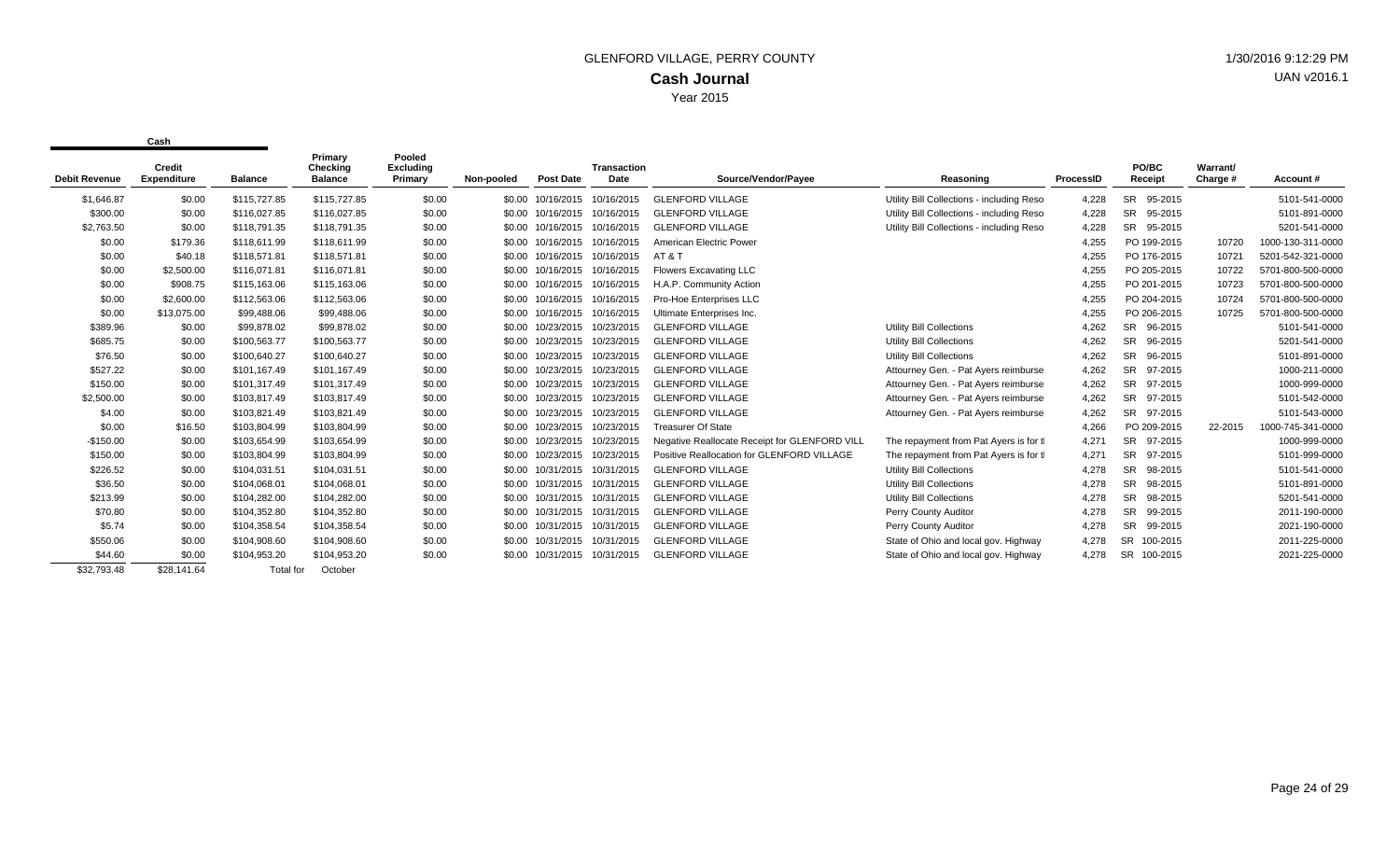# GLENFORD VILLAGE, PERRY COUNTY

## Cash Journal

Year 2015

| Cash | | | | | | | | | | | | | |
|---|---|---|---|---|---|---|---|---|---|---|---|---|---|
| Debit Revenue | Credit Expenditure | Balance | Primary Checking Balance | Pooled Excluding Primary | Non-pooled | Post Date | Transaction Date | Source/Vendor/Payee | Reasoning | ProcessID | PO/BC Receipt | Warrant/ Charge # | Account # |
| $1,646.87 | $0.00 | $115,727.85 | $115,727.85 | $0.00 | $0.00 | 10/16/2015 | 10/16/2015 | GLENFORD VILLAGE | Utility Bill Collections - including Reso | 4,228 | SR 95-2015 | | 5101-541-0000 |
| $300.00 | $0.00 | $116,027.85 | $116,027.85 | $0.00 | $0.00 | 10/16/2015 | 10/16/2015 | GLENFORD VILLAGE | Utility Bill Collections - including Reso | 4,228 | SR 95-2015 | | 5101-891-0000 |
| $2,763.50 | $0.00 | $118,791.35 | $118,791.35 | $0.00 | $0.00 | 10/16/2015 | 10/16/2015 | GLENFORD VILLAGE | Utility Bill Collections - including Reso | 4,228 | SR 95-2015 | | 5201-541-0000 |
| $0.00 | $179.36 | $118,611.99 | $118,611.99 | $0.00 | $0.00 | 10/16/2015 | 10/16/2015 | American Electric Power | | 4,255 | PO 199-2015 | 10720 | 1000-130-311-0000 |
| $0.00 | $40.18 | $118,571.81 | $118,571.81 | $0.00 | $0.00 | 10/16/2015 | 10/16/2015 | AT & T | | 4,255 | PO 176-2015 | 10721 | 5201-542-321-0000 |
| $0.00 | $2,500.00 | $116,071.81 | $116,071.81 | $0.00 | $0.00 | 10/16/2015 | 10/16/2015 | Flowers Excavating LLC | | 4,255 | PO 205-2015 | 10722 | 5701-800-500-0000 |
| $0.00 | $908.75 | $115,163.06 | $115,163.06 | $0.00 | $0.00 | 10/16/2015 | 10/16/2015 | H.A.P. Community Action | | 4,255 | PO 201-2015 | 10723 | 5701-800-500-0000 |
| $0.00 | $2,600.00 | $112,563.06 | $112,563.06 | $0.00 | $0.00 | 10/16/2015 | 10/16/2015 | Pro-Hoe Enterprises LLC | | 4,255 | PO 204-2015 | 10724 | 5701-800-500-0000 |
| $0.00 | $13,075.00 | $99,488.06 | $99,488.06 | $0.00 | $0.00 | 10/16/2015 | 10/16/2015 | Ultimate Enterprises Inc. | | 4,255 | PO 206-2015 | 10725 | 5701-800-500-0000 |
| $389.96 | $0.00 | $99,878.02 | $99,878.02 | $0.00 | $0.00 | 10/23/2015 | 10/23/2015 | GLENFORD VILLAGE | Utility Bill Collections | 4,262 | SR 96-2015 | | 5101-541-0000 |
| $685.75 | $0.00 | $100,563.77 | $100,563.77 | $0.00 | $0.00 | 10/23/2015 | 10/23/2015 | GLENFORD VILLAGE | Utility Bill Collections | 4,262 | SR 96-2015 | | 5201-541-0000 |
| $76.50 | $0.00 | $100,640.27 | $100,640.27 | $0.00 | $0.00 | 10/23/2015 | 10/23/2015 | GLENFORD VILLAGE | Utility Bill Collections | 4,262 | SR 96-2015 | | 5101-891-0000 |
| $527.22 | $0.00 | $101,167.49 | $101,167.49 | $0.00 | $0.00 | 10/23/2015 | 10/23/2015 | GLENFORD VILLAGE | Attourney Gen. - Pat Ayers reimburse | 4,262 | SR 97-2015 | | 1000-211-0000 |
| $150.00 | $0.00 | $101,317.49 | $101,317.49 | $0.00 | $0.00 | 10/23/2015 | 10/23/2015 | GLENFORD VILLAGE | Attourney Gen. - Pat Ayers reimburse | 4,262 | SR 97-2015 | | 1000-999-0000 |
| $2,500.00 | $0.00 | $103,817.49 | $103,817.49 | $0.00 | $0.00 | 10/23/2015 | 10/23/2015 | GLENFORD VILLAGE | Attourney Gen. - Pat Ayers reimburse | 4,262 | SR 97-2015 | | 5101-542-0000 |
| $4.00 | $0.00 | $103,821.49 | $103,821.49 | $0.00 | $0.00 | 10/23/2015 | 10/23/2015 | GLENFORD VILLAGE | Attourney Gen. - Pat Ayers reimburse | 4,262 | SR 97-2015 | | 5101-543-0000 |
| $0.00 | $16.50 | $103,804.99 | $103,804.99 | $0.00 | $0.00 | 10/23/2015 | 10/23/2015 | Treasurer Of State | | 4,266 | PO 209-2015 | 22-2015 | 1000-745-341-0000 |
| -$150.00 | $0.00 | $103,654.99 | $103,654.99 | $0.00 | $0.00 | 10/23/2015 | 10/23/2015 | Negative Reallocate Receipt for GLENFORD VILL | The repayment from Pat Ayers is for tl | 4,271 | SR 97-2015 | | 1000-999-0000 |
| $150.00 | $0.00 | $103,804.99 | $103,804.99 | $0.00 | $0.00 | 10/23/2015 | 10/23/2015 | Positive Reallocation for GLENFORD VILLAGE | The repayment from Pat Ayers is for tl | 4,271 | SR 97-2015 | | 5101-999-0000 |
| $226.52 | $0.00 | $104,031.51 | $104,031.51 | $0.00 | $0.00 | 10/31/2015 | 10/31/2015 | GLENFORD VILLAGE | Utility Bill Collections | 4,278 | SR 98-2015 | | 5101-541-0000 |
| $36.50 | $0.00 | $104,068.01 | $104,068.01 | $0.00 | $0.00 | 10/31/2015 | 10/31/2015 | GLENFORD VILLAGE | Utility Bill Collections | 4,278 | SR 98-2015 | | 5101-891-0000 |
| $213.99 | $0.00 | $104,282.00 | $104,282.00 | $0.00 | $0.00 | 10/31/2015 | 10/31/2015 | GLENFORD VILLAGE | Utility Bill Collections | 4,278 | SR 98-2015 | | 5201-541-0000 |
| $70.80 | $0.00 | $104,352.80 | $104,352.80 | $0.00 | $0.00 | 10/31/2015 | 10/31/2015 | GLENFORD VILLAGE | Perry County Auditor | 4,278 | SR 99-2015 | | 2011-190-0000 |
| $5.74 | $0.00 | $104,358.54 | $104,358.54 | $0.00 | $0.00 | 10/31/2015 | 10/31/2015 | GLENFORD VILLAGE | Perry County Auditor | 4,278 | SR 99-2015 | | 2021-190-0000 |
| $550.06 | $0.00 | $104,908.60 | $104,908.60 | $0.00 | $0.00 | 10/31/2015 | 10/31/2015 | GLENFORD VILLAGE | State of Ohio and local gov. Highway | 4,278 | SR 100-2015 | | 2011-225-0000 |
| $44.60 | $0.00 | $104,953.20 | $104,953.20 | $0.00 | $0.00 | 10/31/2015 | 10/31/2015 | GLENFORD VILLAGE | State of Ohio and local gov. Highway | 4,278 | SR 100-2015 | | 2021-225-0000 |
| $32,793.48 | $28,141.64 | Total for | October | | | | | | | | | | |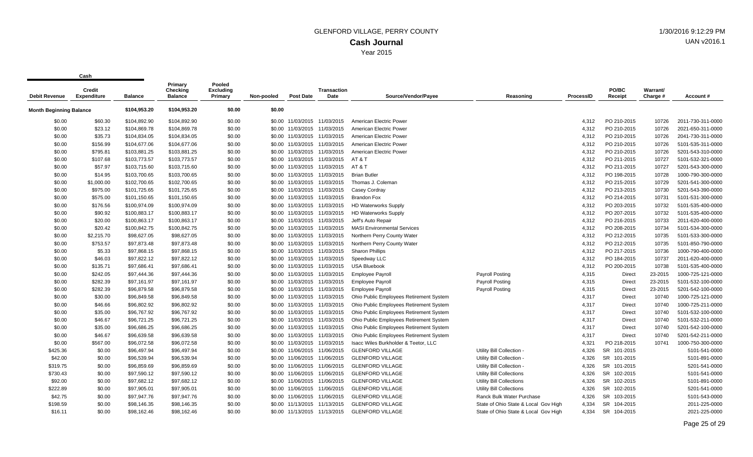# GLENFORD VILLAGE, PERRY COUNTY

## Cash Journal

Year 2015

| Cash | | | | | | | | | | | | | |
|---|---|---|---|---|---|---|---|---|---|---|---|---|---|
| Debit Revenue | Credit Expenditure | Balance | Primary Checking Balance | Pooled Excluding Primary | Non-pooled | Post Date | Transaction Date | Source/Vendor/Payee | Reasoning | ProcessID | PO/BC Receipt | Warrant/ Charge # | Account # |
| Month Beginning Balance | | $104,953.20 | $104,953.20 | $0.00 | $0.00 | | | | | | | | |
| $0.00 | $60.30 | $104,892.90 | $104,892.90 | $0.00 | $0.00 | 11/03/2015 | 11/03/2015 | American Electric Power | | 4,312 | PO 210-2015 | 10726 | 2011-730-311-0000 |
| $0.00 | $23.12 | $104,869.78 | $104,869.78 | $0.00 | $0.00 | 11/03/2015 | 11/03/2015 | American Electric Power | | 4,312 | PO 210-2015 | 10726 | 2021-650-311-0000 |
| $0.00 | $35.73 | $104,834.05 | $104,834.05 | $0.00 | $0.00 | 11/03/2015 | 11/03/2015 | American Electric Power | | 4,312 | PO 210-2015 | 10726 | 2041-730-311-0000 |
| $0.00 | $156.99 | $104,677.06 | $104,677.06 | $0.00 | $0.00 | 11/03/2015 | 11/03/2015 | American Electric Power | | 4,312 | PO 210-2015 | 10726 | 5101-535-311-0000 |
| $0.00 | $795.81 | $103,881.25 | $103,881.25 | $0.00 | $0.00 | 11/03/2015 | 11/03/2015 | American Electric Power | | 4,312 | PO 210-2015 | 10726 | 5201-543-310-0000 |
| $0.00 | $107.68 | $103,773.57 | $103,773.57 | $0.00 | $0.00 | 11/03/2015 | 11/03/2015 | AT & T | | 4,312 | PO 211-2015 | 10727 | 5101-532-321-0000 |
| $0.00 | $57.97 | $103,715.60 | $103,715.60 | $0.00 | $0.00 | 11/03/2015 | 11/03/2015 | AT & T | | 4,312 | PO 211-2015 | 10727 | 5201-543-300-0000 |
| $0.00 | $14.95 | $103,700.65 | $103,700.65 | $0.00 | $0.00 | 11/03/2015 | 11/03/2015 | Brian Butler | | 4,312 | PO 198-2015 | 10728 | 1000-790-300-0000 |
| $0.00 | $1,000.00 | $102,700.65 | $102,700.65 | $0.00 | $0.00 | 11/03/2015 | 11/03/2015 | Thomas J. Coleman | | 4,312 | PO 215-2015 | 10729 | 5201-541-300-0000 |
| $0.00 | $975.00 | $101,725.65 | $101,725.65 | $0.00 | $0.00 | 11/03/2015 | 11/03/2015 | Casey Cordray | | 4,312 | PO 213-2015 | 10730 | 5201-543-390-0000 |
| $0.00 | $575.00 | $101,150.65 | $101,150.65 | $0.00 | $0.00 | 11/03/2015 | 11/03/2015 | Brandon Fox | | 4,312 | PO 214-2015 | 10731 | 5101-531-300-0000 |
| $0.00 | $176.56 | $100,974.09 | $100,974.09 | $0.00 | $0.00 | 11/03/2015 | 11/03/2015 | HD Waterworks Supply | | 4,312 | PO 203-2015 | 10732 | 5101-535-400-0000 |
| $0.00 | $90.92 | $100,883.17 | $100,883.17 | $0.00 | $0.00 | 11/03/2015 | 11/03/2015 | HD Waterworks Supply | | 4,312 | PO 207-2015 | 10732 | 5101-535-400-0000 |
| $0.00 | $20.00 | $100,863.17 | $100,863.17 | $0.00 | $0.00 | 11/03/2015 | 11/03/2015 | Jeff's Auto Repair | | 4,312 | PO 216-2015 | 10733 | 2011-620-400-0000 |
| $0.00 | $20.42 | $100,842.75 | $100,842.75 | $0.00 | $0.00 | 11/03/2015 | 11/03/2015 | MASI Environmental Services | | 4,312 | PO 208-2015 | 10734 | 5101-534-300-0000 |
| $0.00 | $2,215.70 | $98,627.05 | $98,627.05 | $0.00 | $0.00 | 11/03/2015 | 11/03/2015 | Northern Perry County Water | | 4,312 | PO 212-2015 | 10735 | 5101-533-300-0000 |
| $0.00 | $753.57 | $97,873.48 | $97,873.48 | $0.00 | $0.00 | 11/03/2015 | 11/03/2015 | Northern Perry County Water | | 4,312 | PO 212-2015 | 10735 | 5101-850-790-0000 |
| $0.00 | $5.33 | $97,868.15 | $97,868.15 | $0.00 | $0.00 | 11/03/2015 | 11/03/2015 | Sharon Phillips | | 4,312 | PO 217-2015 | 10736 | 1000-790-400-0000 |
| $0.00 | $46.03 | $97,822.12 | $97,822.12 | $0.00 | $0.00 | 11/03/2015 | 11/03/2015 | Speedway LLC | | 4,312 | PO 184-2015 | 10737 | 2011-620-400-0000 |
| $0.00 | $135.71 | $97,686.41 | $97,686.41 | $0.00 | $0.00 | 11/03/2015 | 11/03/2015 | USA Bluebook | | 4,312 | PO 200-2015 | 10738 | 5101-535-400-0000 |
| $0.00 | $242.05 | $97,444.36 | $97,444.36 | $0.00 | $0.00 | 11/03/2015 | 11/03/2015 | Employee Payroll | Payroll Posting | 4,315 | Direct | 23-2015 | 1000-725-121-0000 |
| $0.00 | $282.39 | $97,161.97 | $97,161.97 | $0.00 | $0.00 | 11/03/2015 | 11/03/2015 | Employee Payroll | Payroll Posting | 4,315 | Direct | 23-2015 | 5101-532-100-0000 |
| $0.00 | $282.39 | $96,879.58 | $96,879.58 | $0.00 | $0.00 | 11/03/2015 | 11/03/2015 | Employee Payroll | Payroll Posting | 4,315 | Direct | 23-2015 | 5201-542-100-0000 |
| $0.00 | $30.00 | $96,849.58 | $96,849.58 | $0.00 | $0.00 | 11/03/2015 | 11/03/2015 | Ohio Public Employees Retirement System | | 4,317 | Direct | 10740 | 1000-725-121-0000 |
| $0.00 | $46.66 | $96,802.92 | $96,802.92 | $0.00 | $0.00 | 11/03/2015 | 11/03/2015 | Ohio Public Employees Retirement System | | 4,317 | Direct | 10740 | 1000-725-211-0000 |
| $0.00 | $35.00 | $96,767.92 | $96,767.92 | $0.00 | $0.00 | 11/03/2015 | 11/03/2015 | Ohio Public Employees Retirement System | | 4,317 | Direct | 10740 | 5101-532-100-0000 |
| $0.00 | $46.67 | $96,721.25 | $96,721.25 | $0.00 | $0.00 | 11/03/2015 | 11/03/2015 | Ohio Public Employees Retirement System | | 4,317 | Direct | 10740 | 5101-532-211-0000 |
| $0.00 | $35.00 | $96,686.25 | $96,686.25 | $0.00 | $0.00 | 11/03/2015 | 11/03/2015 | Ohio Public Employees Retirement System | | 4,317 | Direct | 10740 | 5201-542-100-0000 |
| $0.00 | $46.67 | $96,639.58 | $96,639.58 | $0.00 | $0.00 | 11/03/2015 | 11/03/2015 | Ohio Public Employees Retirement System | | 4,317 | Direct | 10740 | 5201-542-211-0000 |
| $0.00 | $567.00 | $96,072.58 | $96,072.58 | $0.00 | $0.00 | 11/03/2015 | 11/03/2015 | Isacc Wiles Burkholder & Teetor, LLC | | 4,321 | PO 218-2015 | 10741 | 1000-750-300-0000 |
| $425.36 | $0.00 | $96,497.94 | $96,497.94 | $0.00 | $0.00 | 11/06/2015 | 11/06/2015 | GLENFORD VILLAGE | Utility Bill Collection - | 4,326 | SR 101-2015 | | 5101-541-0000 |
| $42.00 | $0.00 | $96,539.94 | $96,539.94 | $0.00 | $0.00 | 11/06/2015 | 11/06/2015 | GLENFORD VILLAGE | Utility Bill Collection - | 4,326 | SR 101-2015 | | 5101-891-0000 |
| $319.75 | $0.00 | $96,859.69 | $96,859.69 | $0.00 | $0.00 | 11/06/2015 | 11/06/2015 | GLENFORD VILLAGE | Utility Bill Collection - | 4,326 | SR 101-2015 | | 5201-541-0000 |
| $730.43 | $0.00 | $97,590.12 | $97,590.12 | $0.00 | $0.00 | 11/06/2015 | 11/06/2015 | GLENFORD VILLAGE | Utility Bill Collections | 4,326 | SR 102-2015 | | 5101-541-0000 |
| $92.00 | $0.00 | $97,682.12 | $97,682.12 | $0.00 | $0.00 | 11/06/2015 | 11/06/2015 | GLENFORD VILLAGE | Utility Bill Collections | 4,326 | SR 102-2015 | | 5101-891-0000 |
| $222.89 | $0.00 | $97,905.01 | $97,905.01 | $0.00 | $0.00 | 11/06/2015 | 11/06/2015 | GLENFORD VILLAGE | Utility Bill Collections | 4,326 | SR 102-2015 | | 5201-541-0000 |
| $42.75 | $0.00 | $97,947.76 | $97,947.76 | $0.00 | $0.00 | 11/06/2015 | 11/06/2015 | GLENFORD VILLAGE | Ranck Bulk Water Purchase | 4,326 | SR 103-2015 | | 5101-543-0000 |
| $198.59 | $0.00 | $98,146.35 | $98,146.35 | $0.00 | $0.00 | 11/13/2015 | 11/13/2015 | GLENFORD VILLAGE | State of Ohio State & Local Gov High | 4,334 | SR 104-2015 | | 2011-225-0000 |
| $16.11 | $0.00 | $98,162.46 | $98,162.46 | $0.00 | $0.00 | 11/13/2015 | 11/13/2015 | GLENFORD VILLAGE | State of Ohio State & Local Gov High | 4,334 | SR 104-2015 | | 2021-225-0000 |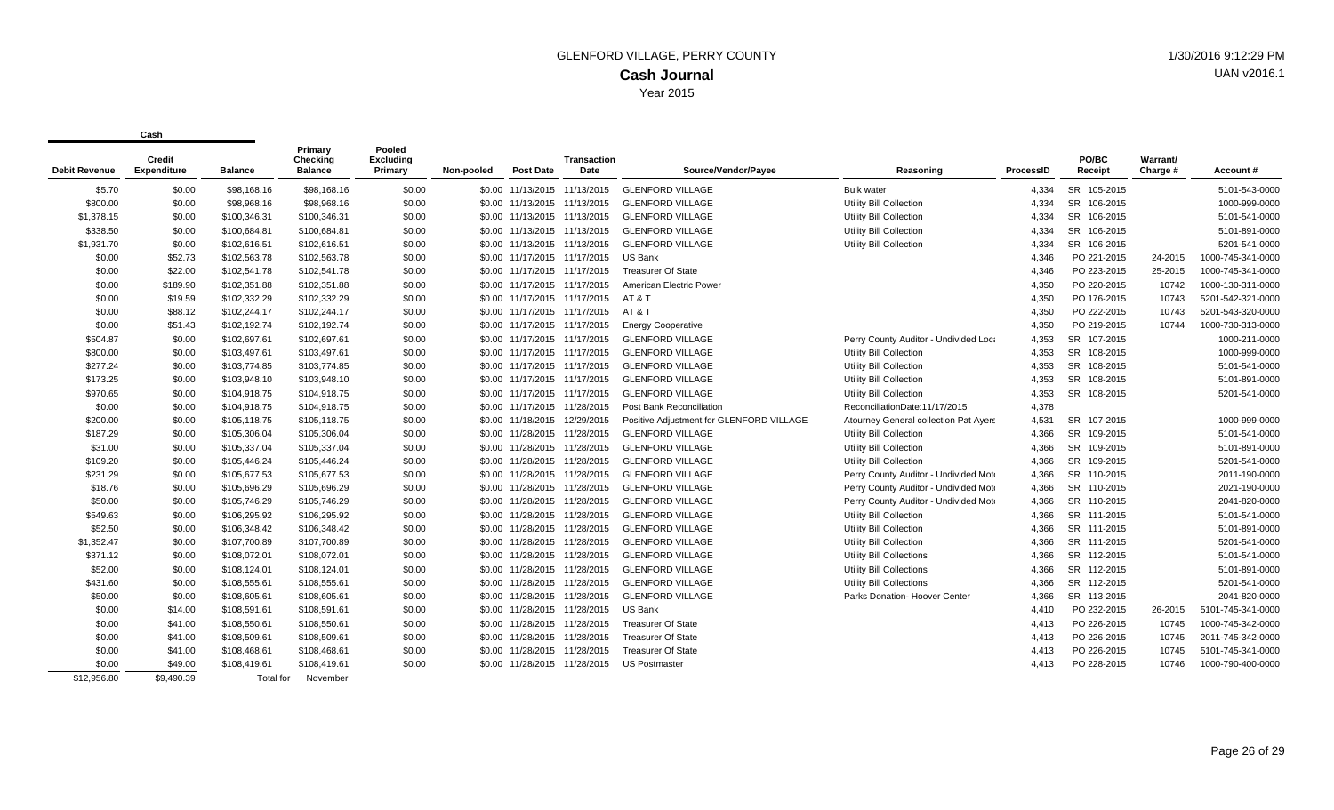GLENFORD VILLAGE, PERRY COUNTY

# Cash Journal

Year 2015

1/30/2016 9:12:29 PM

UAN v2016.1

| Cash | | | | | | | | | | | | | | |
|---|---|---|---|---|---|---|---|---|---|---|---|---|---|---|
| Debit Revenue | Credit Expenditure | Balance | Primary Checking Balance | Pooled Excluding Primary | Non-pooled | Post Date | Transaction Date | Source/Vendor/Payee | Reasoning | ProcessID | PO/BC Receipt | Warrant/ Charge # | Account # |
| $5.70 | $0.00 | $98,168.16 | $98,168.16 | $0.00 | $0.00 | 11/13/2015 | 11/13/2015 | GLENFORD VILLAGE | Bulk water | 4,334 | SR 105-2015 | | 5101-543-0000 |
| $800.00 | $0.00 | $98,968.16 | $98,968.16 | $0.00 | $0.00 | 11/13/2015 | 11/13/2015 | GLENFORD VILLAGE | Utility Bill Collection | 4,334 | SR 106-2015 | | 1000-999-0000 |
| $1,378.15 | $0.00 | $100,346.31 | $100,346.31 | $0.00 | $0.00 | 11/13/2015 | 11/13/2015 | GLENFORD VILLAGE | Utility Bill Collection | 4,334 | SR 106-2015 | | 5101-541-0000 |
| $338.50 | $0.00 | $100,684.81 | $100,684.81 | $0.00 | $0.00 | 11/13/2015 | 11/13/2015 | GLENFORD VILLAGE | Utility Bill Collection | 4,334 | SR 106-2015 | | 5101-891-0000 |
| $1,931.70 | $0.00 | $102,616.51 | $102,616.51 | $0.00 | $0.00 | 11/13/2015 | 11/13/2015 | GLENFORD VILLAGE | Utility Bill Collection | 4,334 | SR 106-2015 | | 5201-541-0000 |
| $0.00 | $52.73 | $102,563.78 | $102,563.78 | $0.00 | $0.00 | 11/17/2015 | 11/17/2015 | US Bank | | 4,346 | PO 221-2015 | 24-2015 | 1000-745-341-0000 |
| $0.00 | $22.00 | $102,541.78 | $102,541.78 | $0.00 | $0.00 | 11/17/2015 | 11/17/2015 | Treasurer Of State | | 4,346 | PO 223-2015 | 25-2015 | 1000-745-341-0000 |
| $0.00 | $189.90 | $102,351.88 | $102,351.88 | $0.00 | $0.00 | 11/17/2015 | 11/17/2015 | American Electric Power | | 4,350 | PO 220-2015 | 10742 | 1000-130-311-0000 |
| $0.00 | $19.59 | $102,332.29 | $102,332.29 | $0.00 | $0.00 | 11/17/2015 | 11/17/2015 | AT & T | | 4,350 | PO 176-2015 | 10743 | 5201-542-321-0000 |
| $0.00 | $88.12 | $102,244.17 | $102,244.17 | $0.00 | $0.00 | 11/17/2015 | 11/17/2015 | AT & T | | 4,350 | PO 222-2015 | 10743 | 5201-543-320-0000 |
| $0.00 | $51.43 | $102,192.74 | $102,192.74 | $0.00 | $0.00 | 11/17/2015 | 11/17/2015 | Energy Cooperative | | 4,350 | PO 219-2015 | 10744 | 1000-730-313-0000 |
| $504.87 | $0.00 | $102,697.61 | $102,697.61 | $0.00 | $0.00 | 11/17/2015 | 11/17/2015 | GLENFORD VILLAGE | Perry County Auditor - Undivided Loca | 4,353 | SR 107-2015 | | 1000-211-0000 |
| $800.00 | $0.00 | $103,497.61 | $103,497.61 | $0.00 | $0.00 | 11/17/2015 | 11/17/2015 | GLENFORD VILLAGE | Utility Bill Collection | 4,353 | SR 108-2015 | | 1000-999-0000 |
| $277.24 | $0.00 | $103,774.85 | $103,774.85 | $0.00 | $0.00 | 11/17/2015 | 11/17/2015 | GLENFORD VILLAGE | Utility Bill Collection | 4,353 | SR 108-2015 | | 5101-541-0000 |
| $173.25 | $0.00 | $103,948.10 | $103,948.10 | $0.00 | $0.00 | 11/17/2015 | 11/17/2015 | GLENFORD VILLAGE | Utility Bill Collection | 4,353 | SR 108-2015 | | 5101-891-0000 |
| $970.65 | $0.00 | $104,918.75 | $104,918.75 | $0.00 | $0.00 | 11/17/2015 | 11/17/2015 | GLENFORD VILLAGE | Utility Bill Collection | 4,353 | SR 108-2015 | | 5201-541-0000 |
| $0.00 | $0.00 | $104,918.75 | $104,918.75 | $0.00 | $0.00 | 11/17/2015 | 11/28/2015 | Post Bank Reconciliation | ReconciliationDate:11/17/2015 | 4,378 | | | |
| $200.00 | $0.00 | $105,118.75 | $105,118.75 | $0.00 | $0.00 | 11/18/2015 | 12/29/2015 | Positive Adjustment for GLENFORD VILLAGE | Atourney General collection Pat Ayers | 4,531 | SR 107-2015 | | 1000-999-0000 |
| $187.29 | $0.00 | $105,306.04 | $105,306.04 | $0.00 | $0.00 | 11/28/2015 | 11/28/2015 | GLENFORD VILLAGE | Utility Bill Collection | 4,366 | SR 109-2015 | | 5101-541-0000 |
| $31.00 | $0.00 | $105,337.04 | $105,337.04 | $0.00 | $0.00 | 11/28/2015 | 11/28/2015 | GLENFORD VILLAGE | Utility Bill Collection | 4,366 | SR 109-2015 | | 5101-891-0000 |
| $109.20 | $0.00 | $105,446.24 | $105,446.24 | $0.00 | $0.00 | 11/28/2015 | 11/28/2015 | GLENFORD VILLAGE | Utility Bill Collection | 4,366 | SR 109-2015 | | 5201-541-0000 |
| $231.29 | $0.00 | $105,677.53 | $105,677.53 | $0.00 | $0.00 | 11/28/2015 | 11/28/2015 | GLENFORD VILLAGE | Perry County Auditor - Undivided Mot | 4,366 | SR 110-2015 | | 2011-190-0000 |
| $18.76 | $0.00 | $105,696.29 | $105,696.29 | $0.00 | $0.00 | 11/28/2015 | 11/28/2015 | GLENFORD VILLAGE | Perry County Auditor - Undivided Mot | 4,366 | SR 110-2015 | | 2021-190-0000 |
| $50.00 | $0.00 | $105,746.29 | $105,746.29 | $0.00 | $0.00 | 11/28/2015 | 11/28/2015 | GLENFORD VILLAGE | Perry County Auditor - Undivided Mot | 4,366 | SR 110-2015 | | 2041-820-0000 |
| $549.63 | $0.00 | $106,295.92 | $106,295.92 | $0.00 | $0.00 | 11/28/2015 | 11/28/2015 | GLENFORD VILLAGE | Utility Bill Collection | 4,366 | SR 111-2015 | | 5101-541-0000 |
| $52.50 | $0.00 | $106,348.42 | $106,348.42 | $0.00 | $0.00 | 11/28/2015 | 11/28/2015 | GLENFORD VILLAGE | Utility Bill Collection | 4,366 | SR 111-2015 | | 5101-891-0000 |
| $1,352.47 | $0.00 | $107,700.89 | $107,700.89 | $0.00 | $0.00 | 11/28/2015 | 11/28/2015 | GLENFORD VILLAGE | Utility Bill Collection | 4,366 | SR 111-2015 | | 5201-541-0000 |
| $371.12 | $0.00 | $108,072.01 | $108,072.01 | $0.00 | $0.00 | 11/28/2015 | 11/28/2015 | GLENFORD VILLAGE | Utility Bill Collections | 4,366 | SR 112-2015 | | 5101-541-0000 |
| $52.00 | $0.00 | $108,124.01 | $108,124.01 | $0.00 | $0.00 | 11/28/2015 | 11/28/2015 | GLENFORD VILLAGE | Utility Bill Collections | 4,366 | SR 112-2015 | | 5101-891-0000 |
| $431.60 | $0.00 | $108,555.61 | $108,555.61 | $0.00 | $0.00 | 11/28/2015 | 11/28/2015 | GLENFORD VILLAGE | Utility Bill Collections | 4,366 | SR 112-2015 | | 5201-541-0000 |
| $50.00 | $0.00 | $108,605.61 | $108,605.61 | $0.00 | $0.00 | 11/28/2015 | 11/28/2015 | GLENFORD VILLAGE | Parks Donation- Hoover Center | 4,366 | SR 113-2015 | | 2041-820-0000 |
| $0.00 | $14.00 | $108,591.61 | $108,591.61 | $0.00 | $0.00 | 11/28/2015 | 11/28/2015 | US Bank | | 4,410 | PO 232-2015 | 26-2015 | 5101-745-341-0000 |
| $0.00 | $41.00 | $108,550.61 | $108,550.61 | $0.00 | $0.00 | 11/28/2015 | 11/28/2015 | Treasurer Of State | | 4,413 | PO 226-2015 | 10745 | 1000-745-342-0000 |
| $0.00 | $41.00 | $108,509.61 | $108,509.61 | $0.00 | $0.00 | 11/28/2015 | 11/28/2015 | Treasurer Of State | | 4,413 | PO 226-2015 | 10745 | 2011-745-342-0000 |
| $0.00 | $41.00 | $108,468.61 | $108,468.61 | $0.00 | $0.00 | 11/28/2015 | 11/28/2015 | Treasurer Of State | | 4,413 | PO 226-2015 | 10745 | 5101-745-341-0000 |
| $0.00 | $49.00 | $108,419.61 | $108,419.61 | $0.00 | $0.00 | 11/28/2015 | 11/28/2015 | US Postmaster | | 4,413 | PO 228-2015 | 10746 | 1000-790-400-0000 |
| $12,956.80 | $9,490.39 | Total for | November | | | | | | | | | | |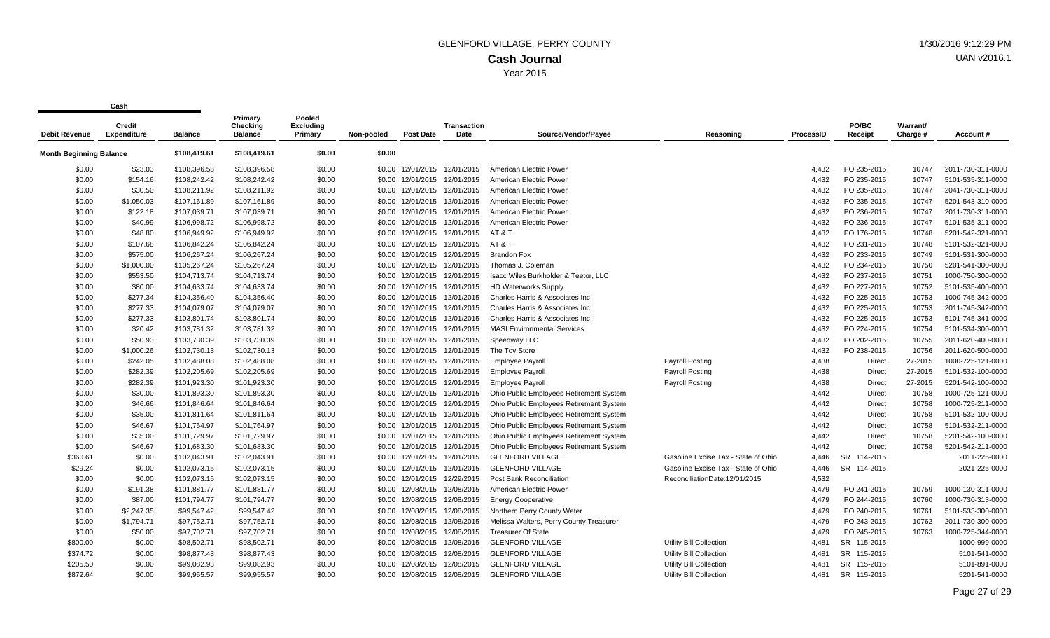# GLENFORD VILLAGE, PERRY COUNTY

## Cash Journal

Year 2015

1/30/2016 9:12:29 PM

UAN v2016.1

| Debit Revenue | Cash Credit Expenditure | Balance | Primary Checking Balance | Pooled Excluding Primary | Non-pooled | Post Date | Transaction Date | Source/Vendor/Payee | Reasoning | ProcessID | PO/BC Receipt | Warrant/ Charge # | Account # |
|---|---|---|---|---|---|---|---|---|---|---|---|---|---|
| **Month Beginning Balance** | | $108,419.61 | $108,419.61 | $0.00 | $0.00 | | | | | | | | |
| $0.00 | $23.03 | $108,396.58 | $108,396.58 | $0.00 | $0.00 | 12/01/2015 | 12/01/2015 | American Electric Power | | 4,432 | PO 235-2015 | 10747 | 2011-730-311-0000 |
| $0.00 | $154.16 | $108,242.42 | $108,242.42 | $0.00 | $0.00 | 12/01/2015 | 12/01/2015 | American Electric Power | | 4,432 | PO 235-2015 | 10747 | 5101-535-311-0000 |
| $0.00 | $30.50 | $108,211.92 | $108,211.92 | $0.00 | $0.00 | 12/01/2015 | 12/01/2015 | American Electric Power | | 4,432 | PO 235-2015 | 10747 | 2041-730-311-0000 |
| $0.00 | $1,050.03 | $107,161.89 | $107,161.89 | $0.00 | $0.00 | 12/01/2015 | 12/01/2015 | American Electric Power | | 4,432 | PO 235-2015 | 10747 | 5201-543-310-0000 |
| $0.00 | $122.18 | $107,039.71 | $107,039.71 | $0.00 | $0.00 | 12/01/2015 | 12/01/2015 | American Electric Power | | 4,432 | PO 236-2015 | 10747 | 2011-730-311-0000 |
| $0.00 | $40.99 | $106,998.72 | $106,998.72 | $0.00 | $0.00 | 12/01/2015 | 12/01/2015 | American Electric Power | | 4,432 | PO 236-2015 | 10747 | 5101-535-311-0000 |
| $0.00 | $48.80 | $106,949.92 | $106,949.92 | $0.00 | $0.00 | 12/01/2015 | 12/01/2015 | AT & T | | 4,432 | PO 176-2015 | 10748 | 5201-542-321-0000 |
| $0.00 | $107.68 | $106,842.24 | $106,842.24 | $0.00 | $0.00 | 12/01/2015 | 12/01/2015 | AT & T | | 4,432 | PO 231-2015 | 10748 | 5101-532-321-0000 |
| $0.00 | $575.00 | $106,267.24 | $106,267.24 | $0.00 | $0.00 | 12/01/2015 | 12/01/2015 | Brandon Fox | | 4,432 | PO 233-2015 | 10749 | 5101-531-300-0000 |
| $0.00 | $1,000.00 | $105,267.24 | $105,267.24 | $0.00 | $0.00 | 12/01/2015 | 12/01/2015 | Thomas J. Coleman | | 4,432 | PO 234-2015 | 10750 | 5201-541-300-0000 |
| $0.00 | $553.50 | $104,713.74 | $104,713.74 | $0.00 | $0.00 | 12/01/2015 | 12/01/2015 | Isacc Wiles Burkholder & Teetor, LLC | | 4,432 | PO 237-2015 | 10751 | 1000-750-300-0000 |
| $0.00 | $80.00 | $104,633.74 | $104,633.74 | $0.00 | $0.00 | 12/01/2015 | 12/01/2015 | HD Waterworks Supply | | 4,432 | PO 227-2015 | 10752 | 5101-535-400-0000 |
| $0.00 | $277.34 | $104,356.40 | $104,356.40 | $0.00 | $0.00 | 12/01/2015 | 12/01/2015 | Charles Harris & Associates Inc. | | 4,432 | PO 225-2015 | 10753 | 1000-745-342-0000 |
| $0.00 | $277.33 | $104,079.07 | $104,079.07 | $0.00 | $0.00 | 12/01/2015 | 12/01/2015 | Charles Harris & Associates Inc. | | 4,432 | PO 225-2015 | 10753 | 2011-745-342-0000 |
| $0.00 | $277.33 | $103,801.74 | $103,801.74 | $0.00 | $0.00 | 12/01/2015 | 12/01/2015 | Charles Harris & Associates Inc. | | 4,432 | PO 225-2015 | 10753 | 5101-745-341-0000 |
| $0.00 | $20.42 | $103,781.32 | $103,781.32 | $0.00 | $0.00 | 12/01/2015 | 12/01/2015 | MASI Environmental Services | | 4,432 | PO 224-2015 | 10754 | 5101-534-300-0000 |
| $0.00 | $50.93 | $103,730.39 | $103,730.39 | $0.00 | $0.00 | 12/01/2015 | 12/01/2015 | Speedway LLC | | 4,432 | PO 202-2015 | 10755 | 2011-620-400-0000 |
| $0.00 | $1,000.26 | $102,730.13 | $102,730.13 | $0.00 | $0.00 | 12/01/2015 | 12/01/2015 | The Toy Store | | 4,432 | PO 238-2015 | 10756 | 2011-620-500-0000 |
| $0.00 | $242.05 | $102,488.08 | $102,488.08 | $0.00 | $0.00 | 12/01/2015 | 12/01/2015 | Employee Payroll | Payroll Posting | 4,438 | Direct | 27-2015 | 1000-725-121-0000 |
| $0.00 | $282.39 | $102,205.69 | $102,205.69 | $0.00 | $0.00 | 12/01/2015 | 12/01/2015 | Employee Payroll | Payroll Posting | 4,438 | Direct | 27-2015 | 5101-532-100-0000 |
| $0.00 | $282.39 | $101,923.30 | $101,923.30 | $0.00 | $0.00 | 12/01/2015 | 12/01/2015 | Employee Payroll | Payroll Posting | 4,438 | Direct | 27-2015 | 5201-542-100-0000 |
| $0.00 | $30.00 | $101,893.30 | $101,893.30 | $0.00 | $0.00 | 12/01/2015 | 12/01/2015 | Ohio Public Employees Retirement System | | 4,442 | Direct | 10758 | 1000-725-121-0000 |
| $0.00 | $46.66 | $101,846.64 | $101,846.64 | $0.00 | $0.00 | 12/01/2015 | 12/01/2015 | Ohio Public Employees Retirement System | | 4,442 | Direct | 10758 | 1000-725-211-0000 |
| $0.00 | $35.00 | $101,811.64 | $101,811.64 | $0.00 | $0.00 | 12/01/2015 | 12/01/2015 | Ohio Public Employees Retirement System | | 4,442 | Direct | 10758 | 5101-532-100-0000 |
| $0.00 | $46.67 | $101,764.97 | $101,764.97 | $0.00 | $0.00 | 12/01/2015 | 12/01/2015 | Ohio Public Employees Retirement System | | 4,442 | Direct | 10758 | 5101-532-211-0000 |
| $0.00 | $35.00 | $101,729.97 | $101,729.97 | $0.00 | $0.00 | 12/01/2015 | 12/01/2015 | Ohio Public Employees Retirement System | | 4,442 | Direct | 10758 | 5201-542-100-0000 |
| $0.00 | $46.67 | $101,683.30 | $101,683.30 | $0.00 | $0.00 | 12/01/2015 | 12/01/2015 | Ohio Public Employees Retirement System | | 4,442 | Direct | 10758 | 5201-542-211-0000 |
| $360.61 | $0.00 | $102,043.91 | $102,043.91 | $0.00 | $0.00 | 12/01/2015 | 12/01/2015 | GLENFORD VILLAGE | Gasoline Excise Tax - State of Ohio | 4,446 | SR 114-2015 | | 2011-225-0000 |
| $29.24 | $0.00 | $102,073.15 | $102,073.15 | $0.00 | $0.00 | 12/01/2015 | 12/01/2015 | GLENFORD VILLAGE | Gasoline Excise Tax - State of Ohio | 4,446 | SR 114-2015 | | 2021-225-0000 |
| $0.00 | $0.00 | $102,073.15 | $102,073.15 | $0.00 | $0.00 | 12/01/2015 | 12/29/2015 | Post Bank Reconciliation | ReconciliationDate:12/01/2015 | 4,532 | | | |
| $0.00 | $191.38 | $101,881.77 | $101,881.77 | $0.00 | $0.00 | 12/08/2015 | 12/08/2015 | American Electric Power | | 4,479 | PO 241-2015 | 10759 | 1000-130-311-0000 |
| $0.00 | $87.00 | $101,794.77 | $101,794.77 | $0.00 | $0.00 | 12/08/2015 | 12/08/2015 | Energy Cooperative | | 4,479 | PO 244-2015 | 10760 | 1000-730-313-0000 |
| $0.00 | $2,247.35 | $99,547.42 | $99,547.42 | $0.00 | $0.00 | 12/08/2015 | 12/08/2015 | Northern Perry County Water | | 4,479 | PO 240-2015 | 10761 | 5101-533-300-0000 |
| $0.00 | $1,794.71 | $97,752.71 | $97,752.71 | $0.00 | $0.00 | 12/08/2015 | 12/08/2015 | Melissa Walters, Perry County Treasurer | | 4,479 | PO 243-2015 | 10762 | 2011-730-300-0000 |
| $0.00 | $50.00 | $97,702.71 | $97,702.71 | $0.00 | $0.00 | 12/08/2015 | 12/08/2015 | Treasurer Of State | | 4,479 | PO 245-2015 | 10763 | 1000-745-344-0000 |
| $800.00 | $0.00 | $98,502.71 | $98,502.71 | $0.00 | $0.00 | 12/08/2015 | 12/08/2015 | GLENFORD VILLAGE | Utility Bill Collection | 4,481 | SR 115-2015 | | 1000-999-0000 |
| $374.72 | $0.00 | $98,877.43 | $98,877.43 | $0.00 | $0.00 | 12/08/2015 | 12/08/2015 | GLENFORD VILLAGE | Utility Bill Collection | 4,481 | SR 115-2015 | | 5101-541-0000 |
| $205.50 | $0.00 | $99,082.93 | $99,082.93 | $0.00 | $0.00 | 12/08/2015 | 12/08/2015 | GLENFORD VILLAGE | Utility Bill Collection | 4,481 | SR 115-2015 | | 5101-891-0000 |
| $872.64 | $0.00 | $99,955.57 | $99,955.57 | $0.00 | $0.00 | 12/08/2015 | 12/08/2015 | GLENFORD VILLAGE | Utility Bill Collection | 4,481 | SR 115-2015 | | 5201-541-0000 |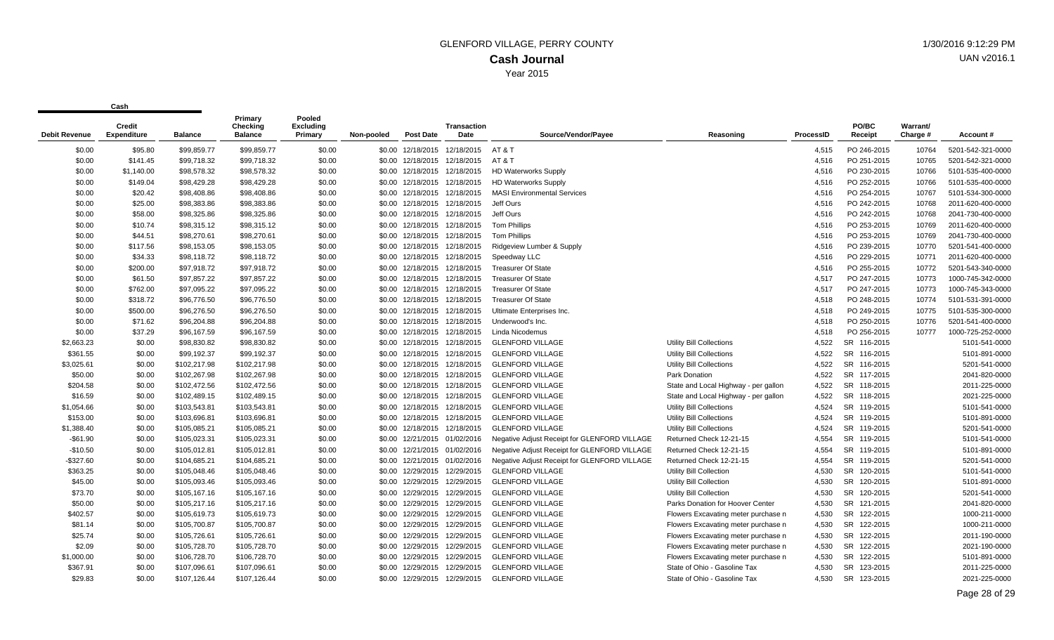# GLENFORD VILLAGE, PERRY COUNTY

## Cash Journal

Year 2015

| Debit Revenue | Cash Credit Expenditure | Balance | Primary Checking Balance | Pooled Excluding Primary | Non-pooled | Post Date | Transaction Date | Source/Vendor/Payee | Reasoning | ProcessID | PO/BC Receipt | Warrant/ Charge # | Account # |
|---|---|---|---|---|---|---|---|---|---|---|---|---|---|
| $0.00 | $95.80 | $99,859.77 | $99,859.77 | $0.00 | $0.00 | 12/18/2015 | 12/18/2015 | AT & T | | 4,515 | PO 246-2015 | 10764 | 5201-542-321-0000 |
| $0.00 | $141.45 | $99,718.32 | $99,718.32 | $0.00 | $0.00 | 12/18/2015 | 12/18/2015 | AT & T | | 4,516 | PO 251-2015 | 10765 | 5201-542-321-0000 |
| $0.00 | $1,140.00 | $98,578.32 | $98,578.32 | $0.00 | $0.00 | 12/18/2015 | 12/18/2015 | HD Waterworks Supply | | 4,516 | PO 230-2015 | 10766 | 5101-535-400-0000 |
| $0.00 | $149.04 | $98,429.28 | $98,429.28 | $0.00 | $0.00 | 12/18/2015 | 12/18/2015 | HD Waterworks Supply | | 4,516 | PO 252-2015 | 10766 | 5101-535-400-0000 |
| $0.00 | $20.42 | $98,408.86 | $98,408.86 | $0.00 | $0.00 | 12/18/2015 | 12/18/2015 | MASI Environmental Services | | 4,516 | PO 254-2015 | 10767 | 5101-534-300-0000 |
| $0.00 | $25.00 | $98,383.86 | $98,383.86 | $0.00 | $0.00 | 12/18/2015 | 12/18/2015 | Jeff Ours | | 4,516 | PO 242-2015 | 10768 | 2011-620-400-0000 |
| $0.00 | $58.00 | $98,325.86 | $98,325.86 | $0.00 | $0.00 | 12/18/2015 | 12/18/2015 | Jeff Ours | | 4,516 | PO 242-2015 | 10768 | 2041-730-400-0000 |
| $0.00 | $10.74 | $98,315.12 | $98,315.12 | $0.00 | $0.00 | 12/18/2015 | 12/18/2015 | Tom Phillips | | 4,516 | PO 253-2015 | 10769 | 2011-620-400-0000 |
| $0.00 | $44.51 | $98,270.61 | $98,270.61 | $0.00 | $0.00 | 12/18/2015 | 12/18/2015 | Tom Phillips | | 4,516 | PO 253-2015 | 10769 | 2041-730-400-0000 |
| $0.00 | $117.56 | $98,153.05 | $98,153.05 | $0.00 | $0.00 | 12/18/2015 | 12/18/2015 | Ridgeview Lumber & Supply | | 4,516 | PO 239-2015 | 10770 | 5201-541-400-0000 |
| $0.00 | $34.33 | $98,118.72 | $98,118.72 | $0.00 | $0.00 | 12/18/2015 | 12/18/2015 | Speedway LLC | | 4,516 | PO 229-2015 | 10771 | 2011-620-400-0000 |
| $0.00 | $200.00 | $97,918.72 | $97,918.72 | $0.00 | $0.00 | 12/18/2015 | 12/18/2015 | Treasurer Of State | | 4,516 | PO 255-2015 | 10772 | 5201-543-340-0000 |
| $0.00 | $61.50 | $97,857.22 | $97,857.22 | $0.00 | $0.00 | 12/18/2015 | 12/18/2015 | Treasurer Of State | | 4,517 | PO 247-2015 | 10773 | 1000-745-342-0000 |
| $0.00 | $762.00 | $97,095.22 | $97,095.22 | $0.00 | $0.00 | 12/18/2015 | 12/18/2015 | Treasurer Of State | | 4,517 | PO 247-2015 | 10773 | 1000-745-343-0000 |
| $0.00 | $318.72 | $96,776.50 | $96,776.50 | $0.00 | $0.00 | 12/18/2015 | 12/18/2015 | Treasurer Of State | | 4,518 | PO 248-2015 | 10774 | 5101-531-391-0000 |
| $0.00 | $500.00 | $96,276.50 | $96,276.50 | $0.00 | $0.00 | 12/18/2015 | 12/18/2015 | Ultimate Enterprises Inc. | | 4,518 | PO 249-2015 | 10775 | 5101-535-300-0000 |
| $0.00 | $71.62 | $96,204.88 | $96,204.88 | $0.00 | $0.00 | 12/18/2015 | 12/18/2015 | Underwood's Inc. | | 4,518 | PO 250-2015 | 10776 | 5201-541-400-0000 |
| $0.00 | $37.29 | $96,167.59 | $96,167.59 | $0.00 | $0.00 | 12/18/2015 | 12/18/2015 | Linda Nicodemus | | 4,518 | PO 256-2015 | 10777 | 1000-725-252-0000 |
| $2,663.23 | $0.00 | $98,830.82 | $98,830.82 | $0.00 | $0.00 | 12/18/2015 | 12/18/2015 | GLENFORD VILLAGE | Utility Bill Collections | 4,522 | SR 116-2015 | | 5101-541-0000 |
| $361.55 | $0.00 | $99,192.37 | $99,192.37 | $0.00 | $0.00 | 12/18/2015 | 12/18/2015 | GLENFORD VILLAGE | Utility Bill Collections | 4,522 | SR 116-2015 | | 5101-891-0000 |
| $3,025.61 | $0.00 | $102,217.98 | $102,217.98 | $0.00 | $0.00 | 12/18/2015 | 12/18/2015 | GLENFORD VILLAGE | Utility Bill Collections | 4,522 | SR 116-2015 | | 5201-541-0000 |
| $50.00 | $0.00 | $102,267.98 | $102,267.98 | $0.00 | $0.00 | 12/18/2015 | 12/18/2015 | GLENFORD VILLAGE | Park Donation | 4,522 | SR 117-2015 | | 2041-820-0000 |
| $204.58 | $0.00 | $102,472.56 | $102,472.56 | $0.00 | $0.00 | 12/18/2015 | 12/18/2015 | GLENFORD VILLAGE | State and Local Highway - per gallon | 4,522 | SR 118-2015 | | 2011-225-0000 |
| $16.59 | $0.00 | $102,489.15 | $102,489.15 | $0.00 | $0.00 | 12/18/2015 | 12/18/2015 | GLENFORD VILLAGE | State and Local Highway - per gallon | 4,522 | SR 118-2015 | | 2021-225-0000 |
| $1,054.66 | $0.00 | $103,543.81 | $103,543.81 | $0.00 | $0.00 | 12/18/2015 | 12/18/2015 | GLENFORD VILLAGE | Utility Bill Collections | 4,524 | SR 119-2015 | | 5101-541-0000 |
| $153.00 | $0.00 | $103,696.81 | $103,696.81 | $0.00 | $0.00 | 12/18/2015 | 12/18/2015 | GLENFORD VILLAGE | Utility Bill Collections | 4,524 | SR 119-2015 | | 5101-891-0000 |
| $1,388.40 | $0.00 | $105,085.21 | $105,085.21 | $0.00 | $0.00 | 12/18/2015 | 12/18/2015 | GLENFORD VILLAGE | Utility Bill Collections | 4,524 | SR 119-2015 | | 5201-541-0000 |
| -$61.90 | $0.00 | $105,023.31 | $105,023.31 | $0.00 | $0.00 | 12/21/2015 | 01/02/2016 | Negative Adjust Receipt for GLENFORD VILLAGE | Returned Check 12-21-15 | 4,554 | SR 119-2015 | | 5101-541-0000 |
| -$10.50 | $0.00 | $105,012.81 | $105,012.81 | $0.00 | $0.00 | 12/21/2015 | 01/02/2016 | Negative Adjust Receipt for GLENFORD VILLAGE | Returned Check 12-21-15 | 4,554 | SR 119-2015 | | 5101-891-0000 |
| -$327.60 | $0.00 | $104,685.21 | $104,685.21 | $0.00 | $0.00 | 12/21/2015 | 01/02/2016 | Negative Adjust Receipt for GLENFORD VILLAGE | Returned Check 12-21-15 | 4,554 | SR 119-2015 | | 5201-541-0000 |
| $363.25 | $0.00 | $105,048.46 | $105,048.46 | $0.00 | $0.00 | 12/29/2015 | 12/29/2015 | GLENFORD VILLAGE | Utility Bill Collection | 4,530 | SR 120-2015 | | 5101-541-0000 |
| $45.00 | $0.00 | $105,093.46 | $105,093.46 | $0.00 | $0.00 | 12/29/2015 | 12/29/2015 | GLENFORD VILLAGE | Utility Bill Collection | 4,530 | SR 120-2015 | | 5101-891-0000 |
| $73.70 | $0.00 | $105,167.16 | $105,167.16 | $0.00 | $0.00 | 12/29/2015 | 12/29/2015 | GLENFORD VILLAGE | Utility Bill Collection | 4,530 | SR 120-2015 | | 5201-541-0000 |
| $50.00 | $0.00 | $105,217.16 | $105,217.16 | $0.00 | $0.00 | 12/29/2015 | 12/29/2015 | GLENFORD VILLAGE | Parks Donation for Hoover Center | 4,530 | SR 121-2015 | | 2041-820-0000 |
| $402.57 | $0.00 | $105,619.73 | $105,619.73 | $0.00 | $0.00 | 12/29/2015 | 12/29/2015 | GLENFORD VILLAGE | Flowers Excavating meter purchase n | 4,530 | SR 122-2015 | | 1000-211-0000 |
| $81.14 | $0.00 | $105,700.87 | $105,700.87 | $0.00 | $0.00 | 12/29/2015 | 12/29/2015 | GLENFORD VILLAGE | Flowers Excavating meter purchase n | 4,530 | SR 122-2015 | | 1000-211-0000 |
| $25.74 | $0.00 | $105,726.61 | $105,726.61 | $0.00 | $0.00 | 12/29/2015 | 12/29/2015 | GLENFORD VILLAGE | Flowers Excavating meter purchase n | 4,530 | SR 122-2015 | | 2011-190-0000 |
| $2.09 | $0.00 | $105,728.70 | $105,728.70 | $0.00 | $0.00 | 12/29/2015 | 12/29/2015 | GLENFORD VILLAGE | Flowers Excavating meter purchase n | 4,530 | SR 122-2015 | | 2021-190-0000 |
| $1,000.00 | $0.00 | $106,728.70 | $106,728.70 | $0.00 | $0.00 | 12/29/2015 | 12/29/2015 | GLENFORD VILLAGE | Flowers Excavating meter purchase n | 4,530 | SR 122-2015 | | 5101-891-0000 |
| $367.91 | $0.00 | $107,096.61 | $107,096.61 | $0.00 | $0.00 | 12/29/2015 | 12/29/2015 | GLENFORD VILLAGE | State of Ohio - Gasoline Tax | 4,530 | SR 123-2015 | | 2011-225-0000 |
| $29.83 | $0.00 | $107,126.44 | $107,126.44 | $0.00 | $0.00 | 12/29/2015 | 12/29/2015 | GLENFORD VILLAGE | State of Ohio - Gasoline Tax | 4,530 | SR 123-2015 | | 2021-225-0000 |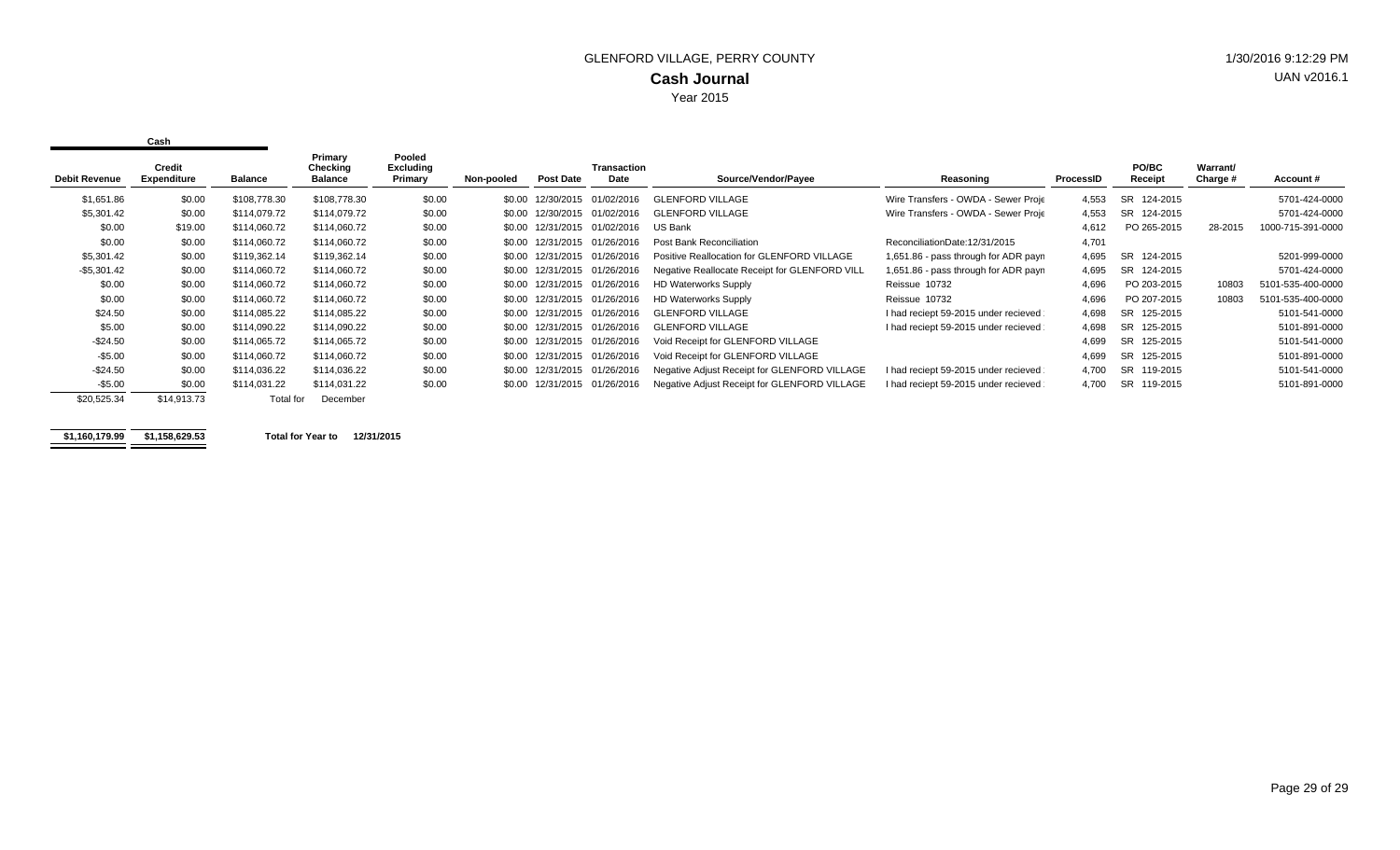# GLENFORD VILLAGE, PERRY COUNTY

## Cash Journal

Year 2015

1/30/2016 9:12:29 PM

UAN v2016.1

| Cash | | | | | | | | | | | | | | |
|---|---|---|---|---|---|---|---|---|---|---|---|---|---|---|
| Debit Revenue | Credit Expenditure | Balance | Primary Checking Balance | Pooled Excluding Primary | Non-pooled | Post Date | Transaction Date | Source/Vendor/Payee | Reasoning | ProcessID | PO/BC Receipt | Warrant/ Charge # | Account # |
| $1,651.86 | $0.00 | $108,778.30 | $108,778.30 | $0.00 | $0.00 | 12/30/2015 | 01/02/2016 | GLENFORD VILLAGE | Wire Transfers - OWDA - Sewer Proje | 4,553 | SR 124-2015 | | 5701-424-0000 |
| $5,301.42 | $0.00 | $114,079.72 | $114,079.72 | $0.00 | $0.00 | 12/30/2015 | 01/02/2016 | GLENFORD VILLAGE | Wire Transfers - OWDA - Sewer Proje | 4,553 | SR 124-2015 | | 5701-424-0000 |
| $0.00 | $19.00 | $114,060.72 | $114,060.72 | $0.00 | $0.00 | 12/31/2015 | 01/02/2016 | US Bank | | 4,612 | PO 265-2015 | 28-2015 | 1000-715-391-0000 |
| $0.00 | $0.00 | $114,060.72 | $114,060.72 | $0.00 | $0.00 | 12/31/2015 | 01/26/2016 | Post Bank Reconciliation | ReconciliationDate:12/31/2015 | 4,701 | | | |
| $5,301.42 | $0.00 | $119,362.14 | $119,362.14 | $0.00 | $0.00 | 12/31/2015 | 01/26/2016 | Positive Reallocation for GLENFORD VILLAGE | 1,651.86 - pass through for ADR payn | 4,695 | SR 124-2015 | | 5201-999-0000 |
| -$5,301.42 | $0.00 | $114,060.72 | $114,060.72 | $0.00 | $0.00 | 12/31/2015 | 01/26/2016 | Negative Reallocate Receipt for GLENFORD VILL | 1,651.86 - pass through for ADR payn | 4,695 | SR 124-2015 | | 5701-424-0000 |
| $0.00 | $0.00 | $114,060.72 | $114,060.72 | $0.00 | $0.00 | 12/31/2015 | 01/26/2016 | HD Waterworks Supply | Reissue 10732 | 4,696 | PO 203-2015 | 10803 | 5101-535-400-0000 |
| $0.00 | $0.00 | $114,060.72 | $114,060.72 | $0.00 | $0.00 | 12/31/2015 | 01/26/2016 | HD Waterworks Supply | Reissue 10732 | 4,696 | PO 207-2015 | 10803 | 5101-535-400-0000 |
| $24.50 | $0.00 | $114,085.22 | $114,085.22 | $0.00 | $0.00 | 12/31/2015 | 01/26/2016 | GLENFORD VILLAGE | I had reciept 59-2015 under recieved | 4,698 | SR 125-2015 | | 5101-541-0000 |
| $5.00 | $0.00 | $114,090.22 | $114,090.22 | $0.00 | $0.00 | 12/31/2015 | 01/26/2016 | GLENFORD VILLAGE | I had reciept 59-2015 under recieved | 4,698 | SR 125-2015 | | 5101-891-0000 |
| -$24.50 | $0.00 | $114,065.72 | $114,065.72 | $0.00 | $0.00 | 12/31/2015 | 01/26/2016 | Void Receipt for GLENFORD VILLAGE | | 4,699 | SR 125-2015 | | 5101-541-0000 |
| -$5.00 | $0.00 | $114,060.72 | $114,060.72 | $0.00 | $0.00 | 12/31/2015 | 01/26/2016 | Void Receipt for GLENFORD VILLAGE | | 4,699 | SR 125-2015 | | 5101-891-0000 |
| -$24.50 | $0.00 | $114,036.22 | $114,036.22 | $0.00 | $0.00 | 12/31/2015 | 01/26/2016 | Negative Adjust Receipt for GLENFORD VILLAGE | I had reciept 59-2015 under recieved | 4,700 | SR 119-2015 | | 5101-541-0000 |
| -$5.00 | $0.00 | $114,031.22 | $114,031.22 | $0.00 | $0.00 | 12/31/2015 | 01/26/2016 | Negative Adjust Receipt for GLENFORD VILLAGE | I had reciept 59-2015 under recieved | 4,700 | SR 119-2015 | | 5101-891-0000 |
| $20,525.34 | $14,913.73 | Total for | December | | | | | | | | | | |

| | | |
|---|---|---|
| **$1,160,179.99** | **$1,158,629.53** | **Total for Year to 12/31/2015** |